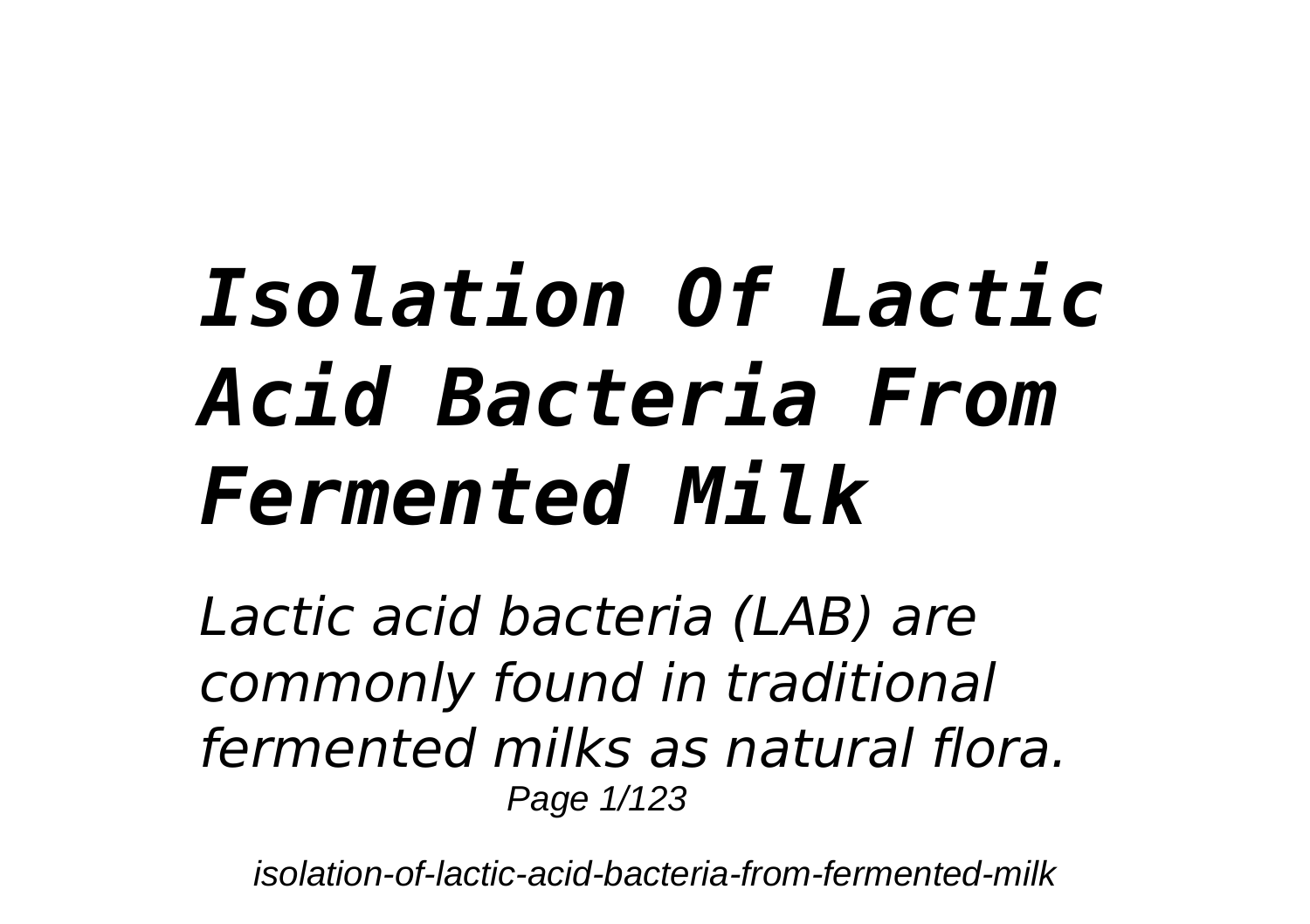# *Isolation Of Lactic Acid Bacteria From Fermented Milk*

*Lactic acid bacteria (LAB) are commonly found in traditional fermented milks as natural flora.*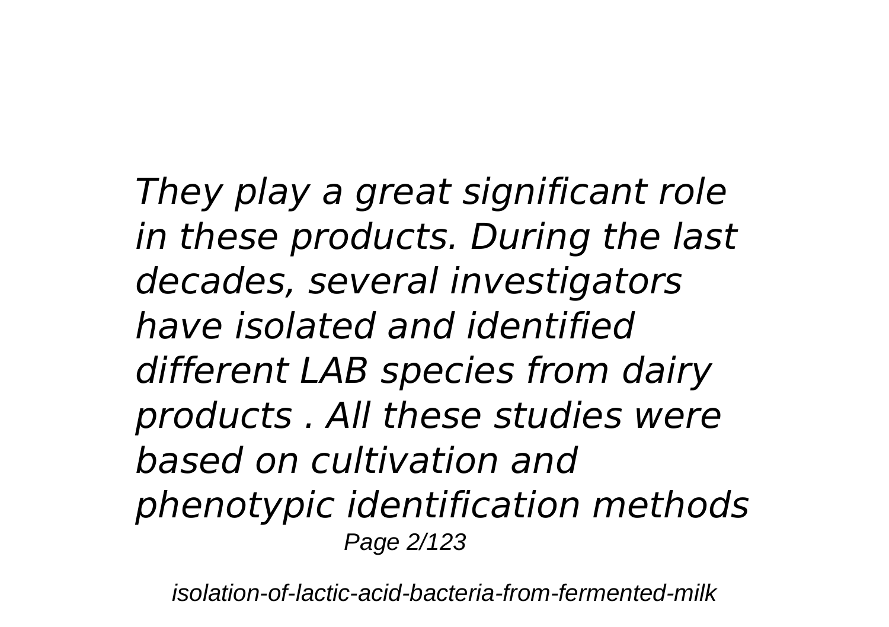*They play a great significant role in these products. During the last decades, several investigators have isolated and identified different LAB species from dairy products . All these studies were based on cultivation and phenotypic identification methods*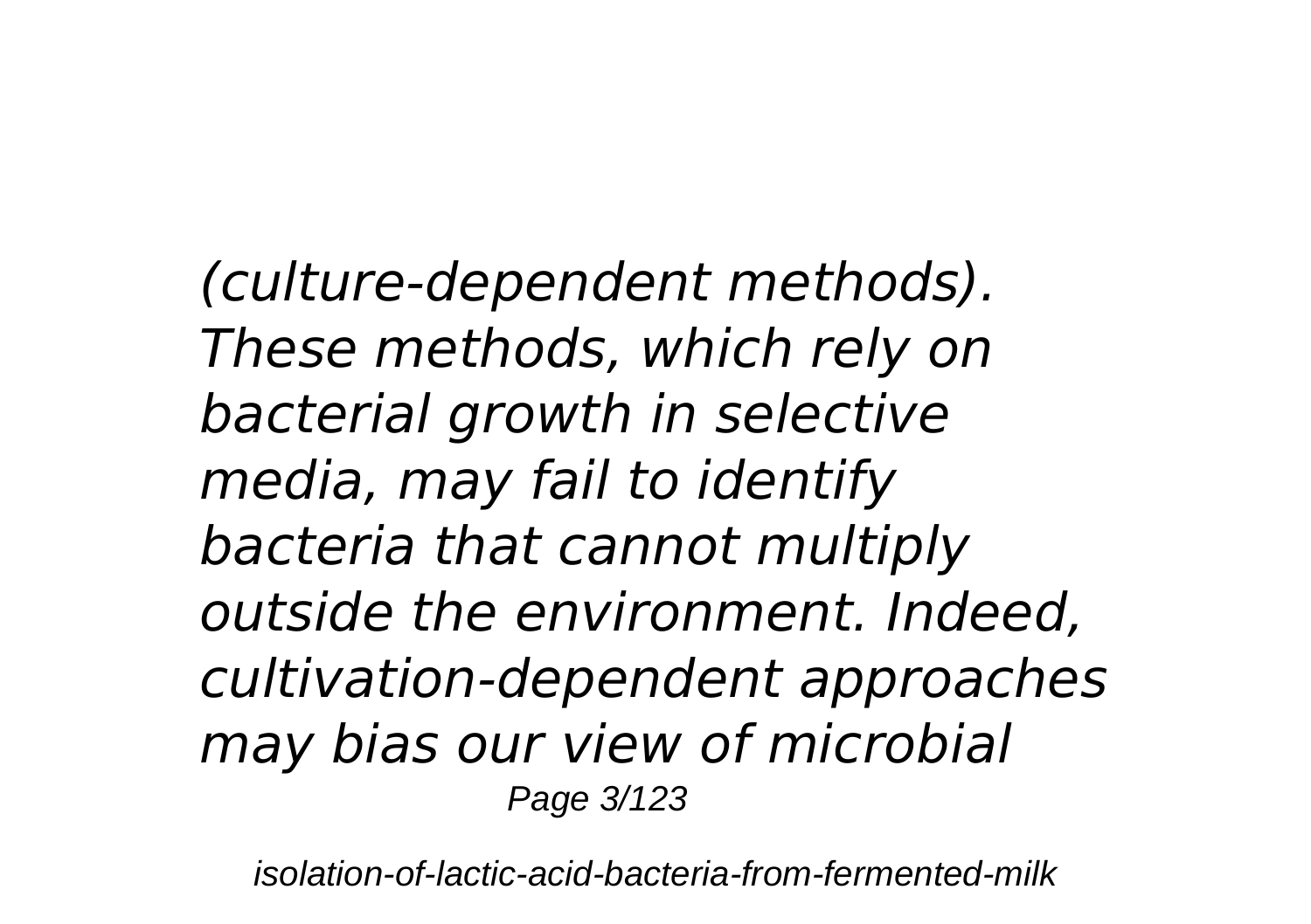*(culture-dependent methods). These methods, which rely on bacterial growth in selective media, may fail to identify bacteria that cannot multiply outside the environment. Indeed, cultivation-dependent approaches may bias our view of microbial*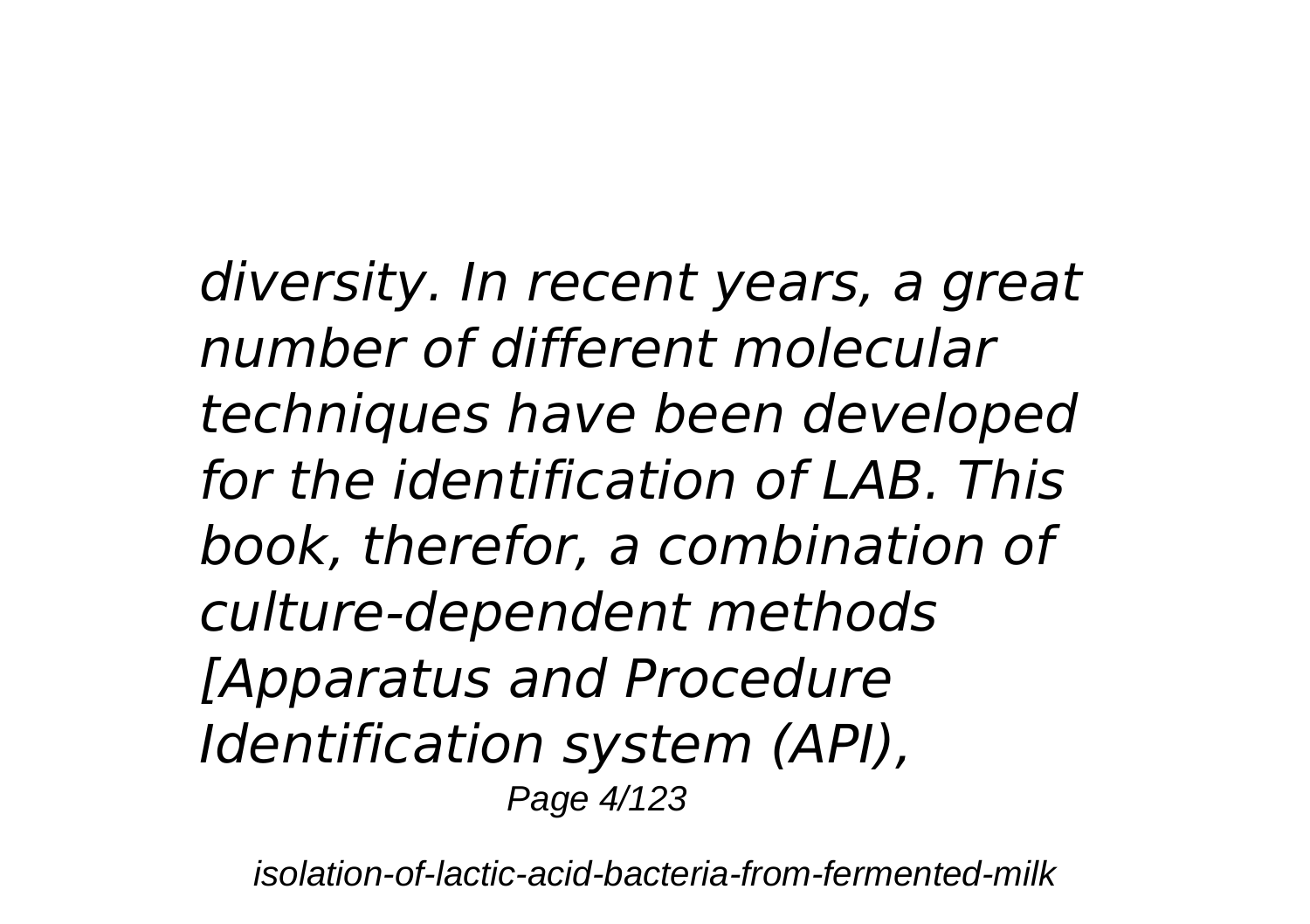*diversity. In recent years, a great number of different molecular techniques have been developed for the identification of LAB. This book, therefor, a combination of culture-dependent methods [Apparatus and Procedure Identification system (API),*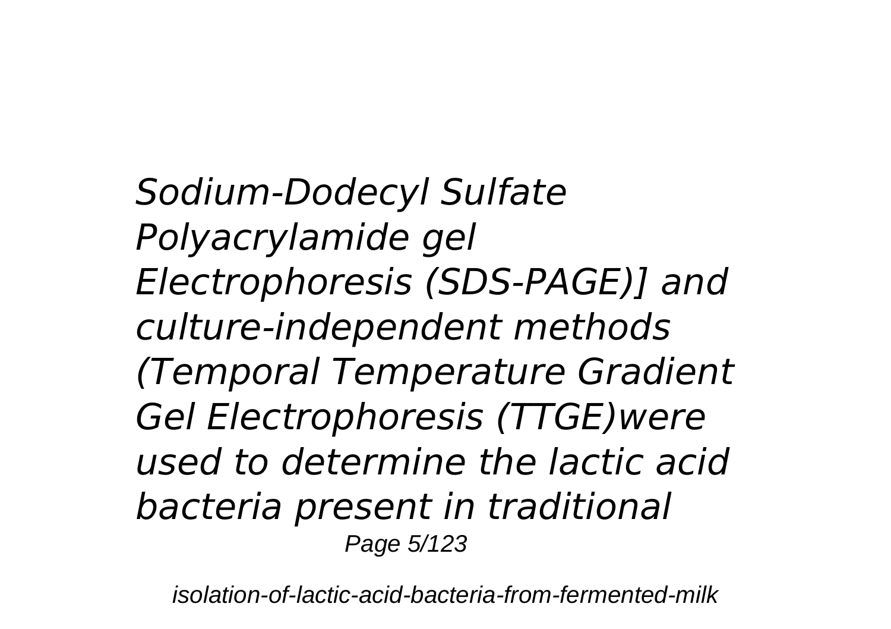*Sodium-Dodecyl Sulfate Polyacrylamide gel Electrophoresis (SDS-PAGE)] and culture-independent methods (Temporal Temperature Gradient Gel Electrophoresis (TTGE)were used to determine the lactic acid bacteria present in traditional*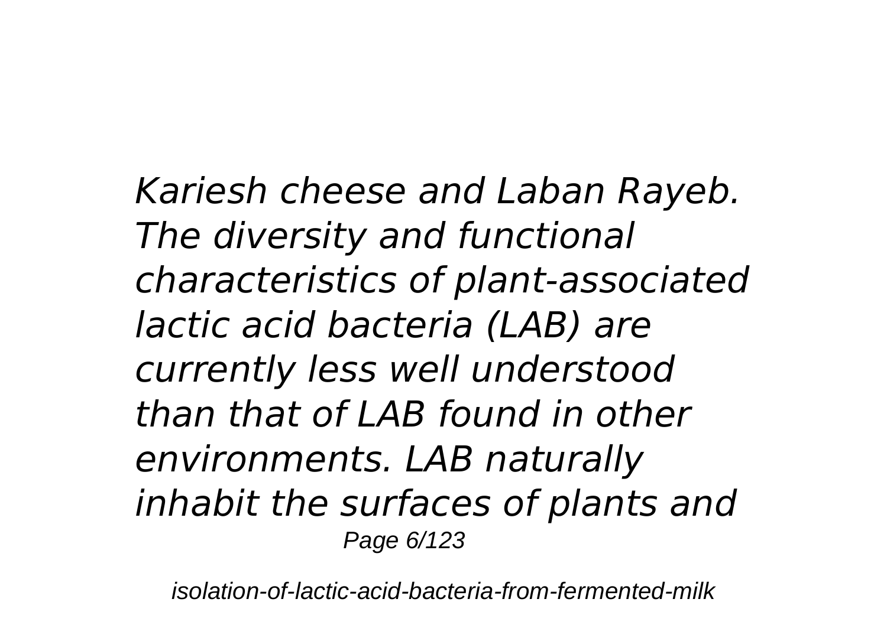*Kariesh cheese and Laban Rayeb. The diversity and functional characteristics of plant-associated lactic acid bacteria (LAB) are currently less well understood than that of LAB found in other environments. LAB naturally inhabit the surfaces of plants and*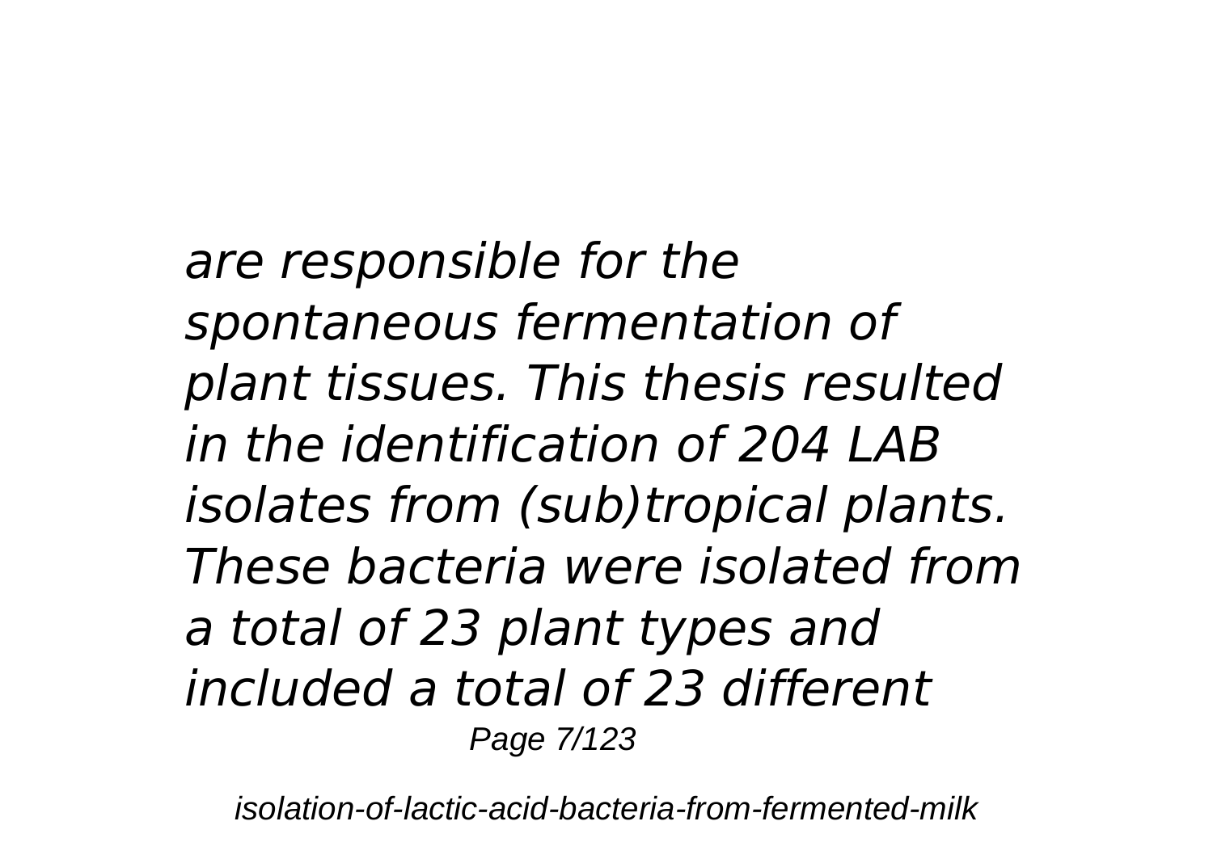*are responsible for the spontaneous fermentation of plant tissues. This thesis resulted in the identification of 204 LAB isolates from (sub)tropical plants. These bacteria were isolated from a total of 23 plant types and included a total of 23 different*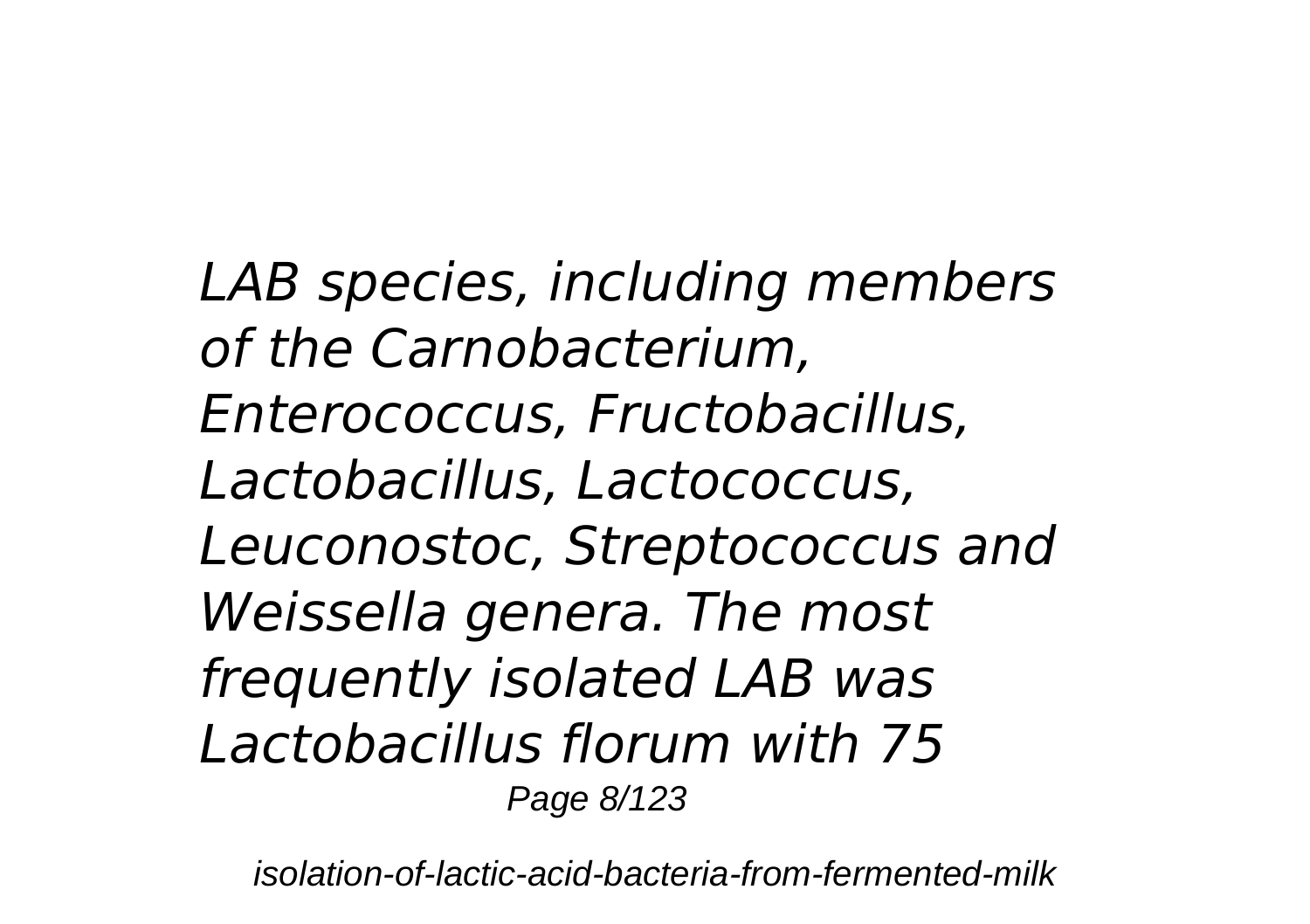*LAB species, including members of the Carnobacterium, Enterococcus, Fructobacillus, Lactobacillus, Lactococcus, Leuconostoc, Streptococcus and Weissella genera. The most frequently isolated LAB was Lactobacillus florum with 75*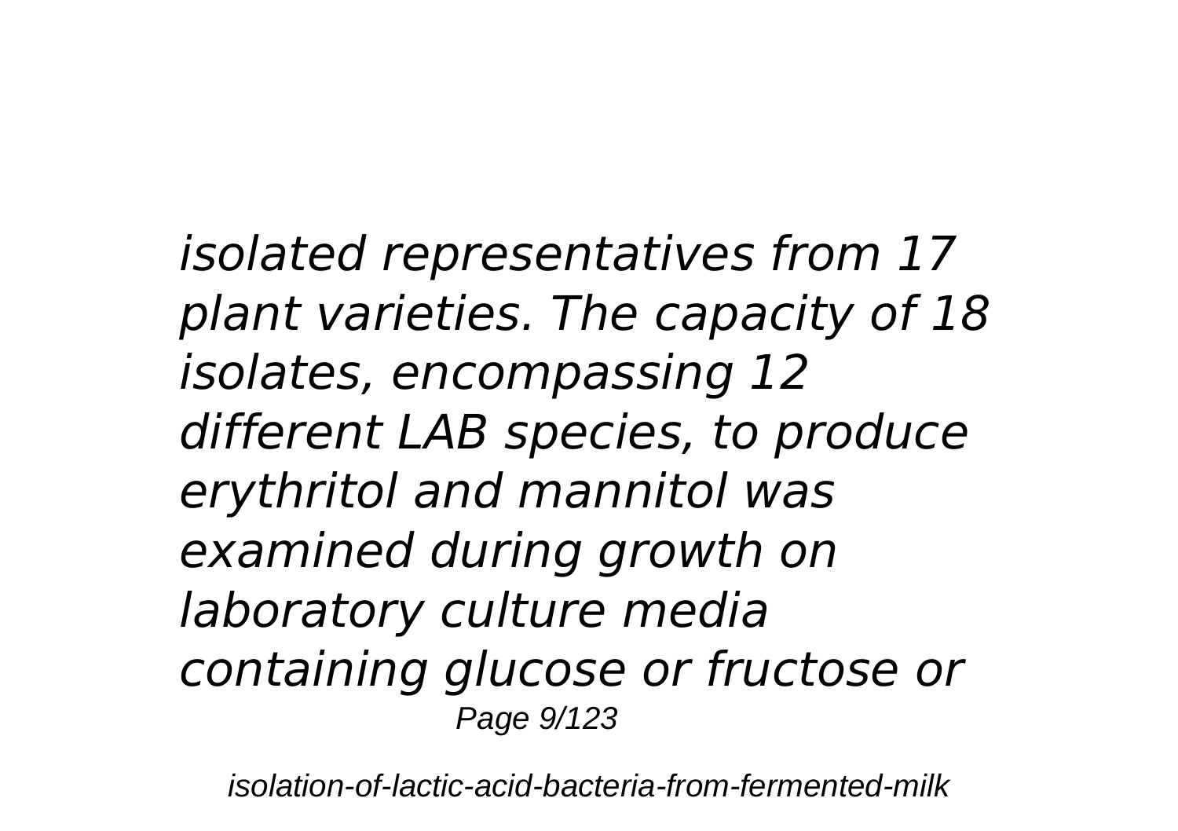*isolated representatives from 17 plant varieties. The capacity of 18 isolates, encompassing 12 different LAB species, to produce erythritol and mannitol was examined during growth on laboratory culture media containing glucose or fructose or*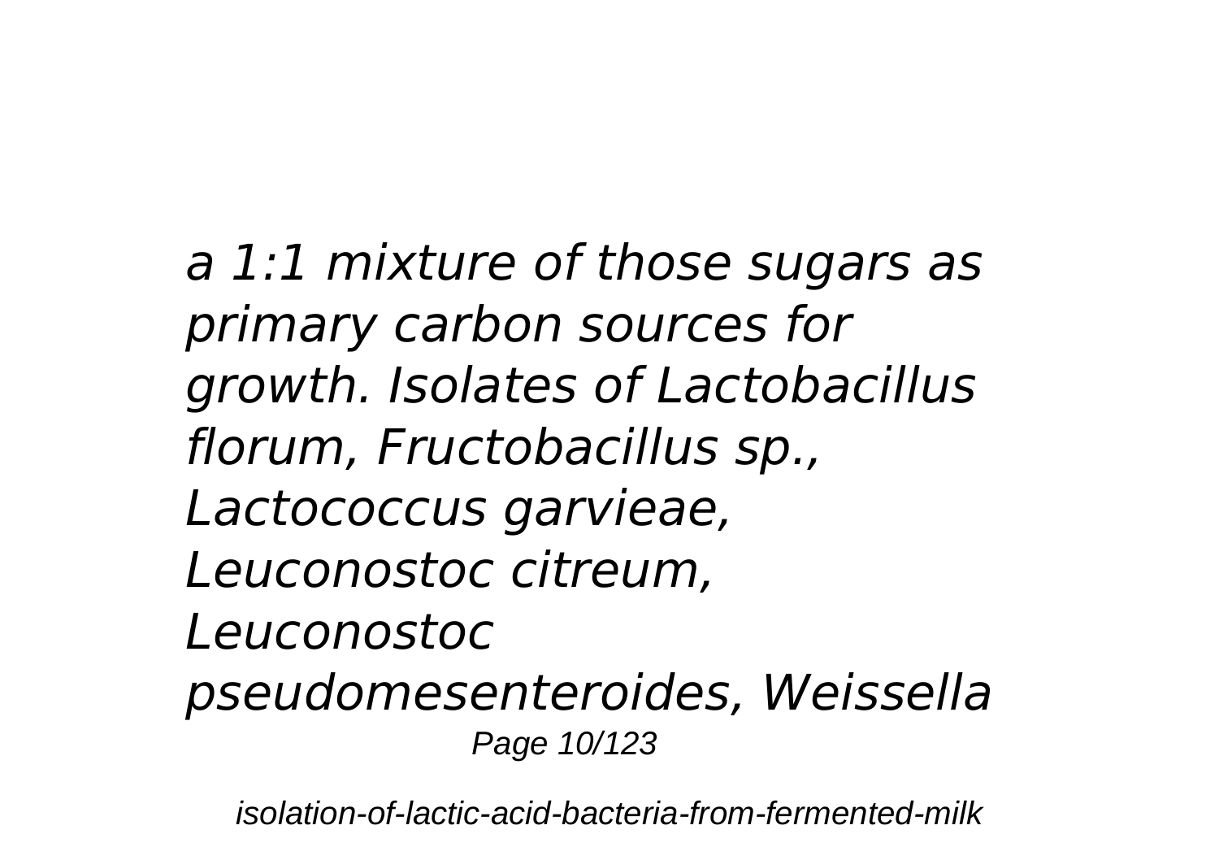*a 1:1 mixture of those sugars as primary carbon sources for growth. Isolates of Lactobacillus florum, Fructobacillus sp., Lactococcus garvieae, Leuconostoc citreum, Leuconostoc pseudomesenteroides, Weissella*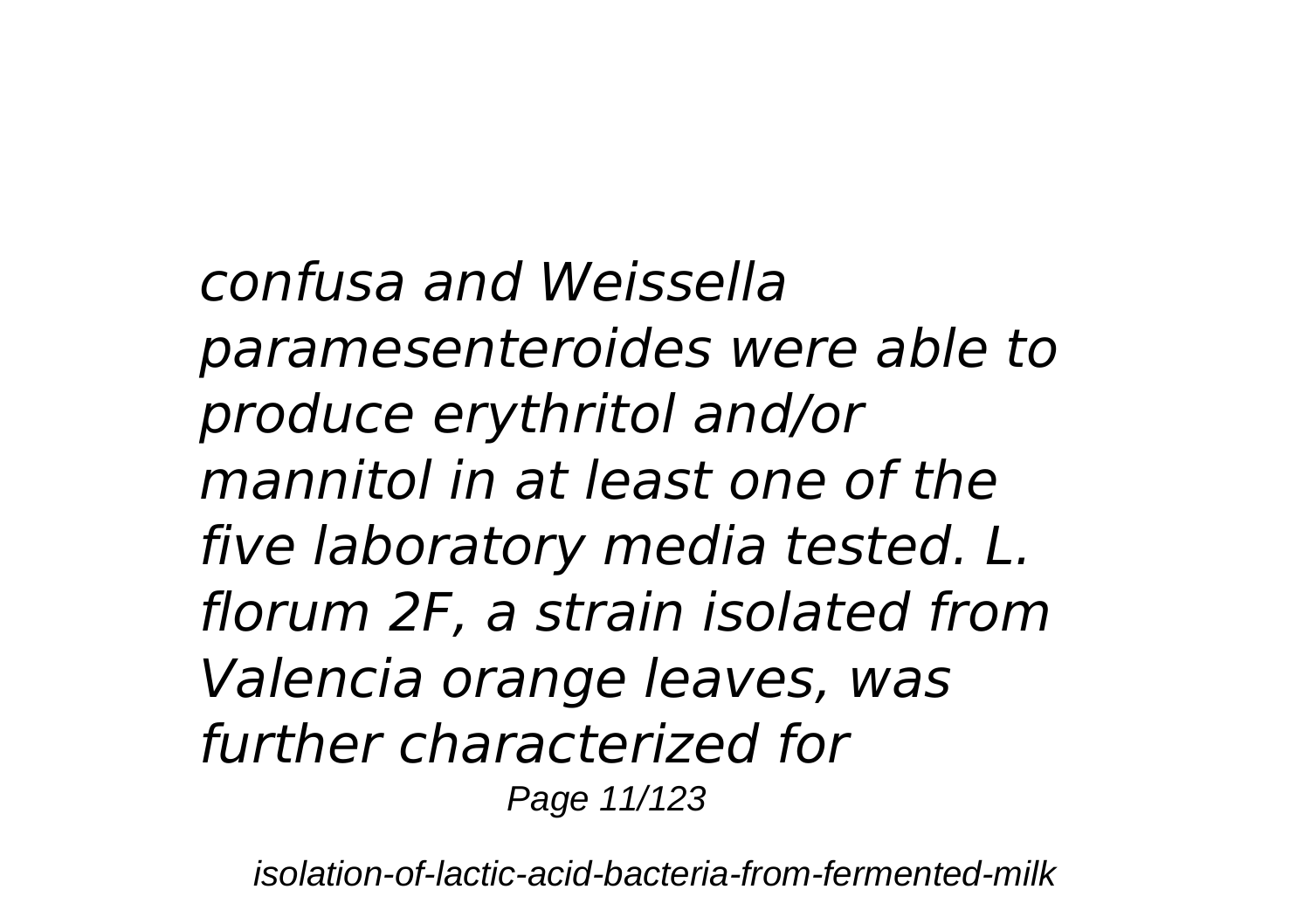*confusa and Weissella paramesenteroides were able to produce erythritol and/or mannitol in at least one of the five laboratory media tested. L. florum 2F, a strain isolated from Valencia orange leaves, was further characterized for*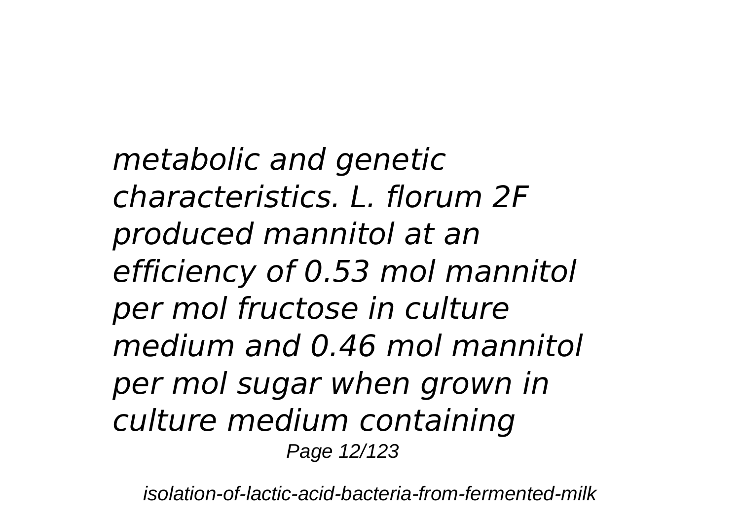*metabolic and genetic characteristics. L. florum 2F produced mannitol at an efficiency of 0.53 mol mannitol per mol fructose in culture medium and 0.46 mol mannitol per mol sugar when grown in culture medium containing*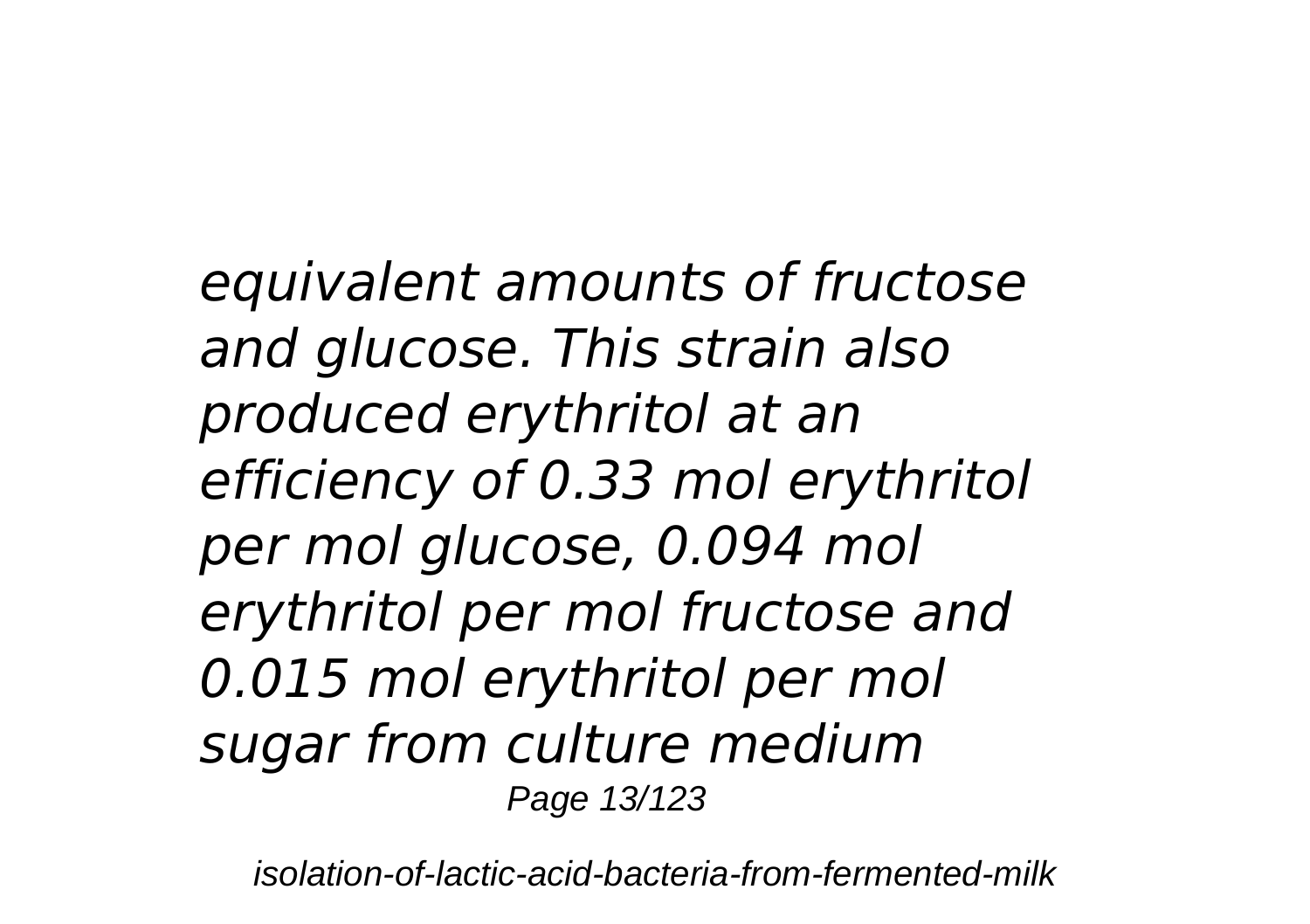*equivalent amounts of fructose and glucose. This strain also produced erythritol at an efficiency of 0.33 mol erythritol per mol glucose, 0.094 mol erythritol per mol fructose and 0.015 mol erythritol per mol sugar from culture medium*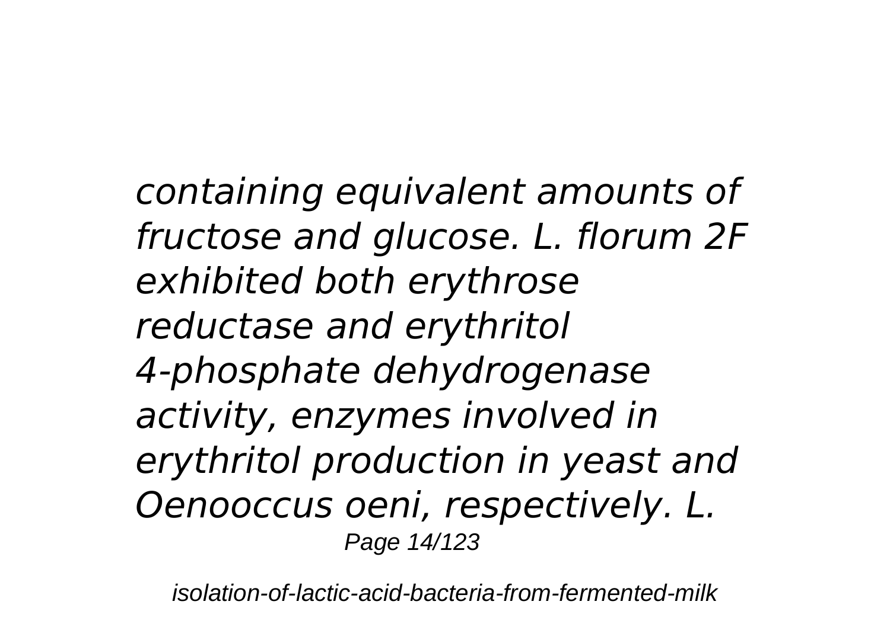*containing equivalent amounts of fructose and glucose. L. florum 2F exhibited both erythrose reductase and erythritol 4-phosphate dehydrogenase activity, enzymes involved in erythritol production in yeast and Oenooccus oeni, respectively. L.*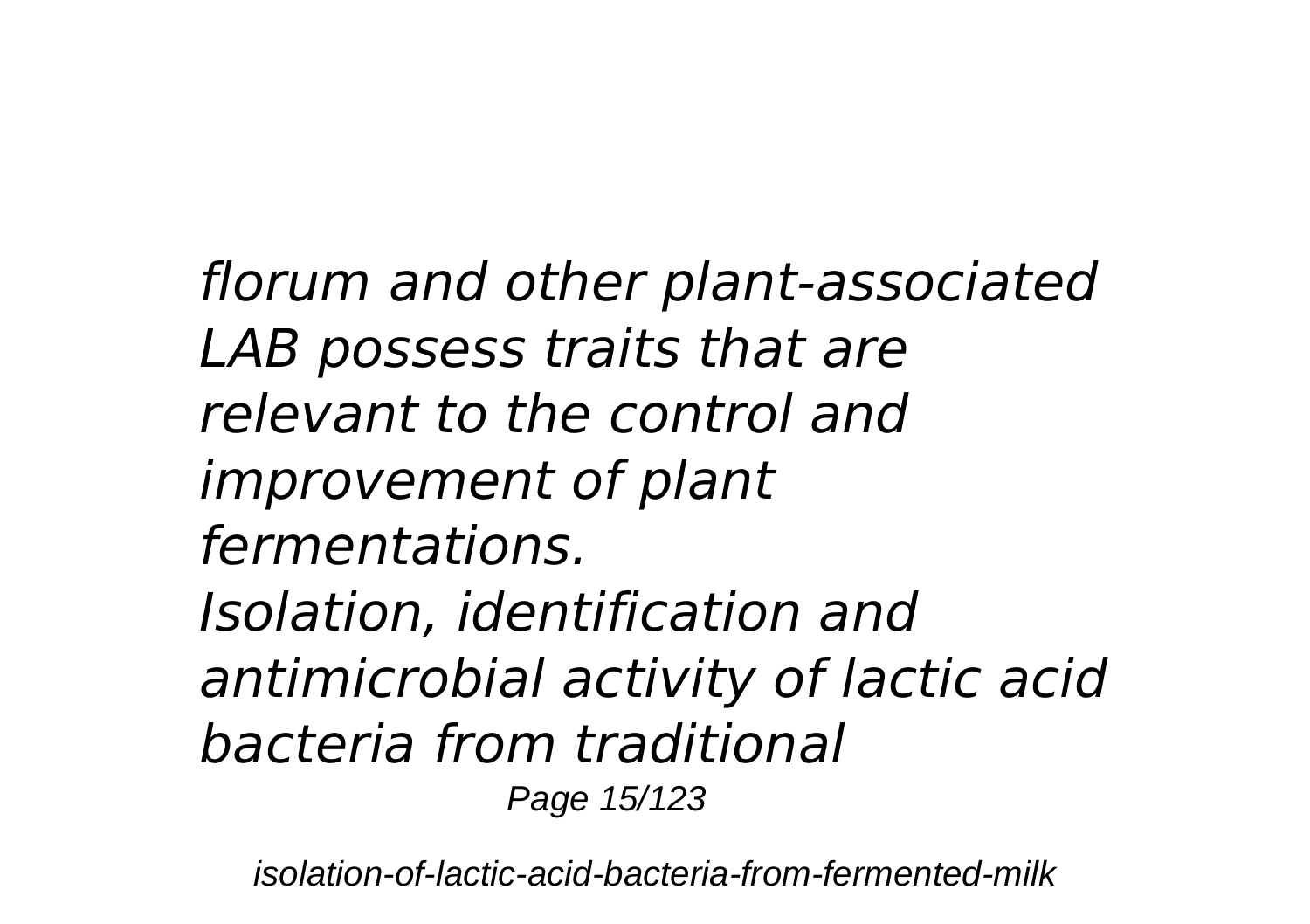*florum and other plant-associated LAB possess traits that are relevant to the control and improvement of plant fermentations.*

*Isolation, identification and antimicrobial activity of lactic acid bacteria from traditional*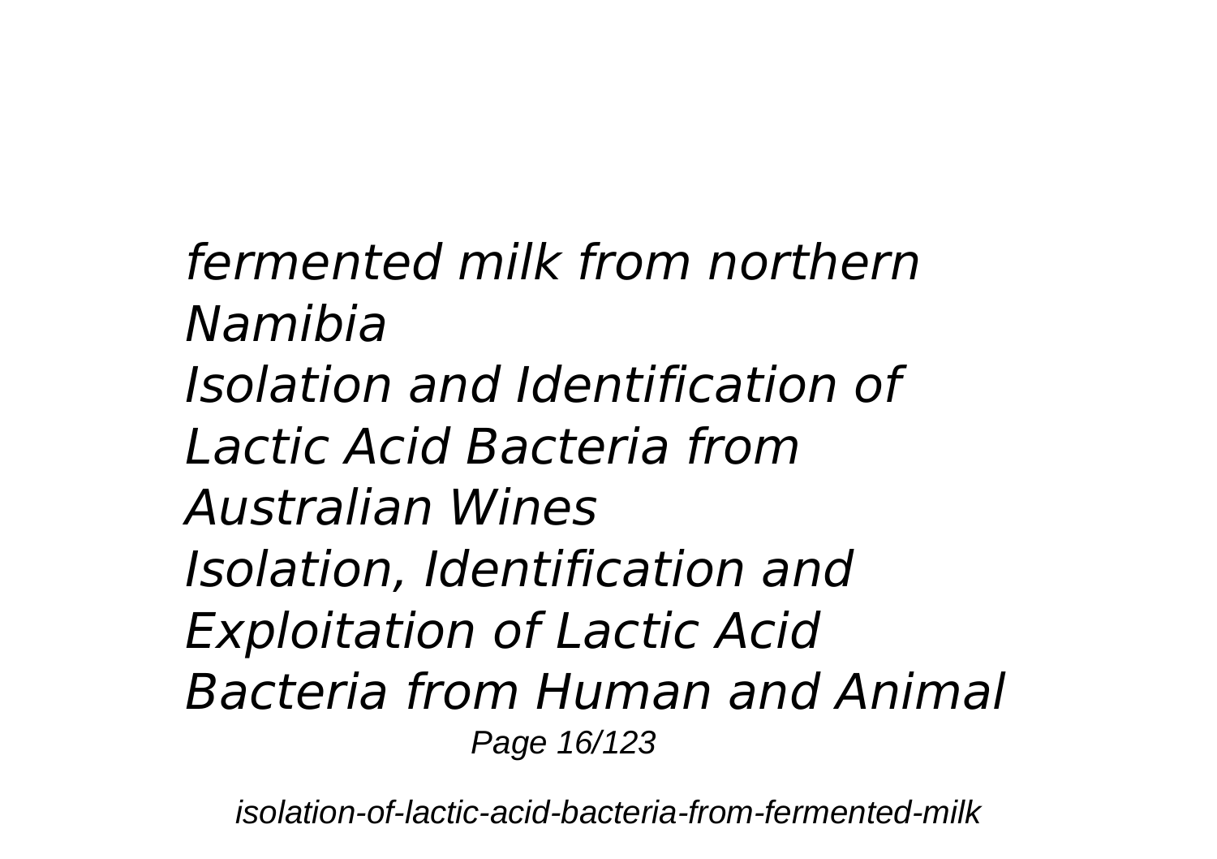*fermented milk from northern Namibia*

*Isolation and Identification of Lactic Acid Bacteria from Australian Wines*

*Isolation, Identification and Exploitation of Lactic Acid Bacteria from Human and Animal*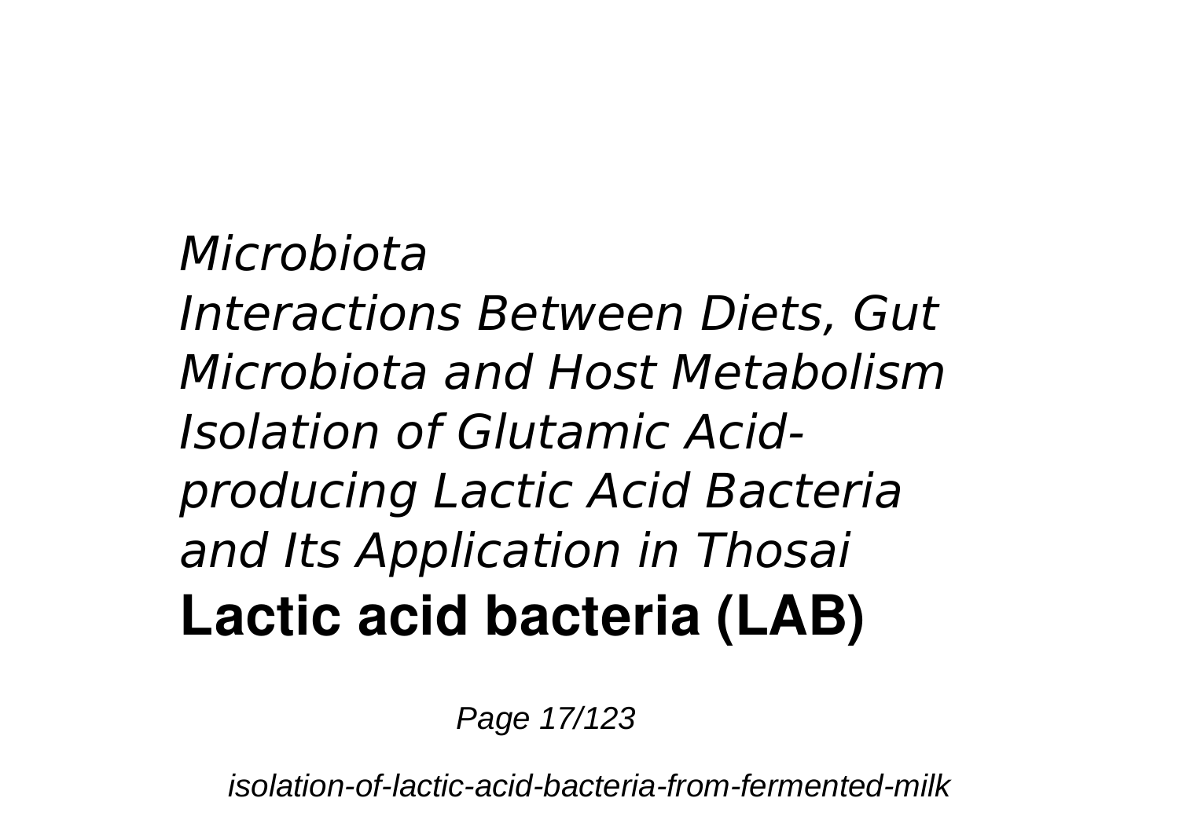*Microbiota*
*Interactions Between Diets, Gut Microbiota and Host Metabolism*
*Isolation of Glutamic Acid-producing Lactic Acid Bacteria and Its Application in Thosai*
**Lactic acid bacteria (LAB)**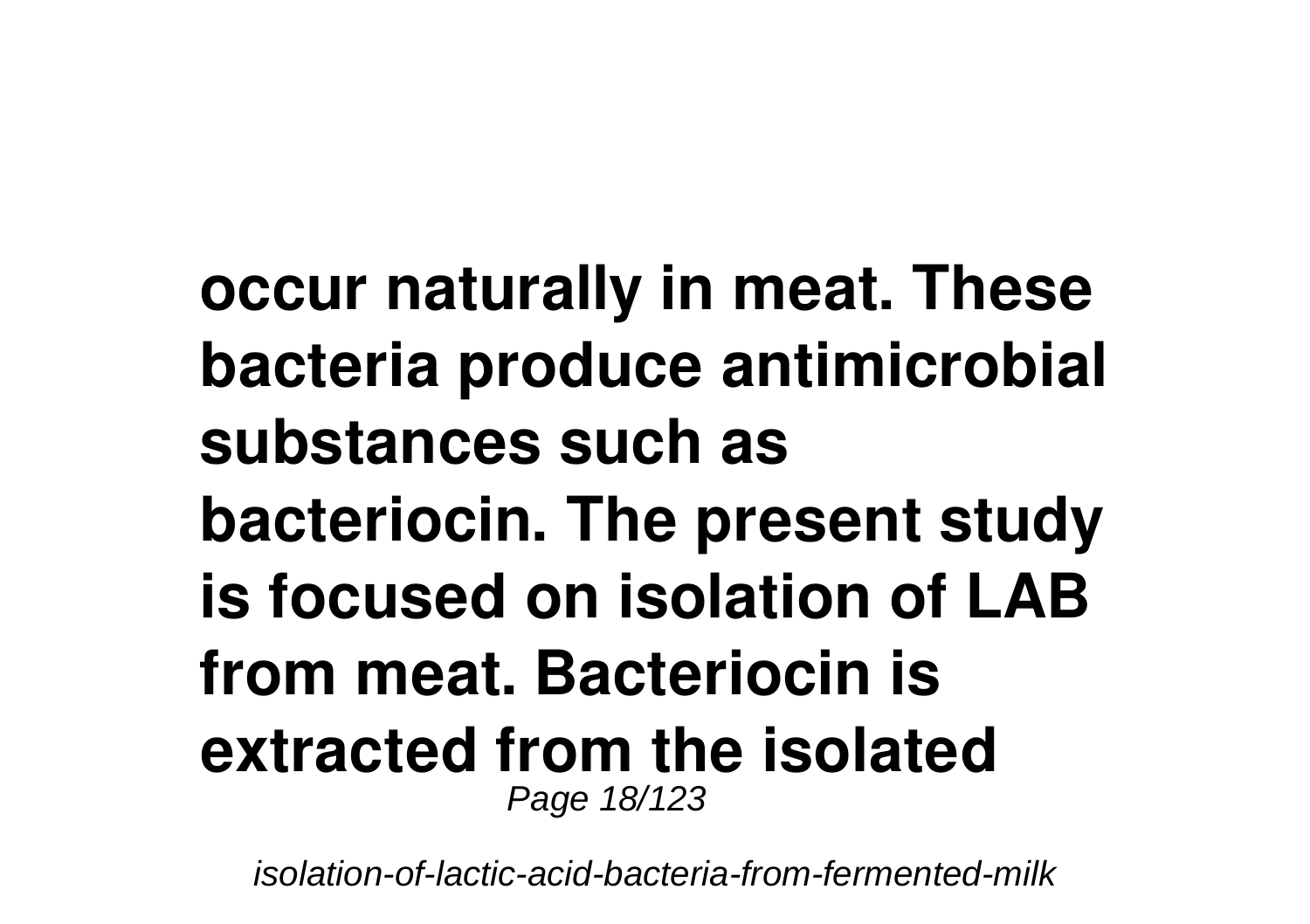occur naturally in meat. These bacteria produce antimicrobial substances such as bacteriocin. The present study is focused on isolation of LAB from meat. Bacteriocin is extracted from the isolated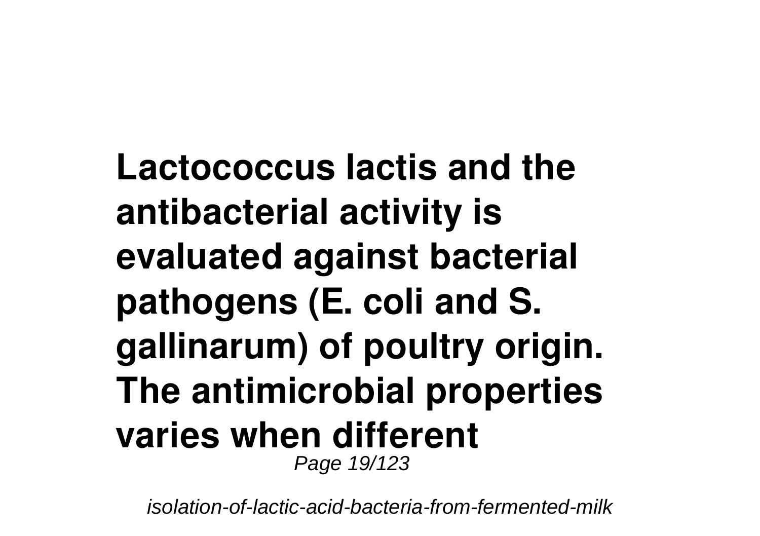**Lactococcus lactis and the antibacterial activity is evaluated against bacterial pathogens (E. coli and S. gallinarum) of poultry origin. The antimicrobial properties varies when different**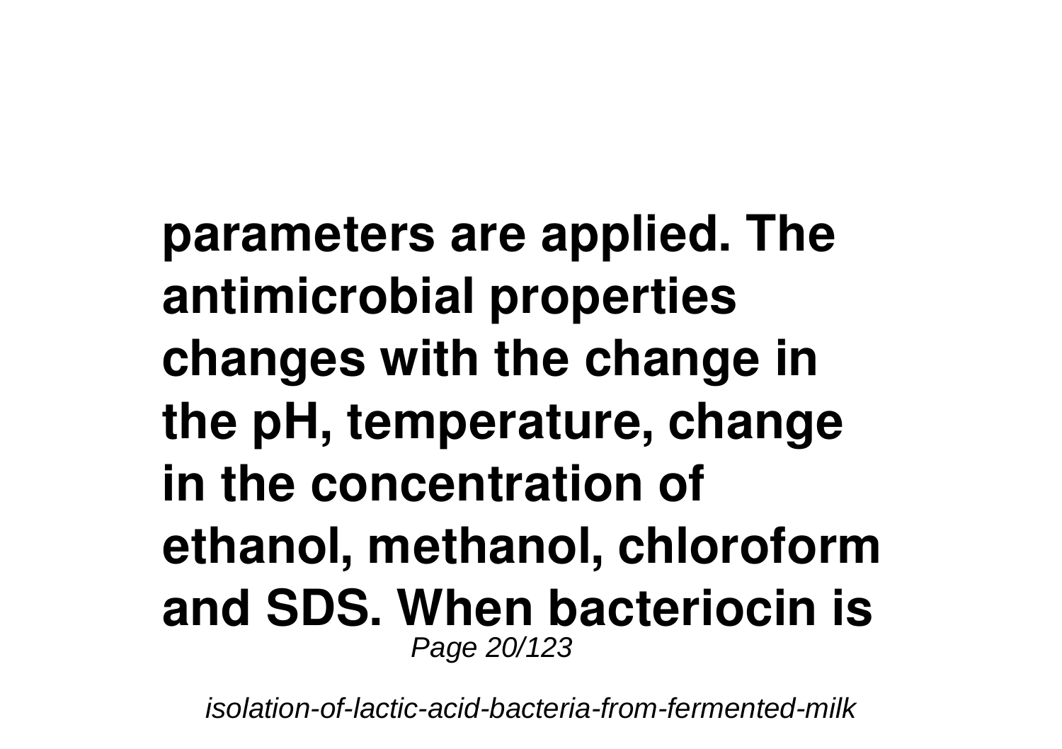**parameters are applied. The antimicrobial properties changes with the change in the pH, temperature, change in the concentration of ethanol, methanol, chloroform and SDS. When bacteriocin is**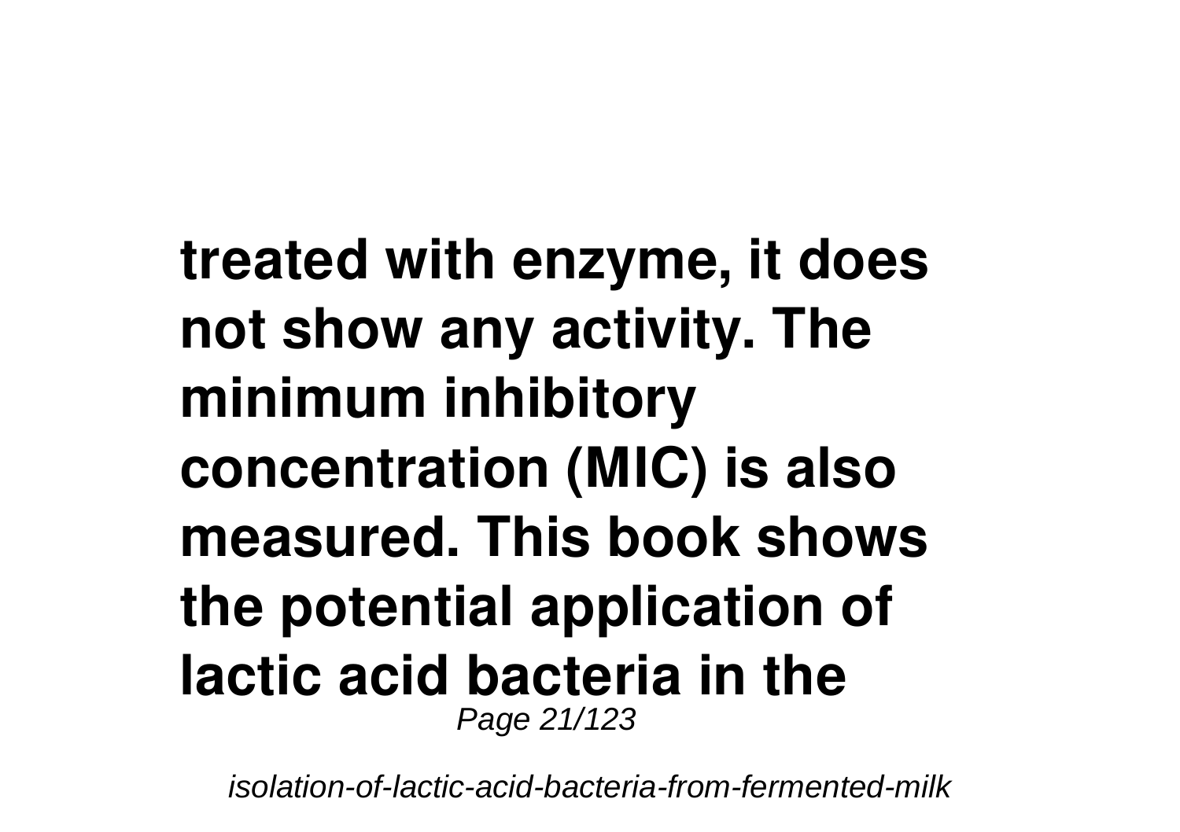**treated with enzyme, it does not show any activity. The minimum inhibitory concentration (MIC) is also measured. This book shows the potential application of lactic acid bacteria in the**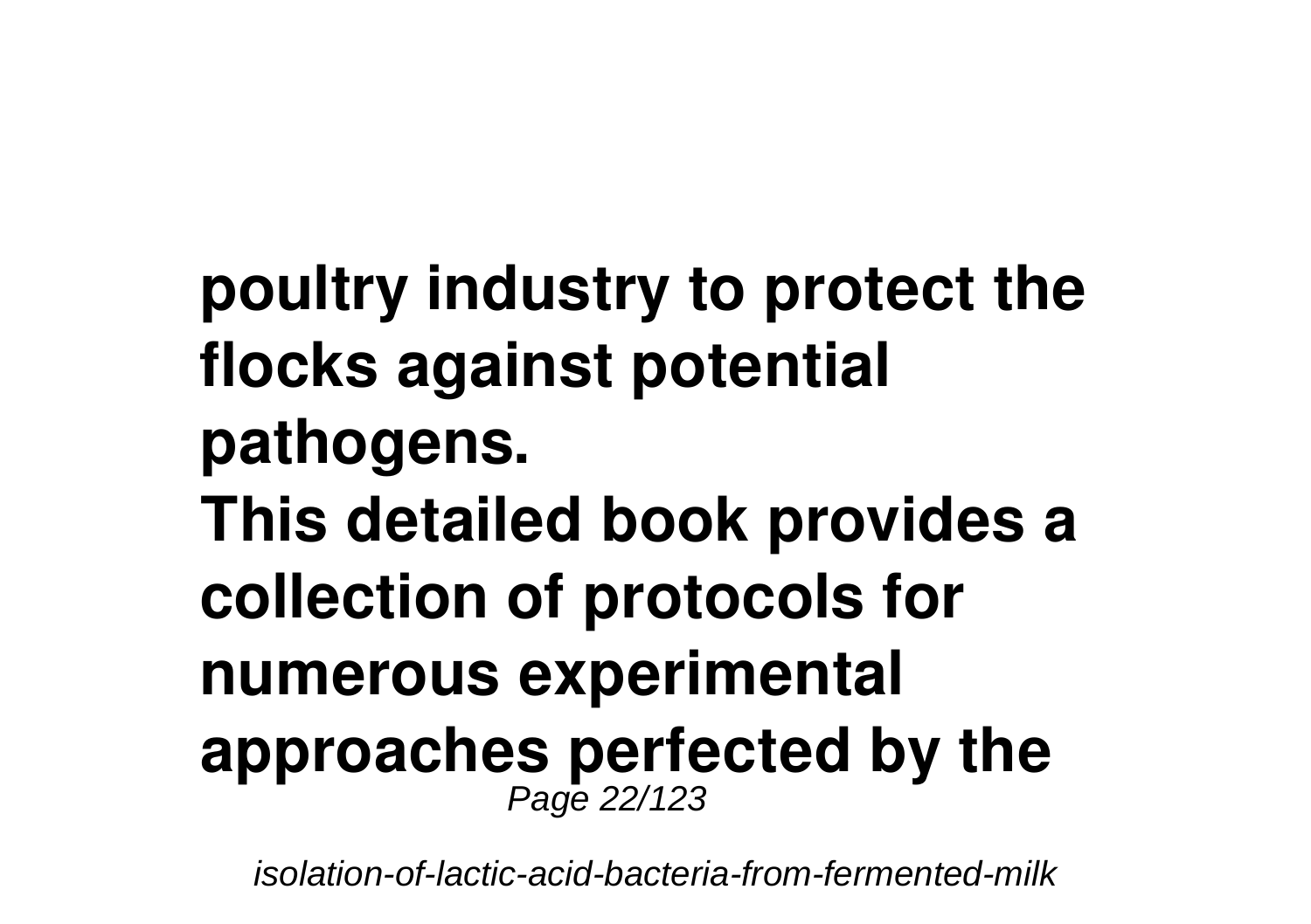**poultry industry to protect the flocks against potential pathogens.**

**This detailed book provides a collection of protocols for numerous experimental approaches perfected by the**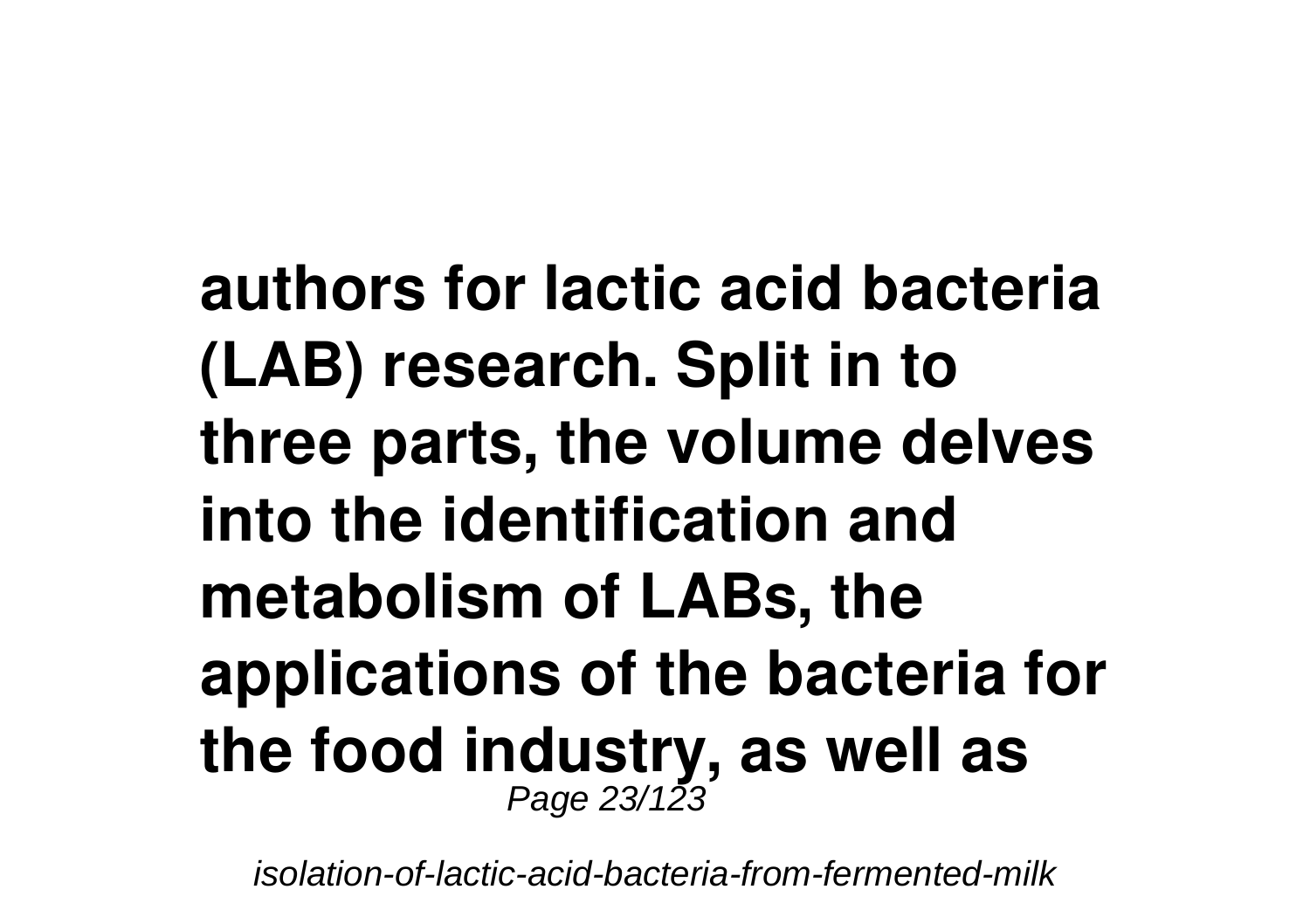**authors for lactic acid bacteria (LAB) research. Split in to three parts, the volume delves into the identification and metabolism of LABs, the applications of the bacteria for the food industry, as well as**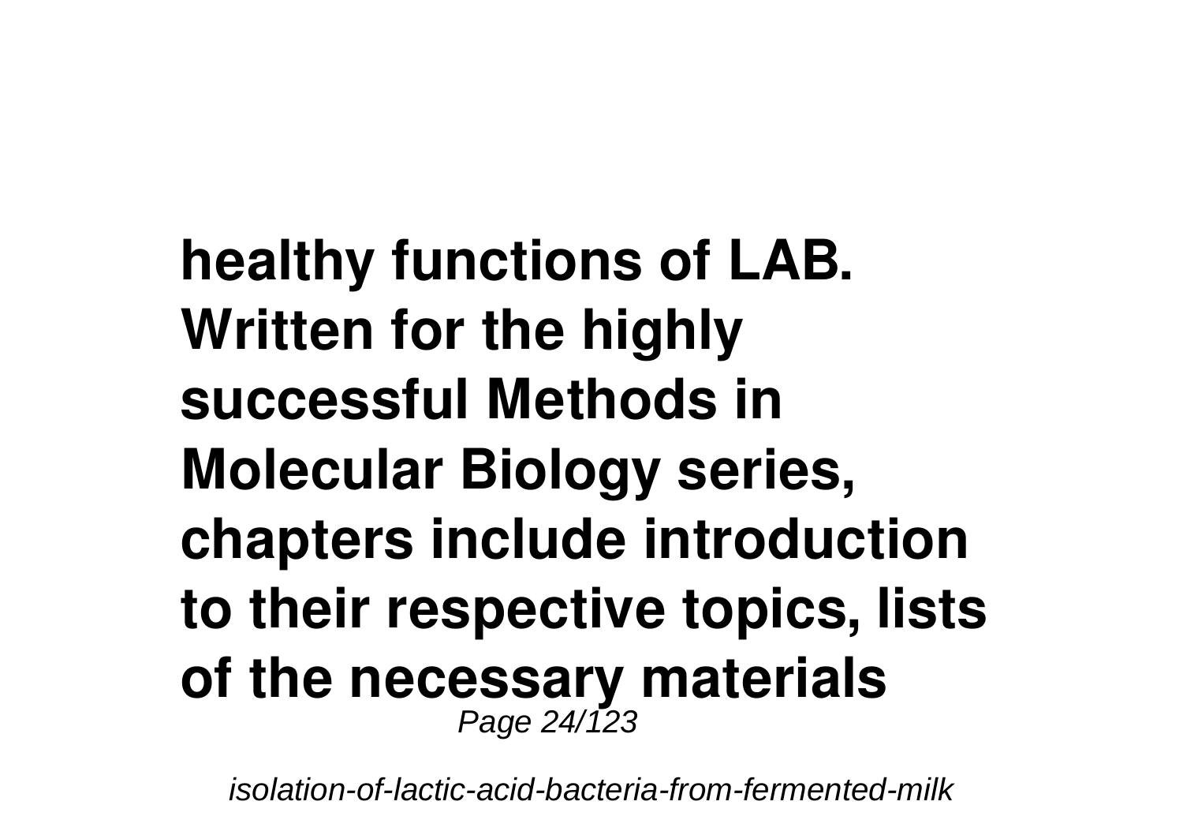**healthy functions of LAB. Written for the highly successful Methods in Molecular Biology series, chapters include introduction to their respective topics, lists of the necessary materials**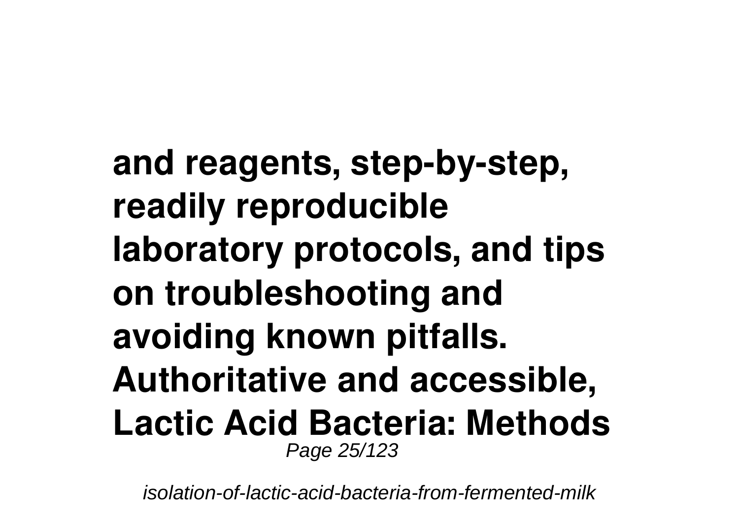**and reagents, step-by-step, readily reproducible laboratory protocols, and tips on troubleshooting and avoiding known pitfalls. Authoritative and accessible, Lactic Acid Bacteria: Methods**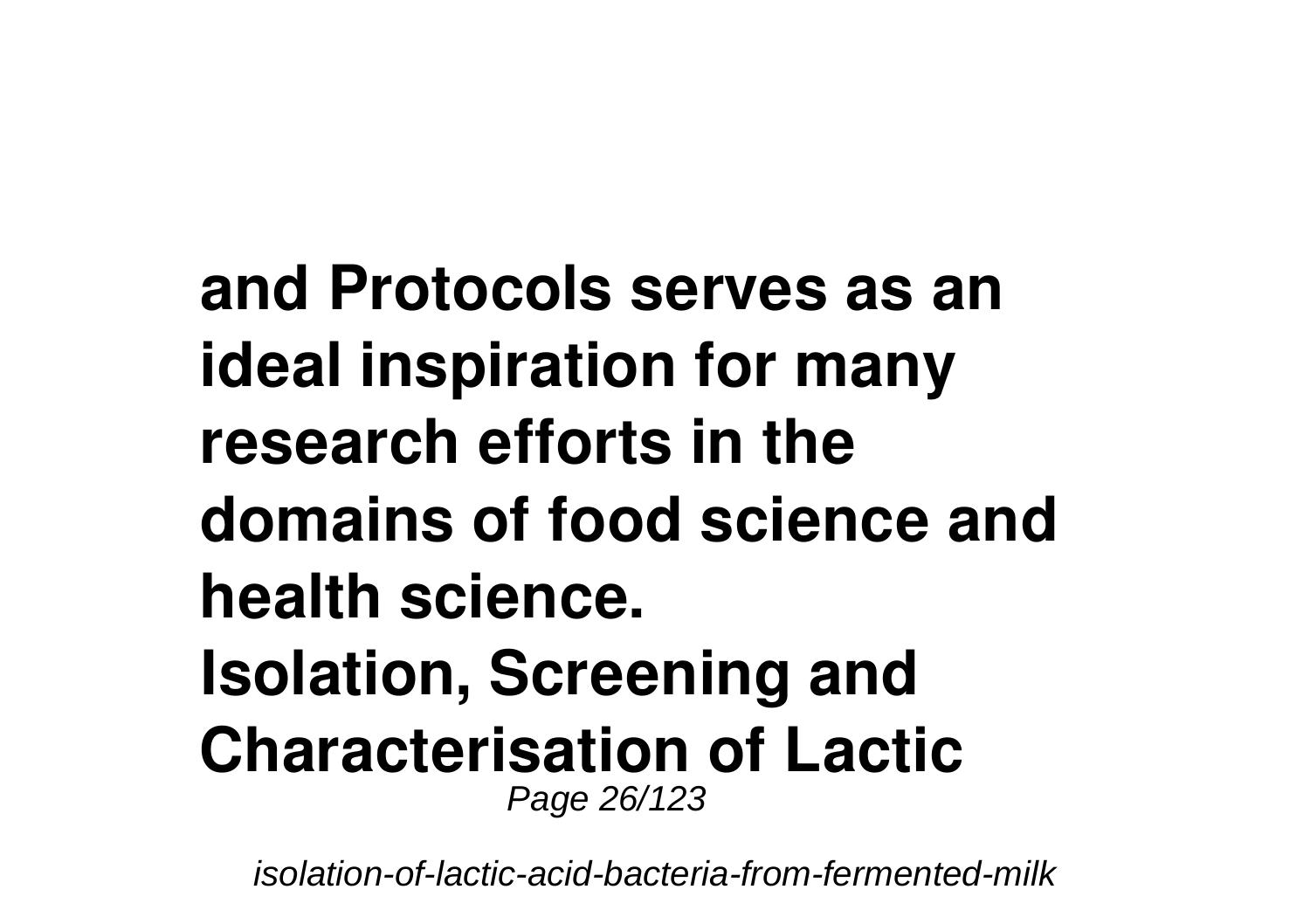**and Protocols serves as an ideal inspiration for many research efforts in the domains of food science and health science.**
**Isolation, Screening and Characterisation of Lactic**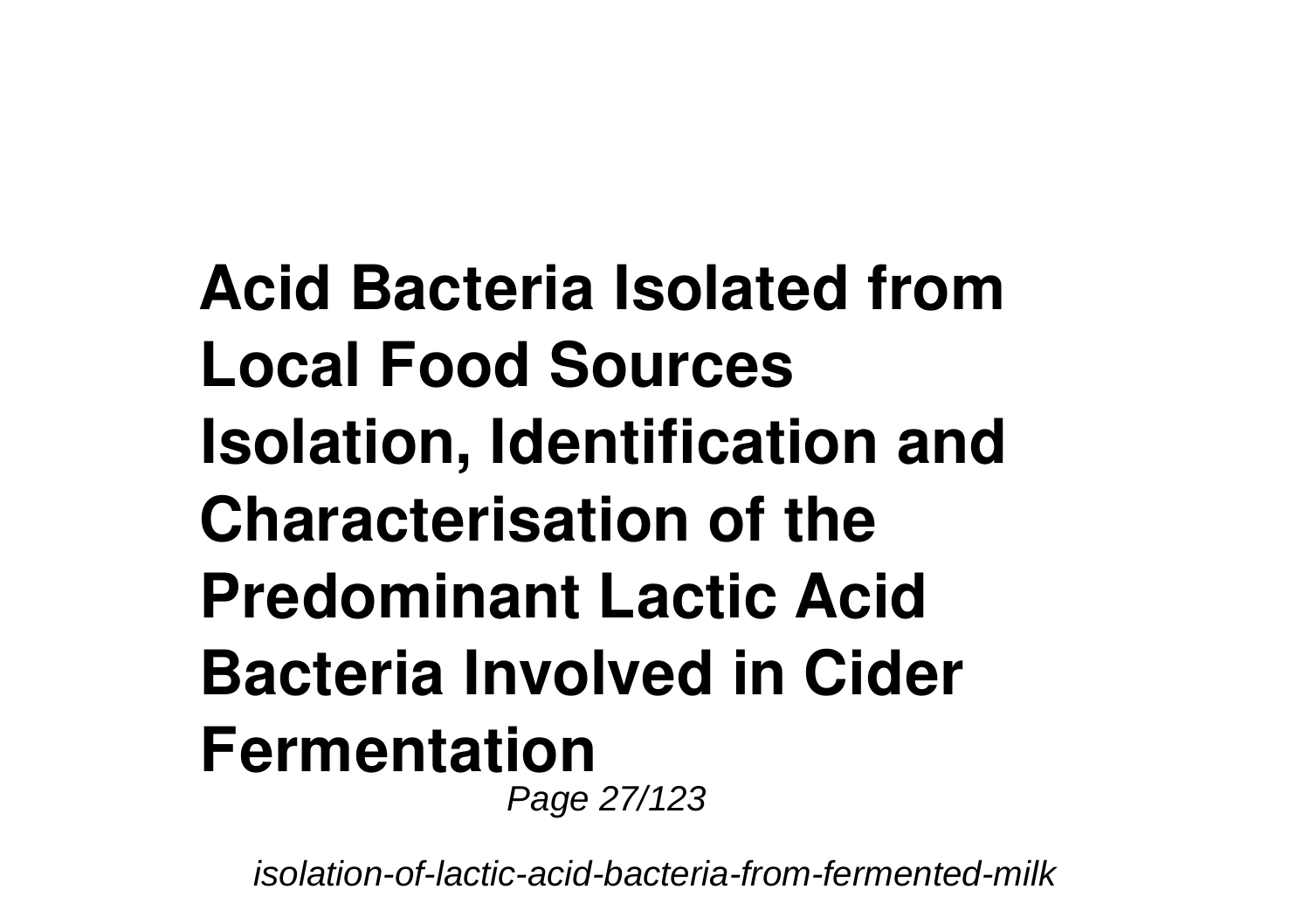**Acid Bacteria Isolated from Local Food Sources**
**Isolation, Identification and Characterisation of the Predominant Lactic Acid Bacteria Involved in Cider Fermentation**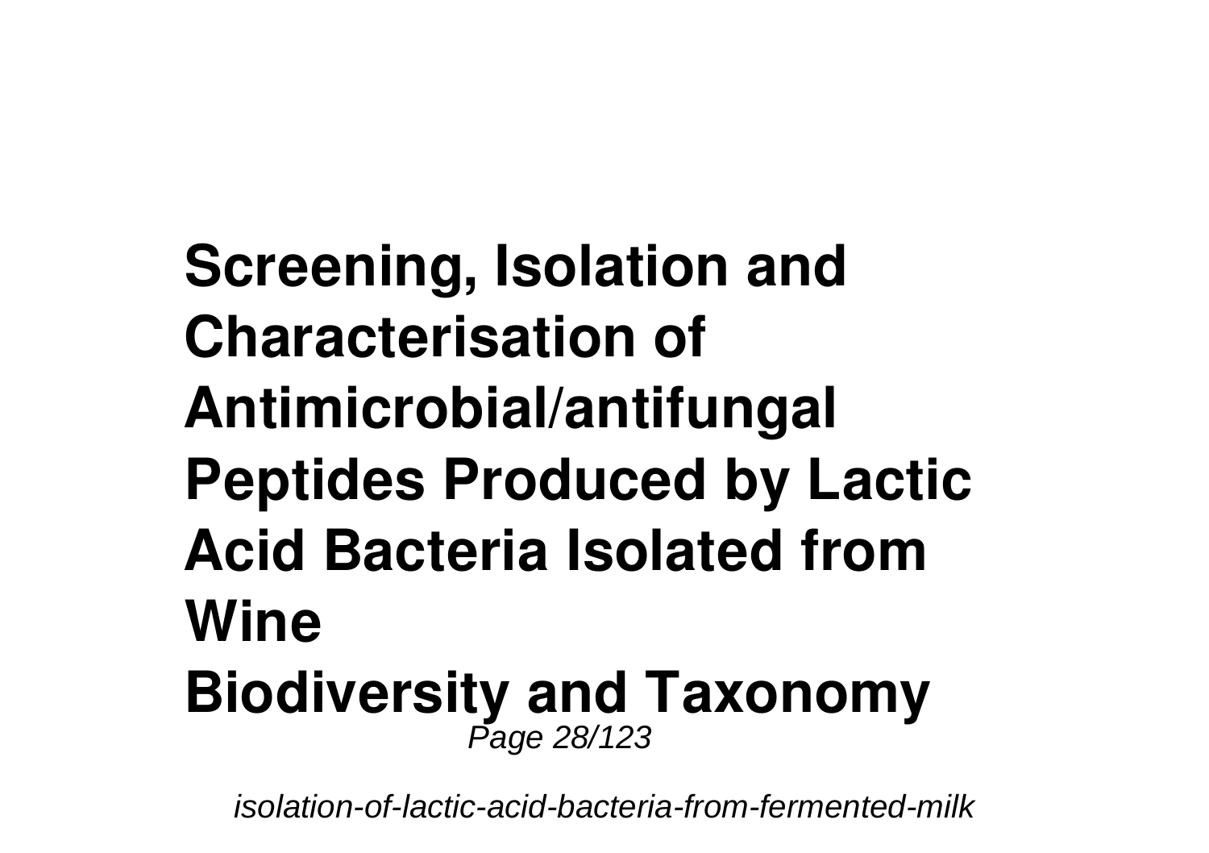**Screening, Isolation and Characterisation of Antimicrobial/antifungal Peptides Produced by Lactic Acid Bacteria Isolated from Wine**

**Biodiversity and Taxonomy**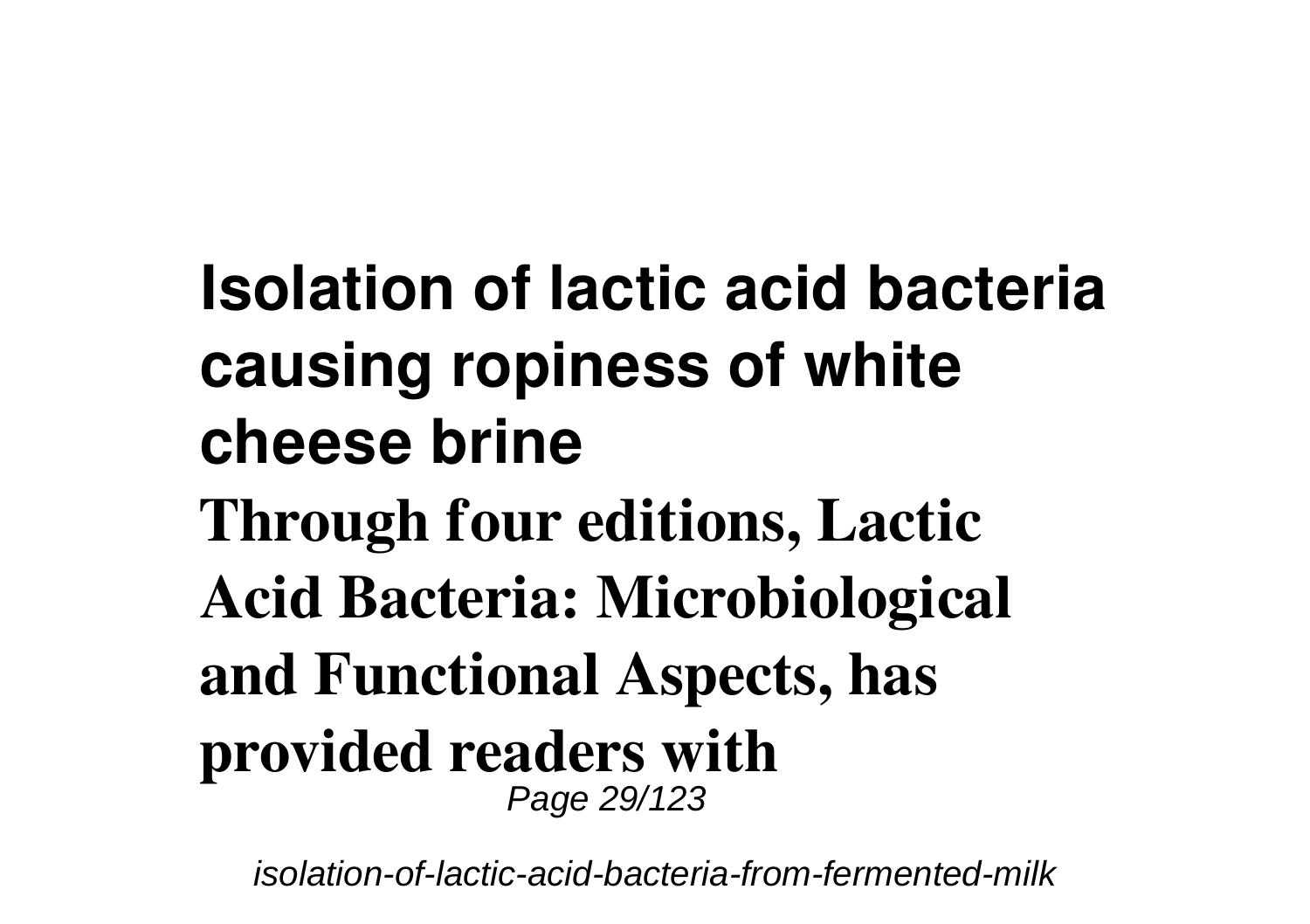## Isolation of lactic acid bacteria causing ropiness of white cheese brine

**Through four editions, Lactic Acid Bacteria: Microbiological and Functional Aspects, has provided readers with**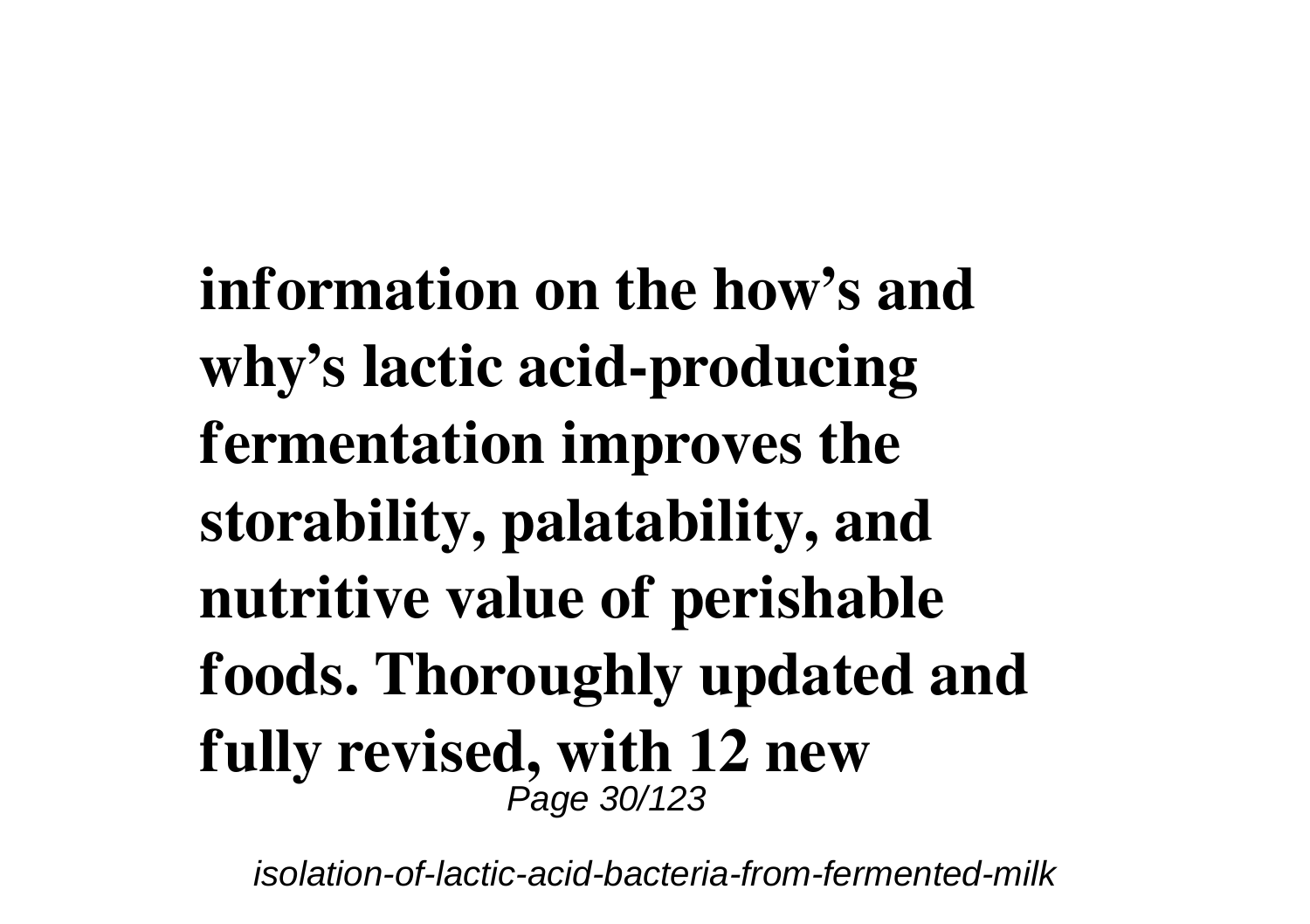**information on the how's and why's lactic acid-producing fermentation improves the storability, palatability, and nutritive value of perishable foods. Thoroughly updated and fully revised, with 12 new**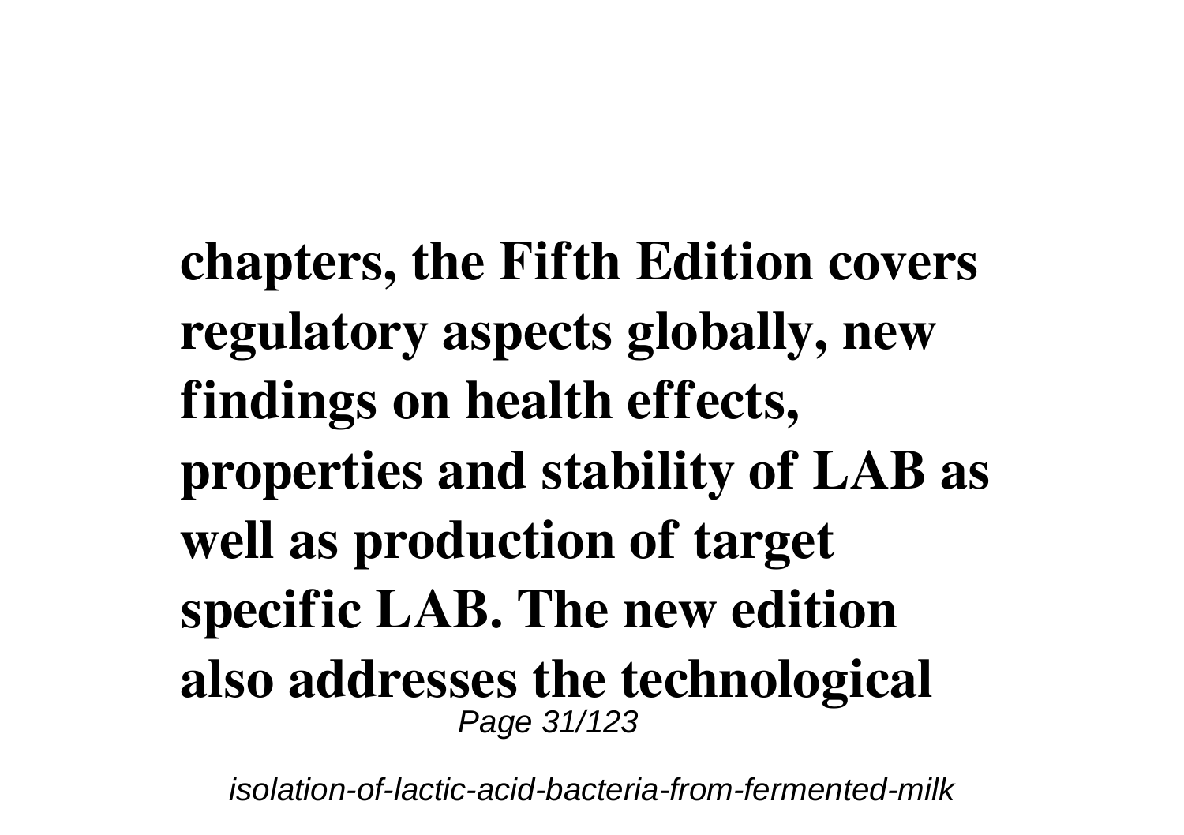**chapters, the Fifth Edition covers regulatory aspects globally, new findings on health effects, properties and stability of LAB as well as production of target specific LAB. The new edition also addresses the technological**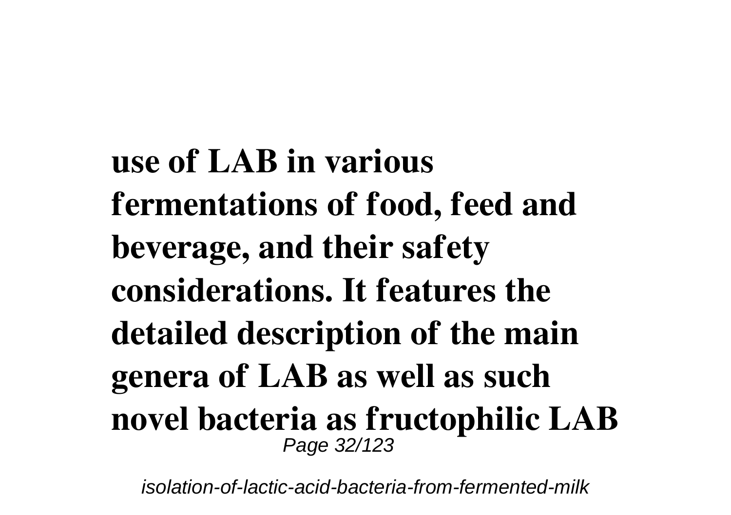**use of LAB in various fermentations of food, feed and beverage, and their safety considerations. It features the detailed description of the main genera of LAB as well as such novel bacteria as fructophilic LAB**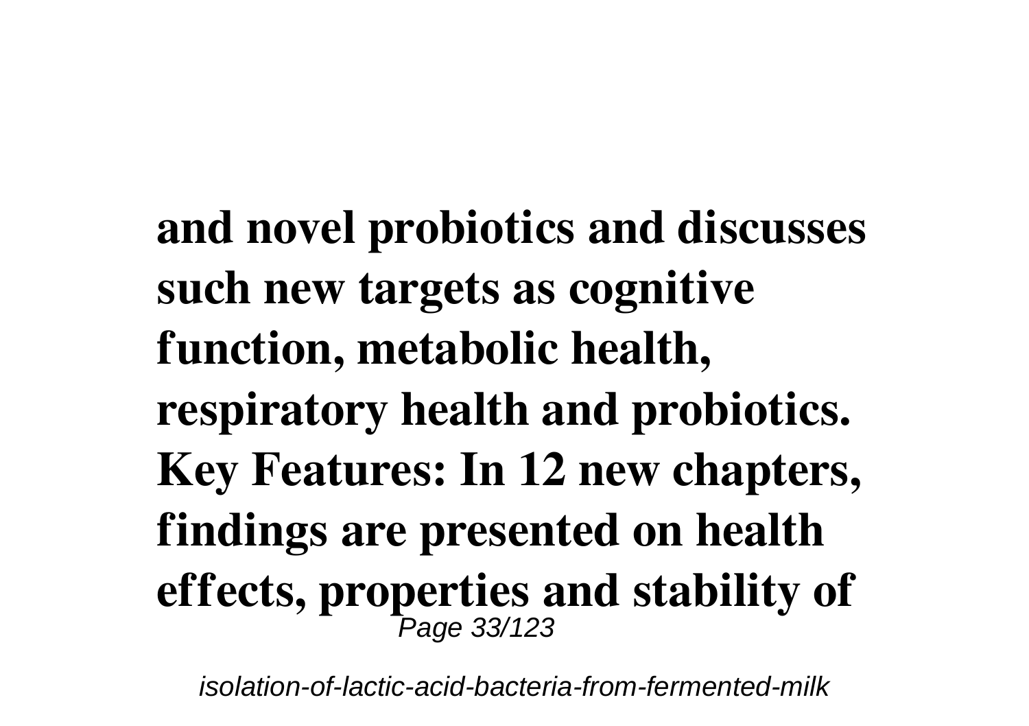**and novel probiotics and discusses such new targets as cognitive function, metabolic health, respiratory health and probiotics. Key Features: In 12 new chapters, findings are presented on health effects, properties and stability of**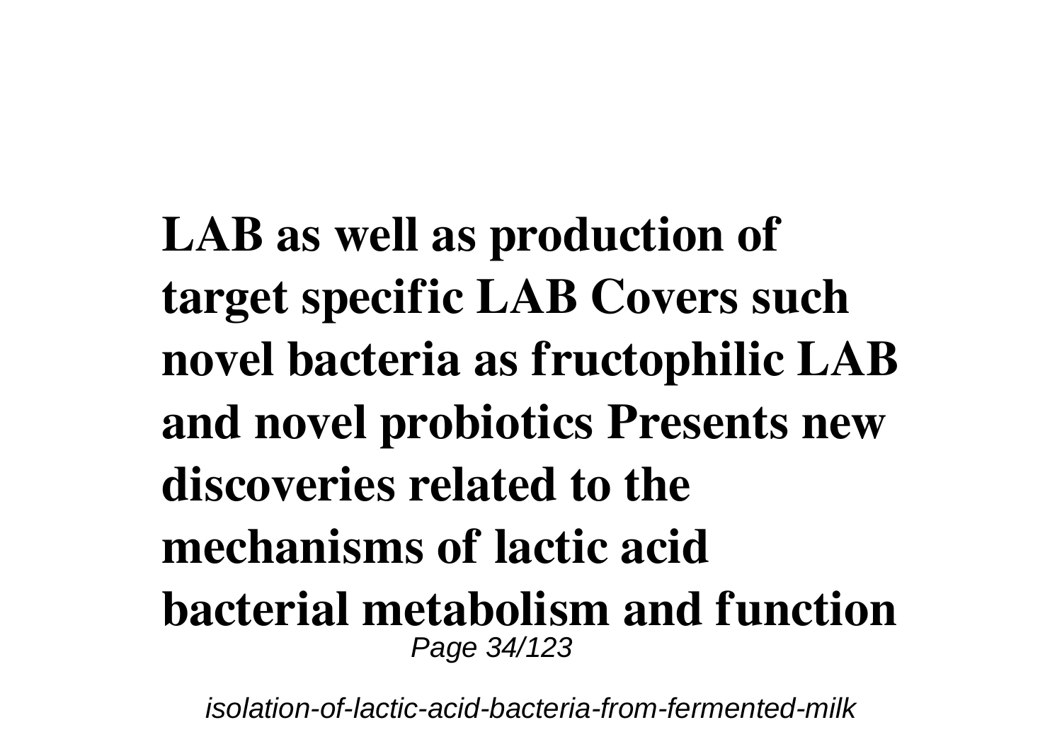**LAB as well as production of target specific LAB Covers such novel bacteria as fructophilic LAB and novel probiotics Presents new discoveries related to the mechanisms of lactic acid bacterial metabolism and function**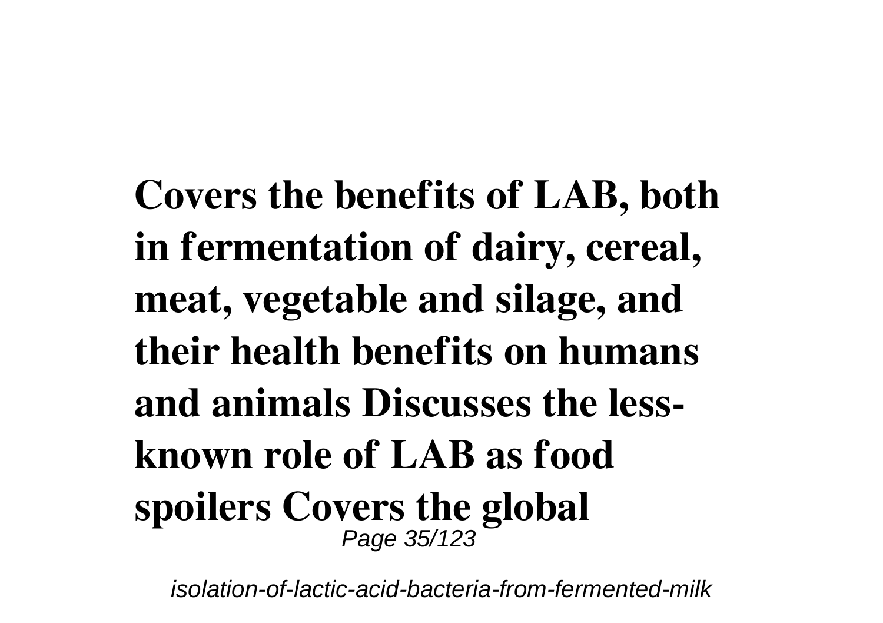**Covers the benefits of LAB, both in fermentation of dairy, cereal, meat, vegetable and silage, and their health benefits on humans and animals Discusses the less-known role of LAB as food spoilers Covers the global**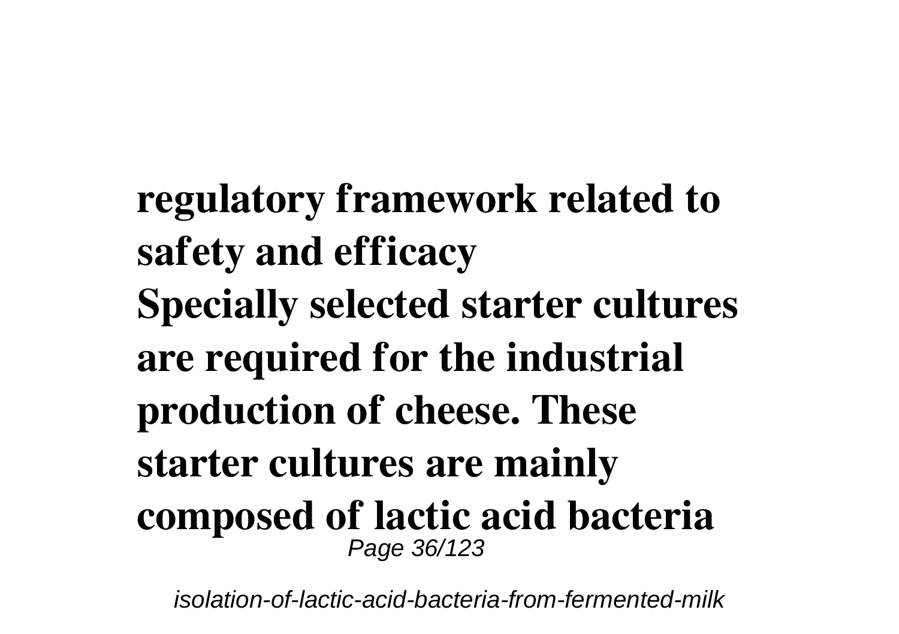**regulatory framework related to safety and efficacy**

**Specially selected starter cultures are required for the industrial production of cheese. These starter cultures are mainly composed of lactic acid bacteria**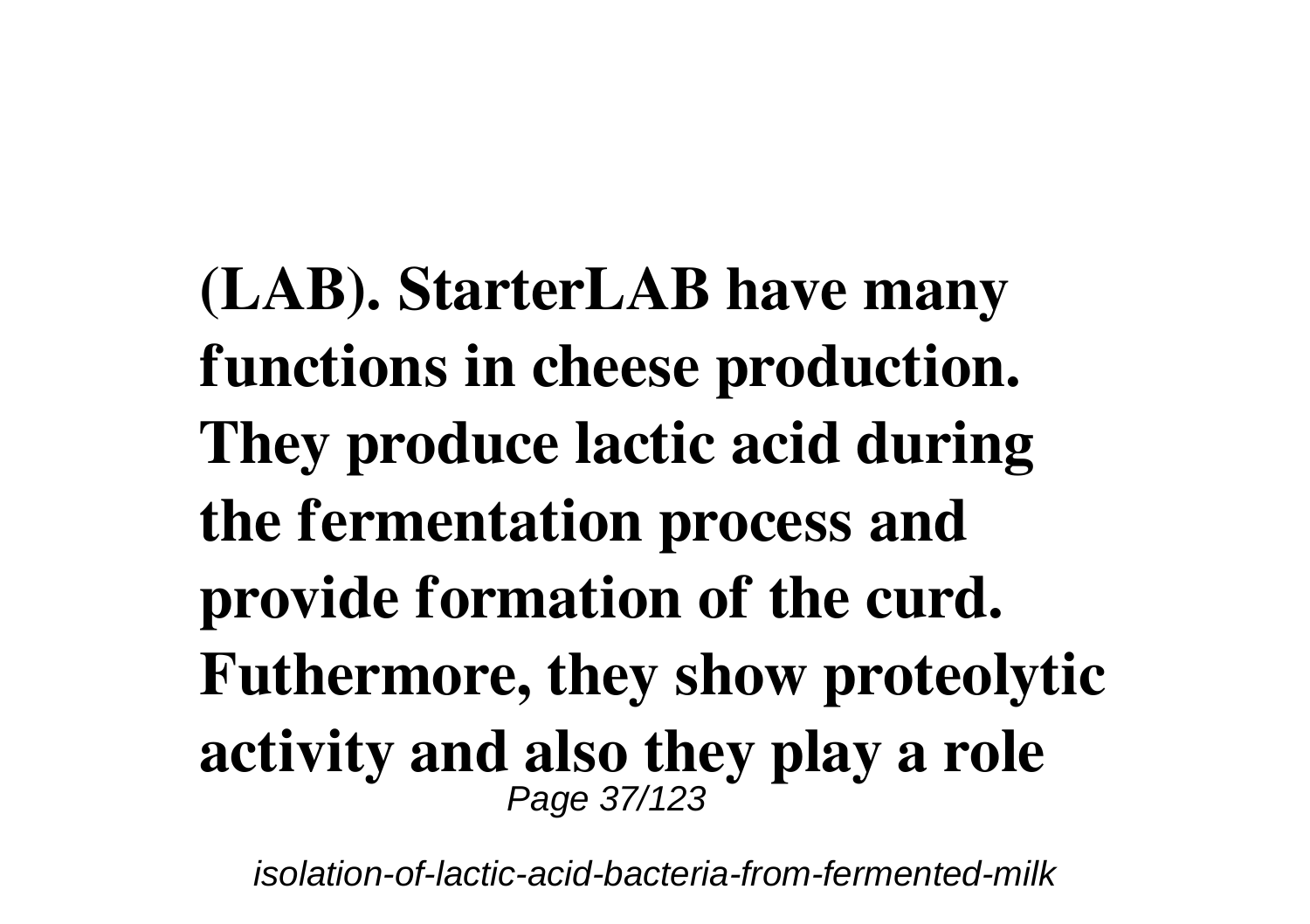**(LAB). StarterLAB have many functions in cheese production. They produce lactic acid during the fermentation process and provide formation of the curd. Futhermore, they show proteolytic activity and also they play a role**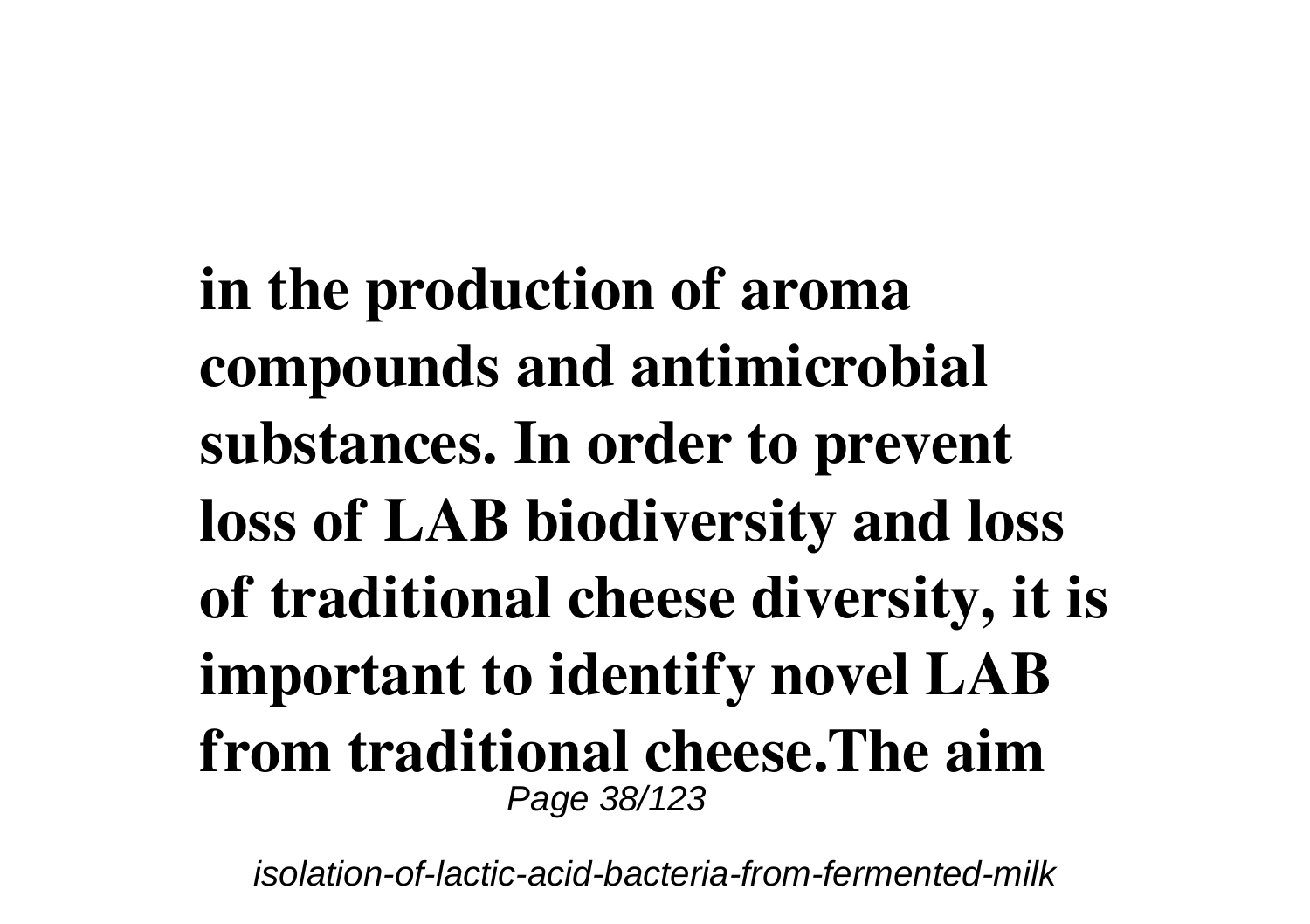**in the production of aroma compounds and antimicrobial substances. In order to prevent loss of LAB biodiversity and loss of traditional cheese diversity, it is important to identify novel LAB from traditional cheese.The aim**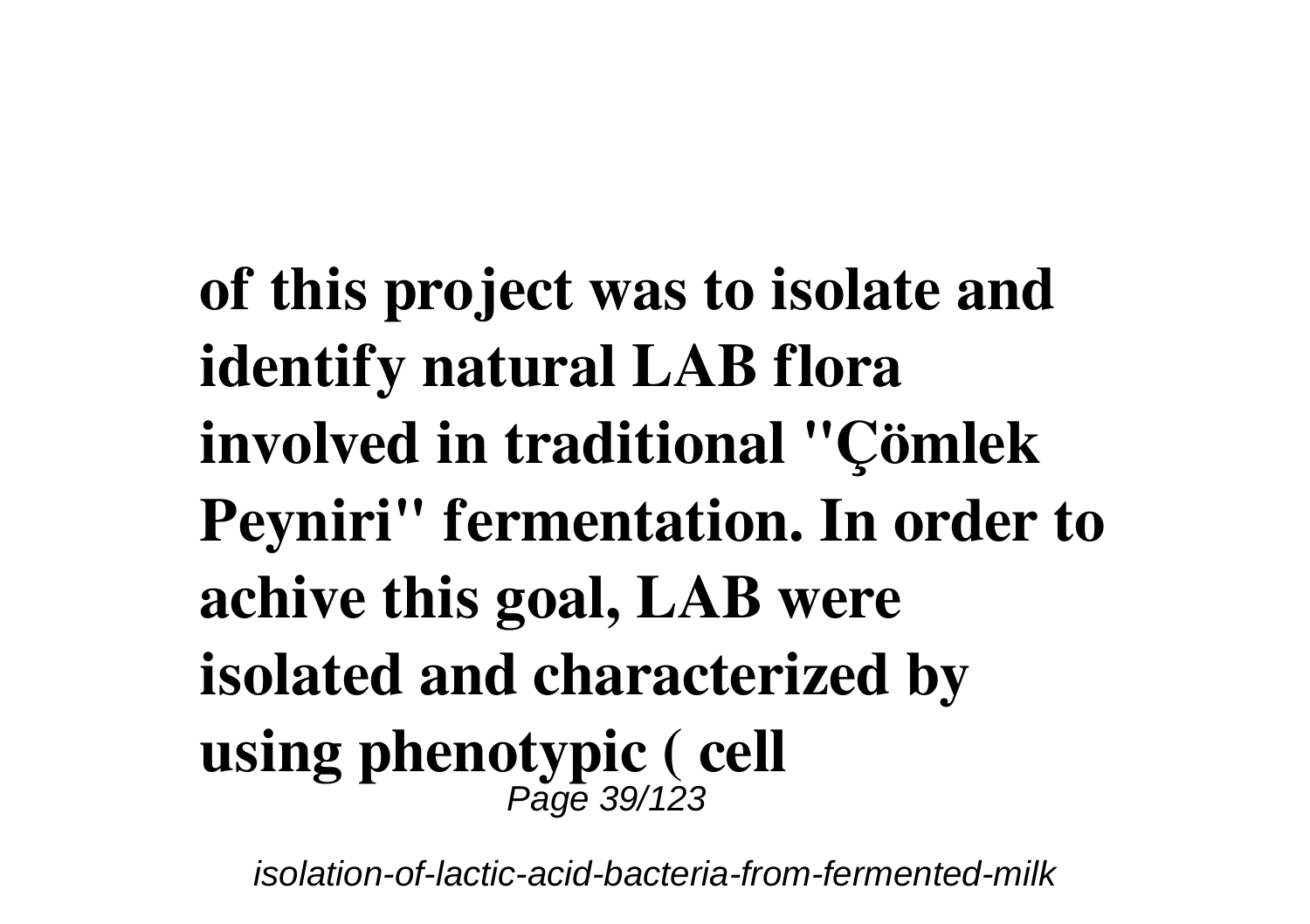**of this project was to isolate and identify natural LAB flora involved in traditional "Çömlek Peyniri" fermentation. In order to achive this goal, LAB were isolated and characterized by using phenotypic ( cell**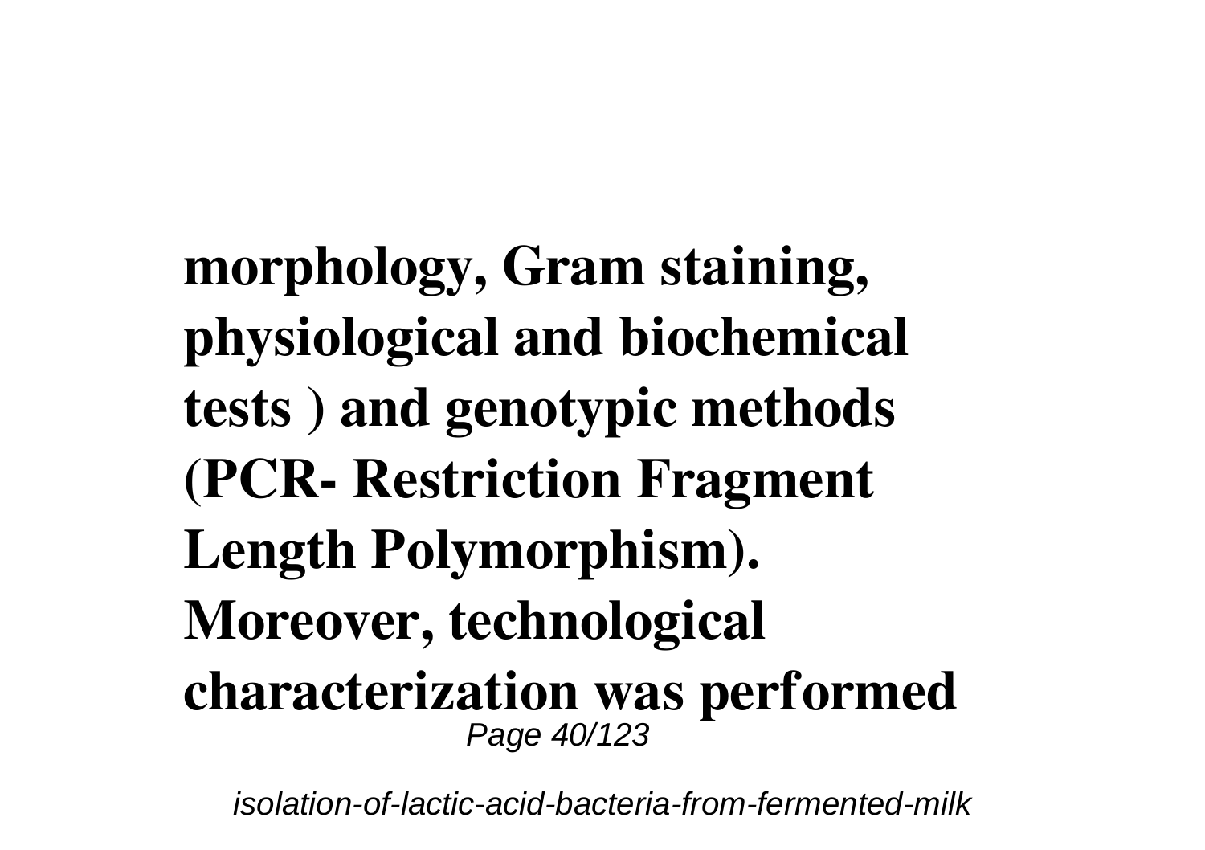**morphology, Gram staining, physiological and biochemical tests ) and genotypic methods (PCR- Restriction Fragment Length Polymorphism). Moreover, technological characterization was performed**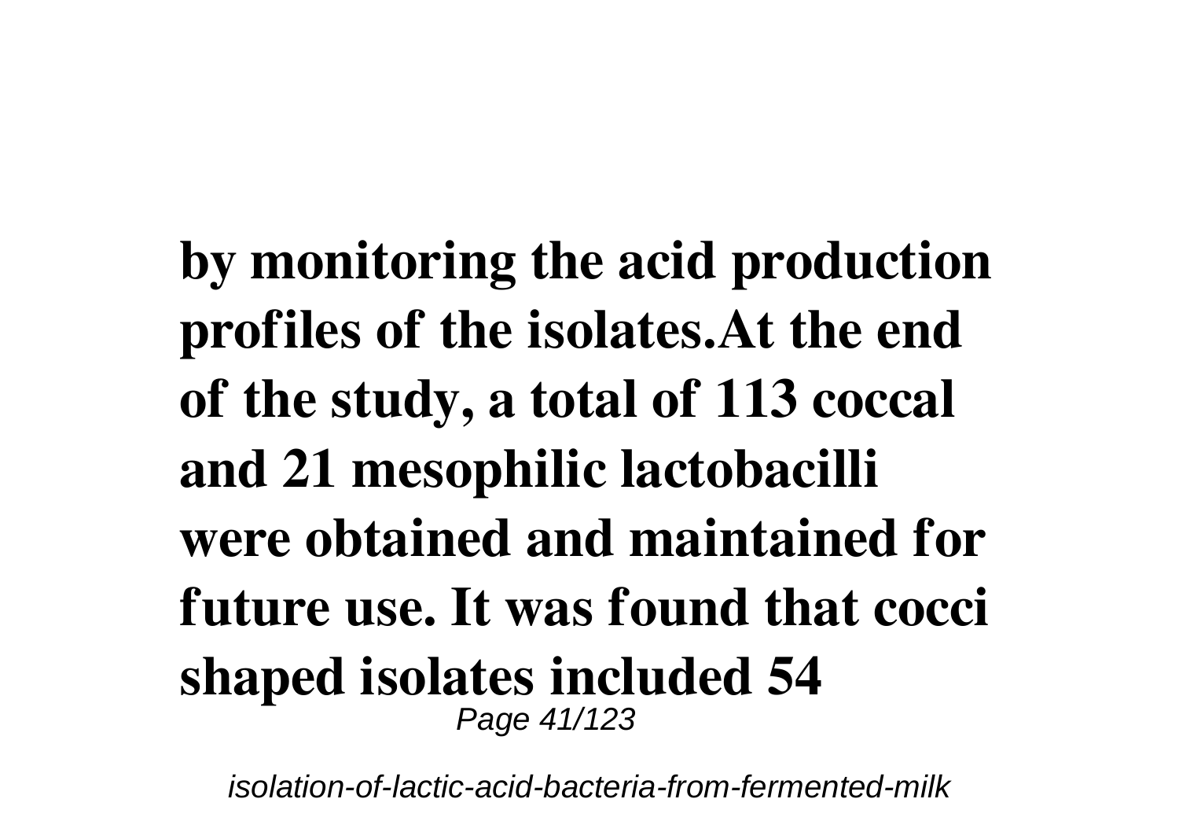**by monitoring the acid production profiles of the isolates.At the end of the study, a total of 113 coccal and 21 mesophilic lactobacilli were obtained and maintained for future use. It was found that cocci shaped isolates included 54**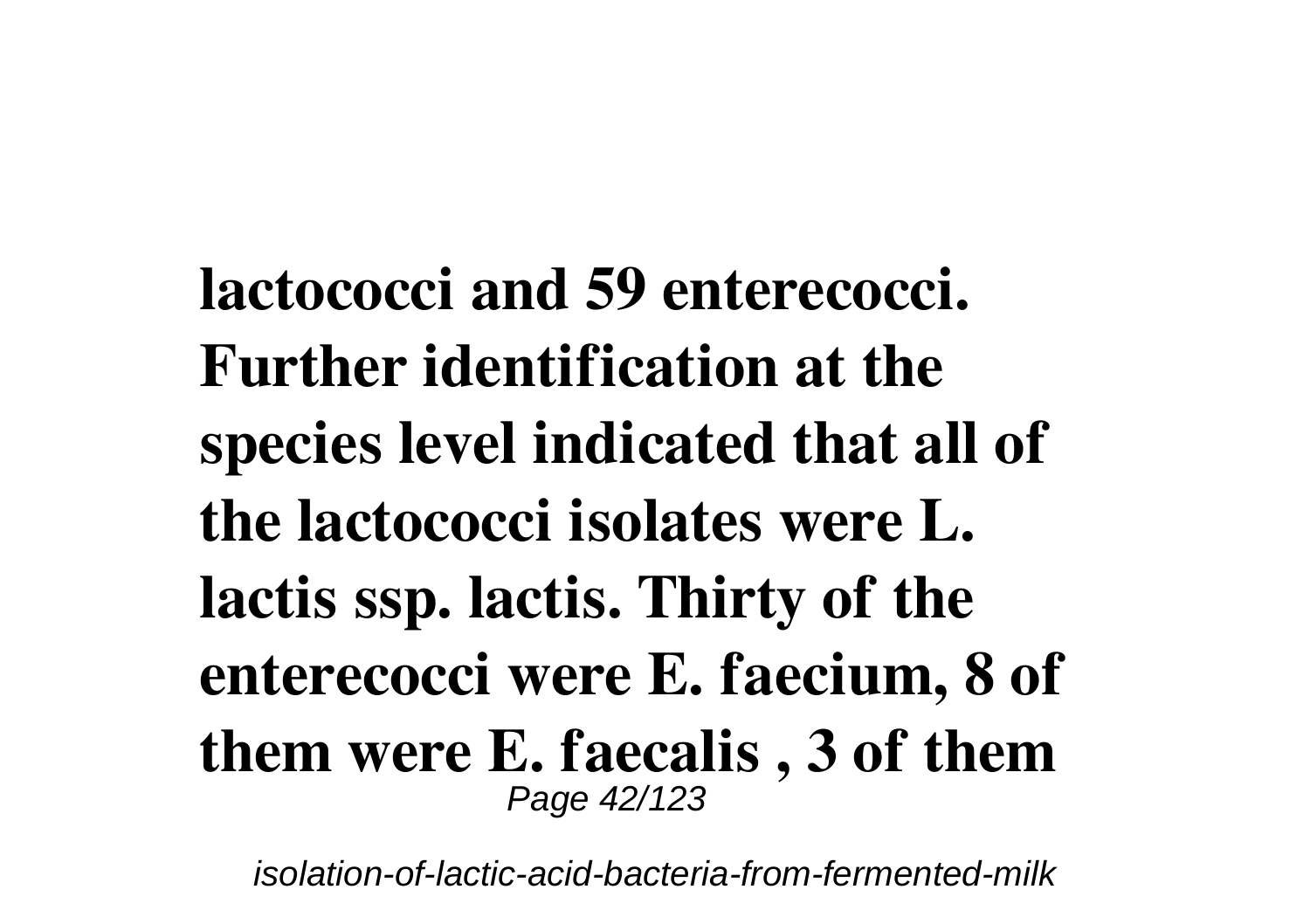**lactococci and 59 enterecocci. Further identification at the species level indicated that all of the lactococci isolates were L. lactis ssp. lactis. Thirty of the enterecocci were E. faecium, 8 of them were E. faecalis , 3 of them**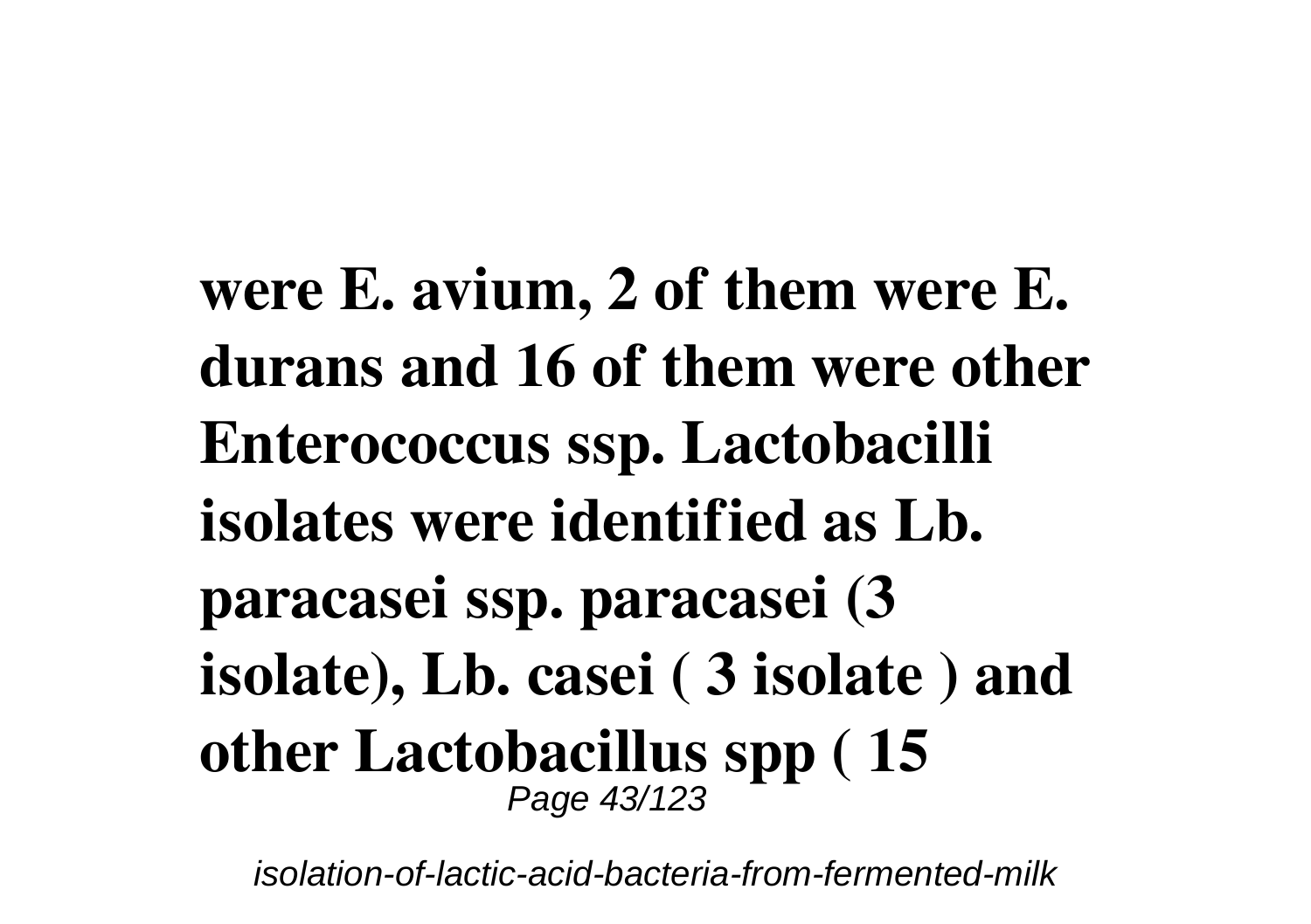**were E. avium, 2 of them were E. durans and 16 of them were other Enterococcus ssp. Lactobacilli isolates were identified as Lb. paracasei ssp. paracasei (3 isolate), Lb. casei ( 3 isolate ) and other Lactobacillus spp ( 15**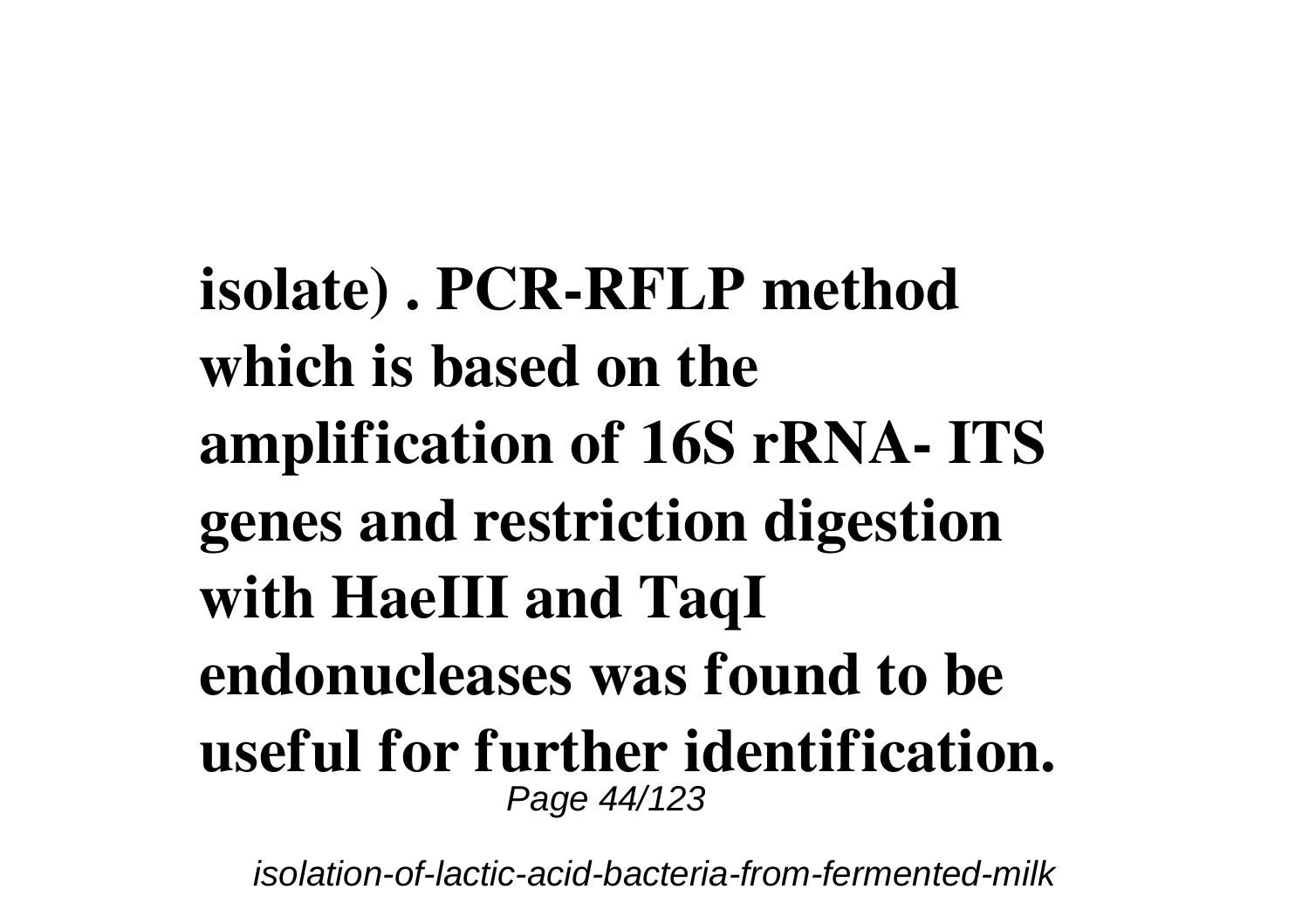**isolate) . PCR-RFLP method which is based on the amplification of 16S rRNA- ITS genes and restriction digestion with HaeIII and TaqI endonucleases was found to be useful for further identification.**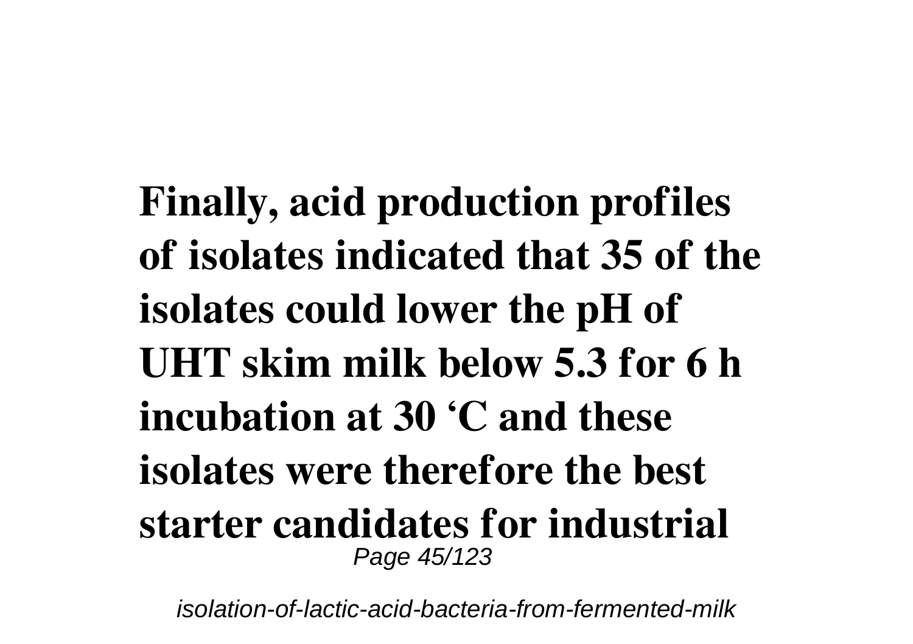**Finally, acid production profiles of isolates indicated that 35 of the isolates could lower the pH of UHT skim milk below 5.3 for 6 h incubation at 30 ‘C and these isolates were therefore the best starter candidates for industrial**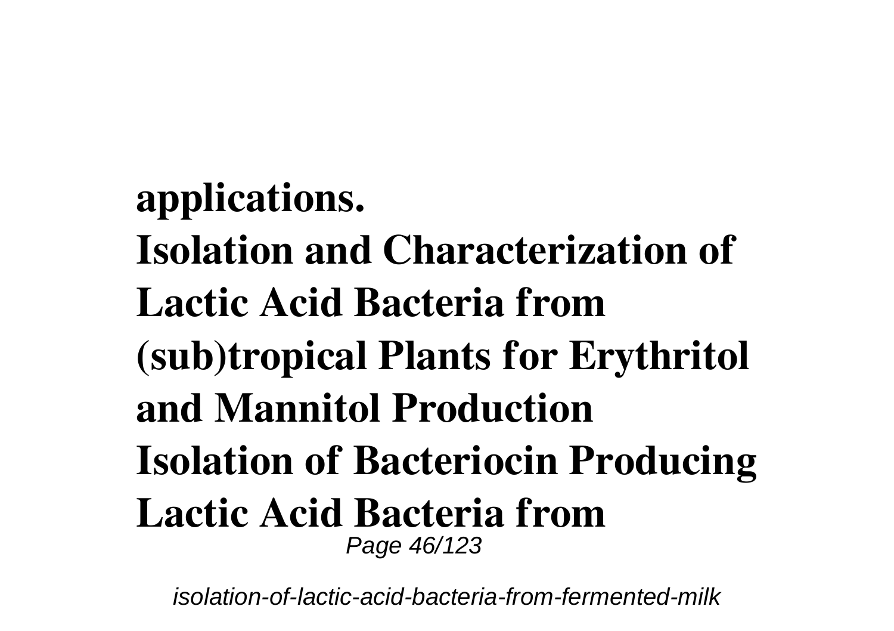**applications.**

**Isolation and Characterization of Lactic Acid Bacteria from (sub)tropical Plants for Erythritol and Mannitol Production**

**Isolation of Bacteriocin Producing Lactic Acid Bacteria from**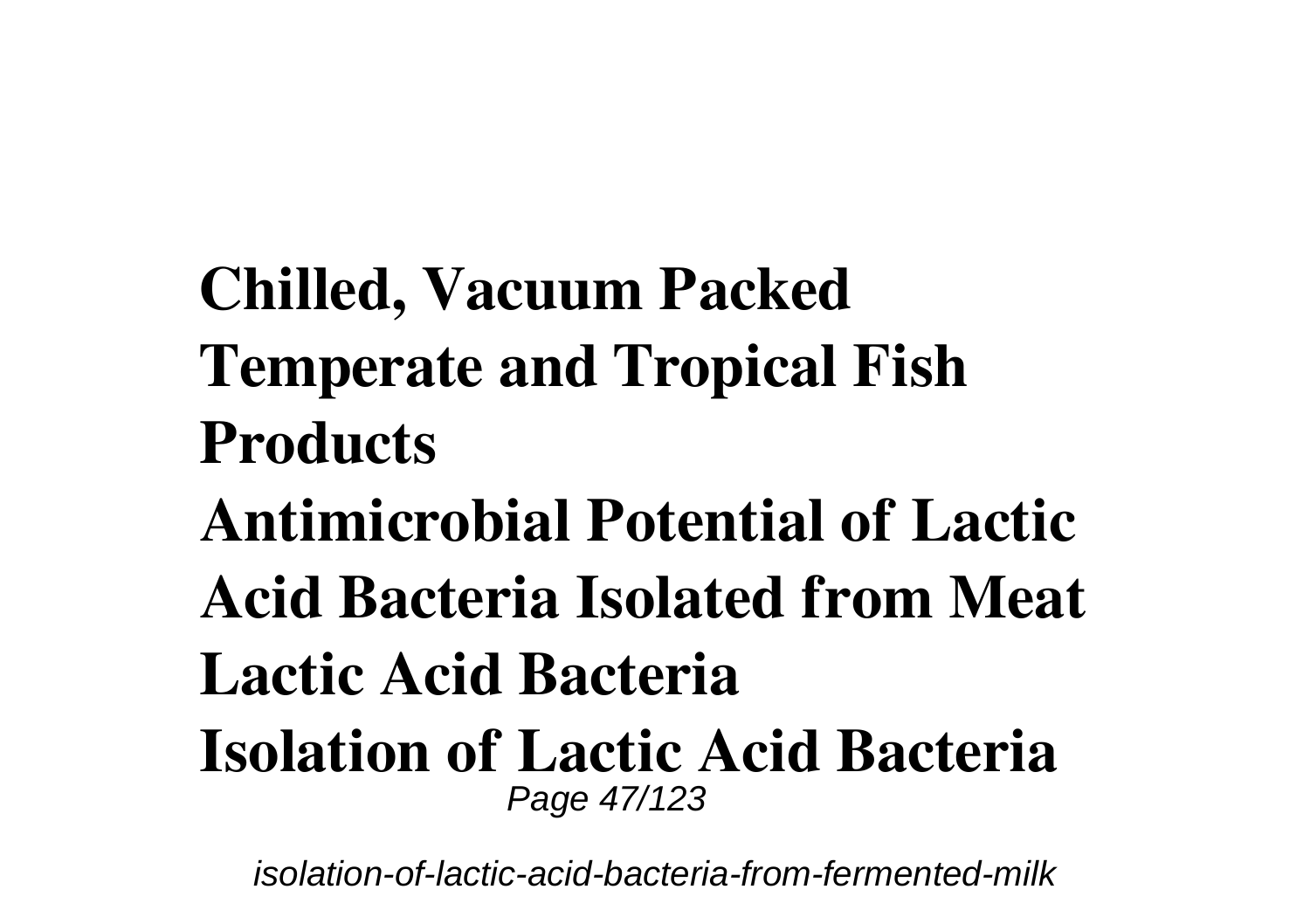**Chilled, Vacuum Packed Temperate and Tropical Fish Products**

**Antimicrobial Potential of Lactic Acid Bacteria Isolated from Meat**

**Lactic Acid Bacteria**

**Isolation of Lactic Acid Bacteria**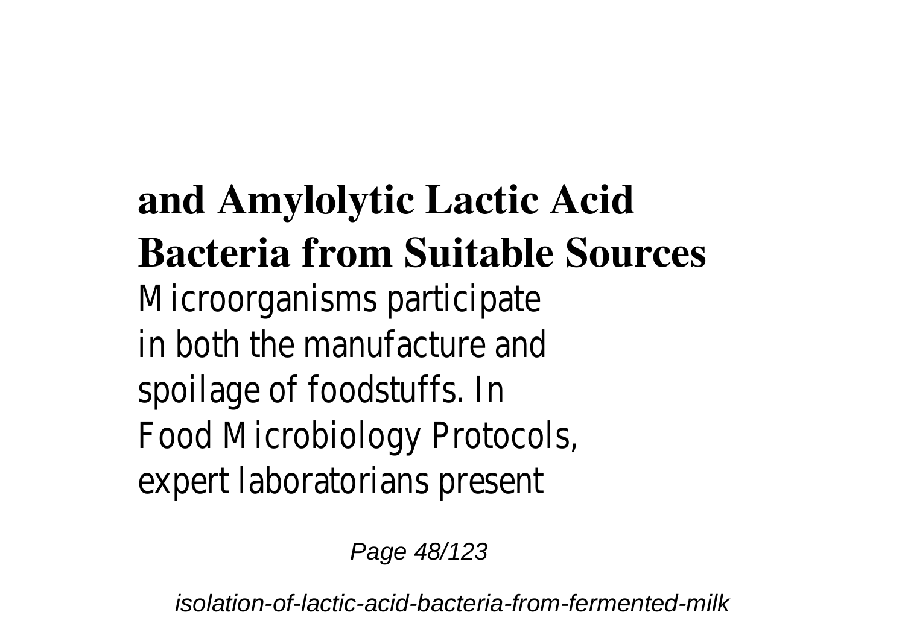## and Amylolytic Lactic Acid Bacteria from Suitable Sources

Microorganisms participate in both the manufacture and spoilage of foodstuffs. In Food Microbiology Protocols, expert laboratorians present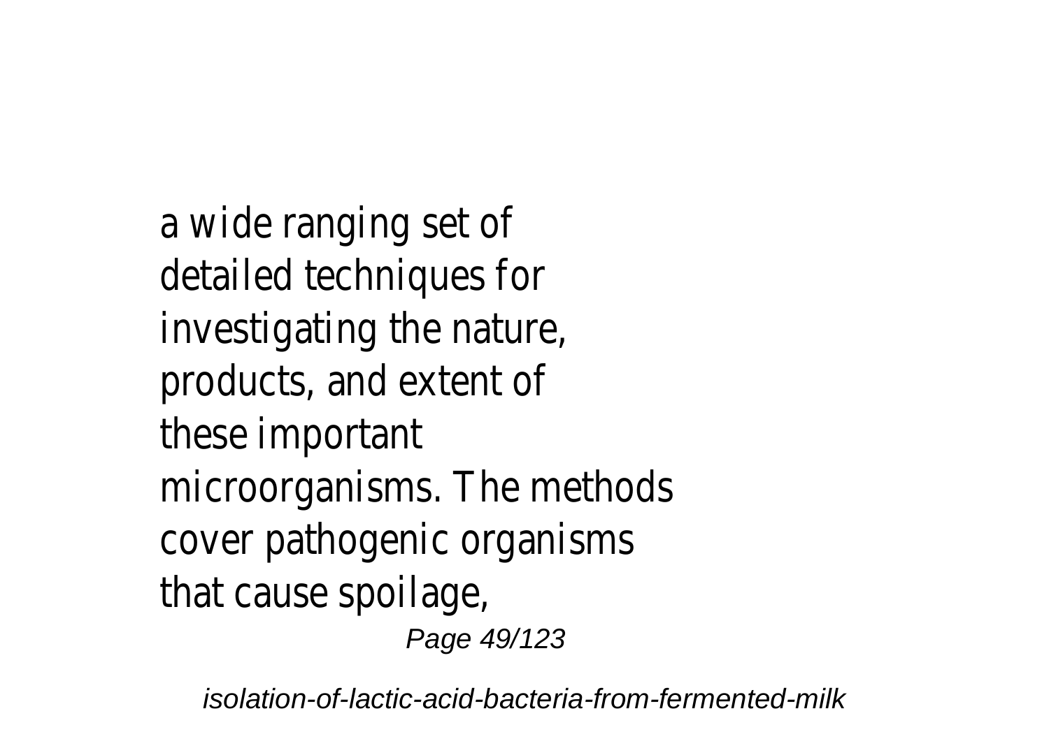a wide ranging set of detailed techniques for investigating the nature, products, and extent of these important microorganisms. The methods cover pathogenic organisms that cause spoilage,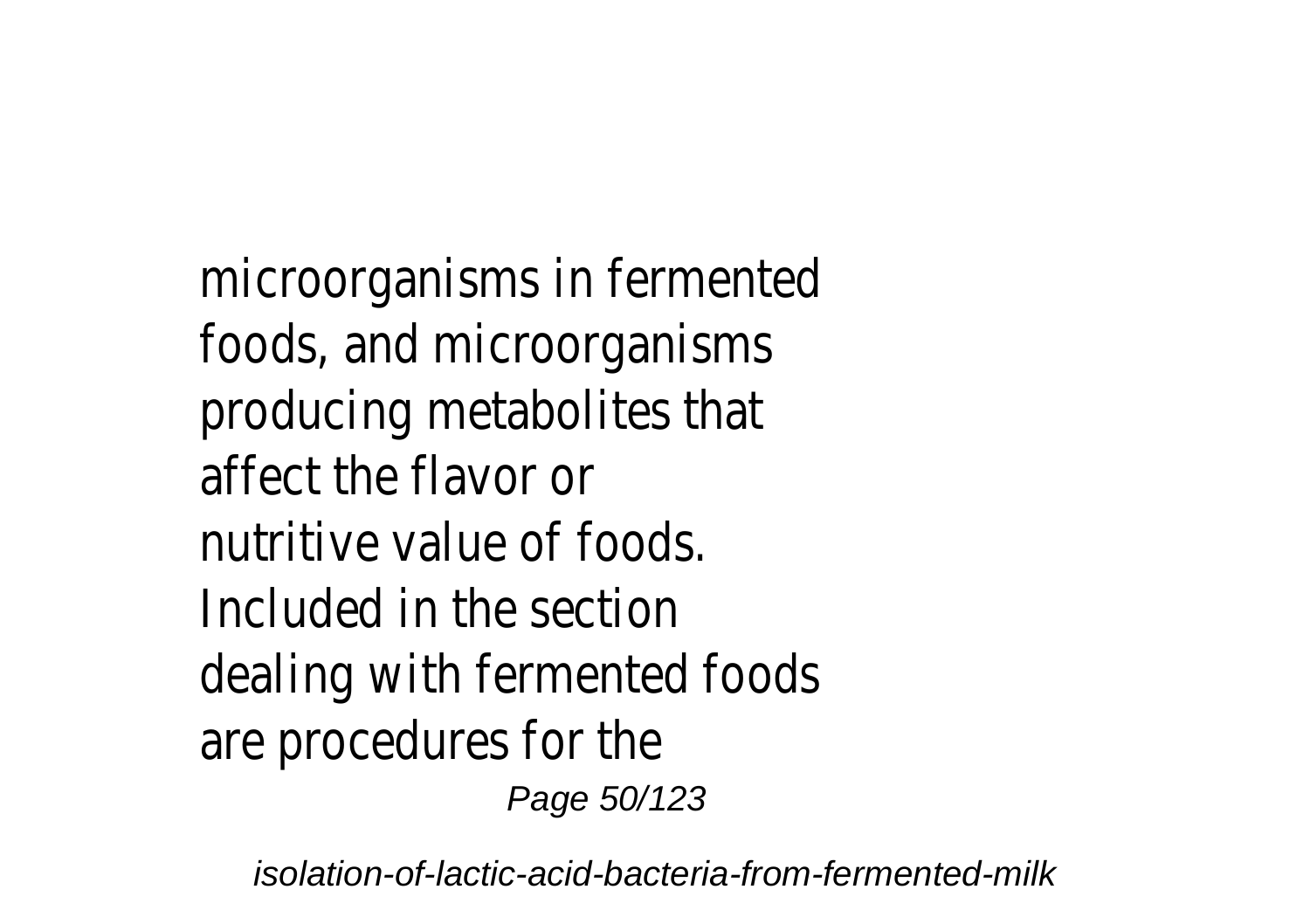microorganisms in fermented foods, and microorganisms producing metabolites that affect the flavor or nutritive value of foods. Included in the section dealing with fermented foods are procedures for the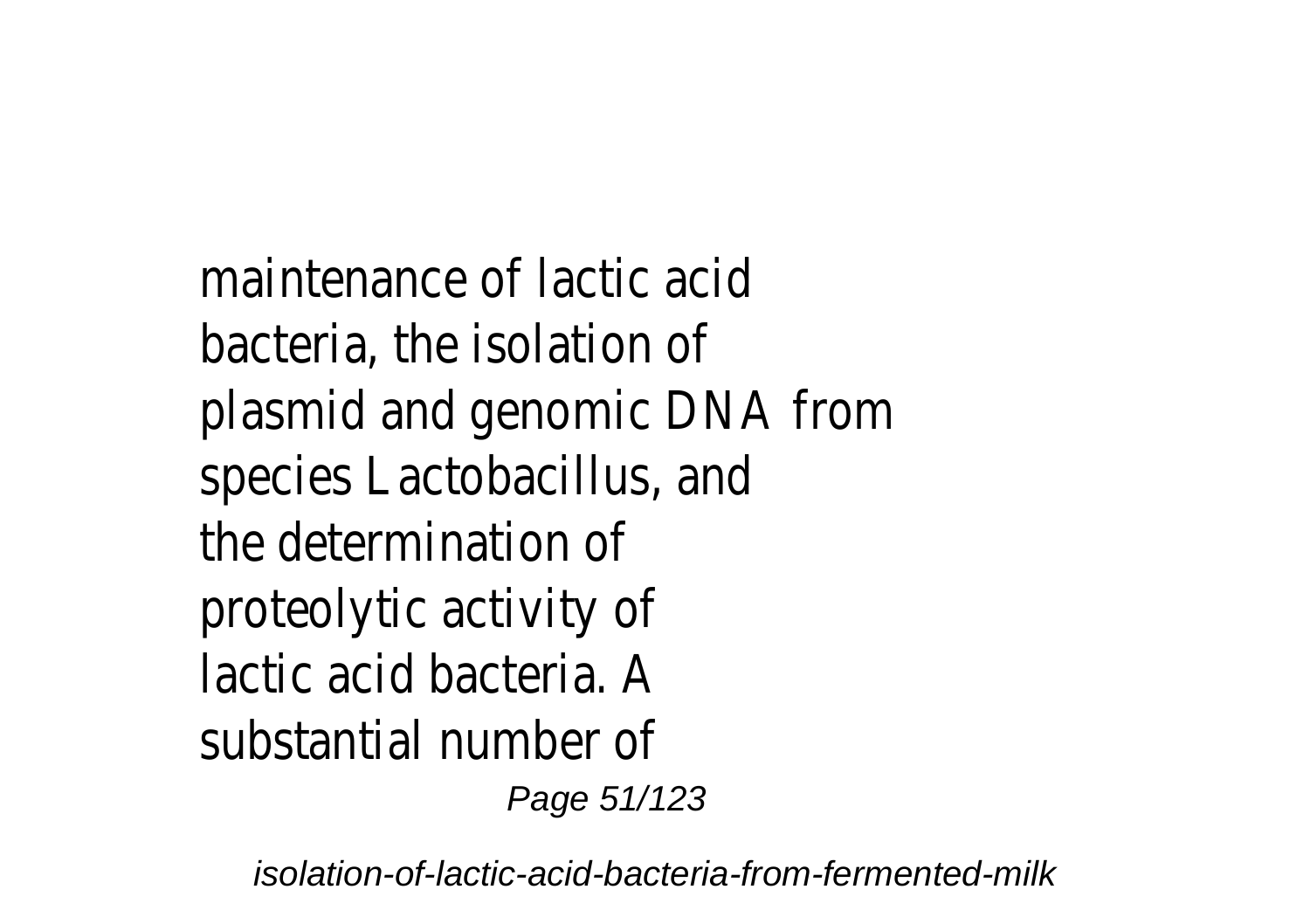maintenance of lactic acid bacteria, the isolation of plasmid and genomic DNA from species Lactobacillus, and the determination of proteolytic activity of lactic acid bacteria. A substantial number of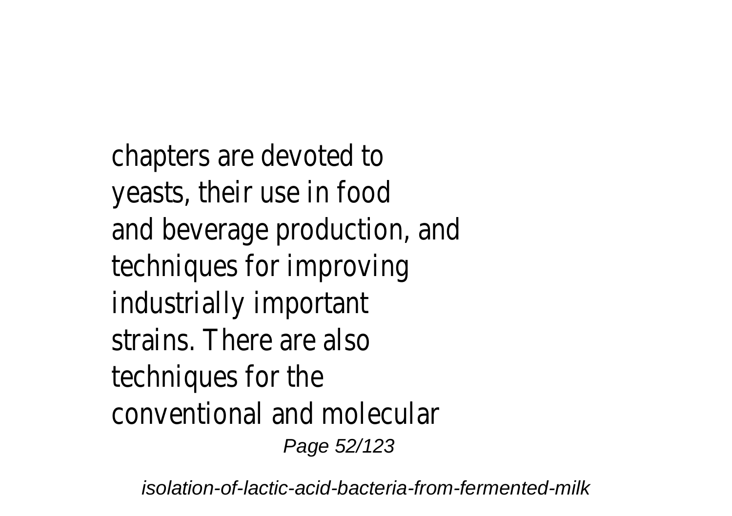chapters are devoted to yeasts, their use in food and beverage production, and techniques for improving industrially important strains. There are also techniques for the conventional and molecular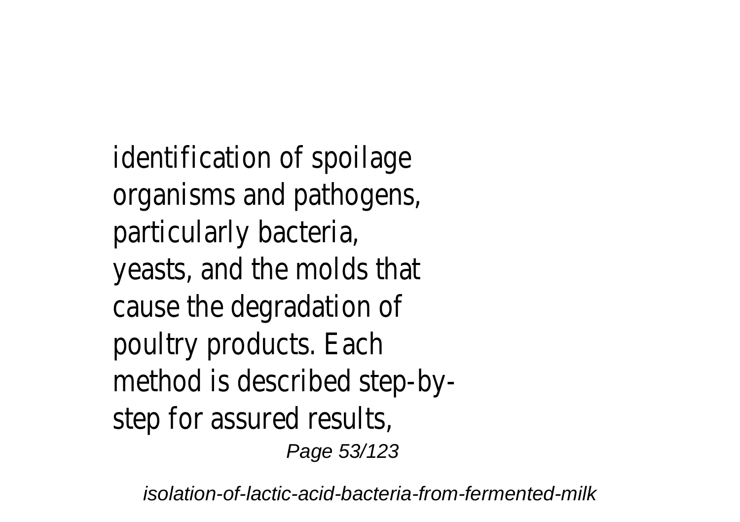identification of spoilage organisms and pathogens, particularly bacteria, yeasts, and the molds that cause the degradation of poultry products. Each method is described step-by-step for assured results,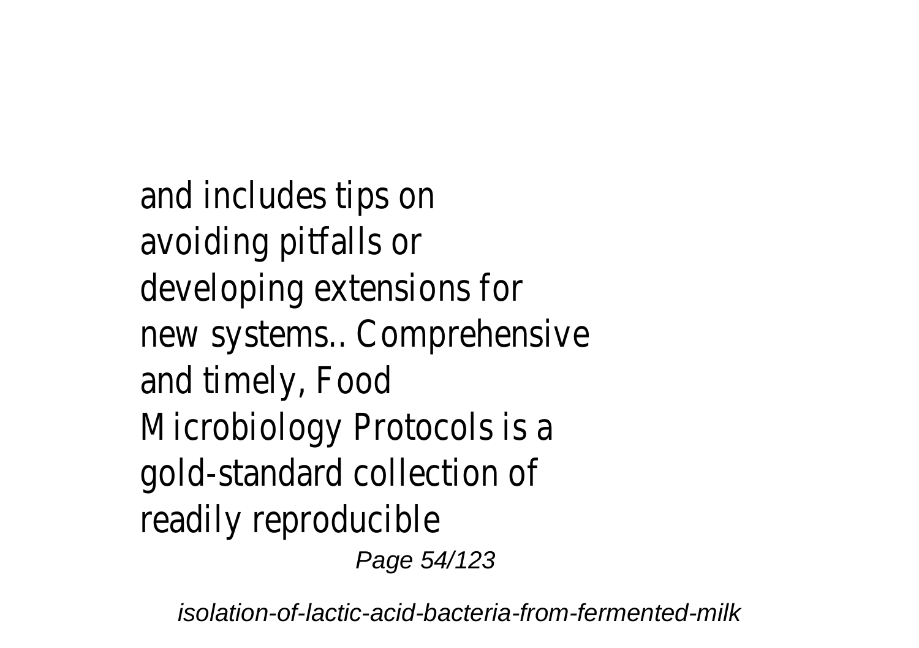and includes tips on avoiding pitfalls or developing extensions for new systems.. Comprehensive and timely, Food Microbiology Protocols is a gold-standard collection of readily reproducible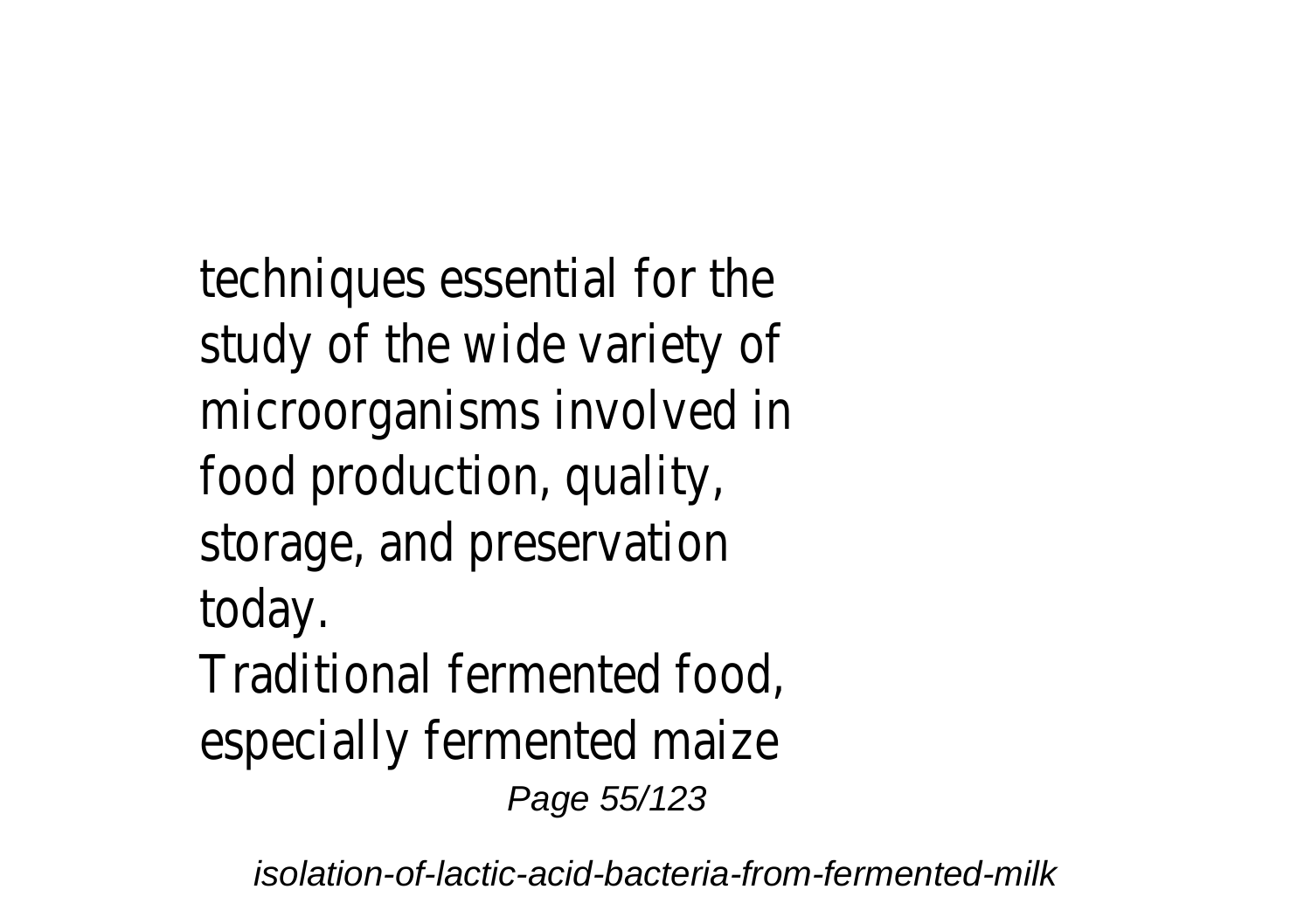techniques essential for the study of the wide variety of microorganisms involved in food production, quality, storage, and preservation today.

Traditional fermented food, especially fermented maize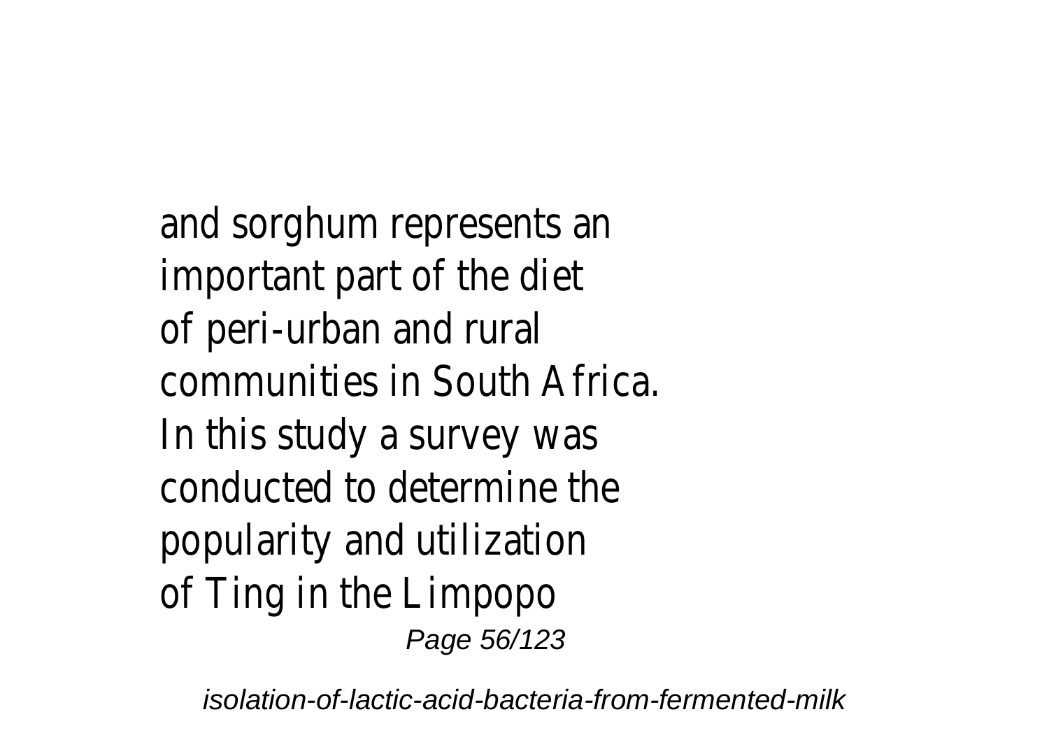and sorghum represents an important part of the diet of peri-urban and rural communities in South Africa. In this study a survey was conducted to determine the popularity and utilization of Ting in the Limpopo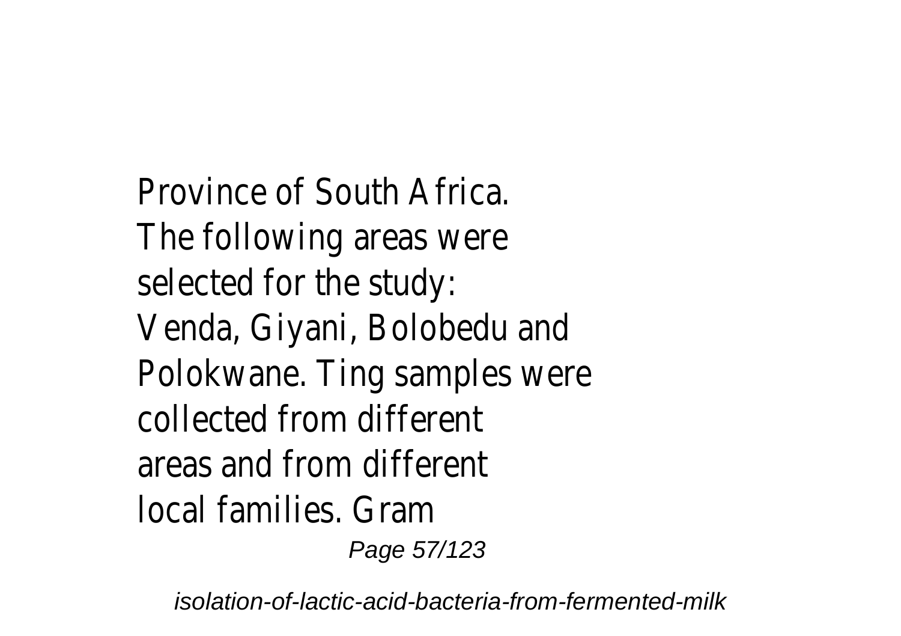Province of South Africa. The following areas were selected for the study: Venda, Giyani, Bolobedu and Polokwane. Ting samples were collected from different areas and from different local families. Gram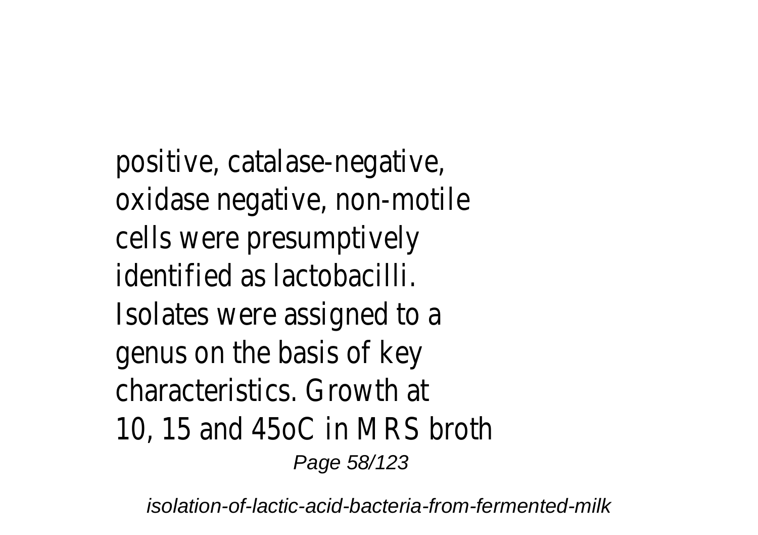positive, catalase-negative, oxidase negative, non-motile cells were presumptively identified as lactobacilli. Isolates were assigned to a genus on the basis of key characteristics. Growth at 10, 15 and 45oC in MRS broth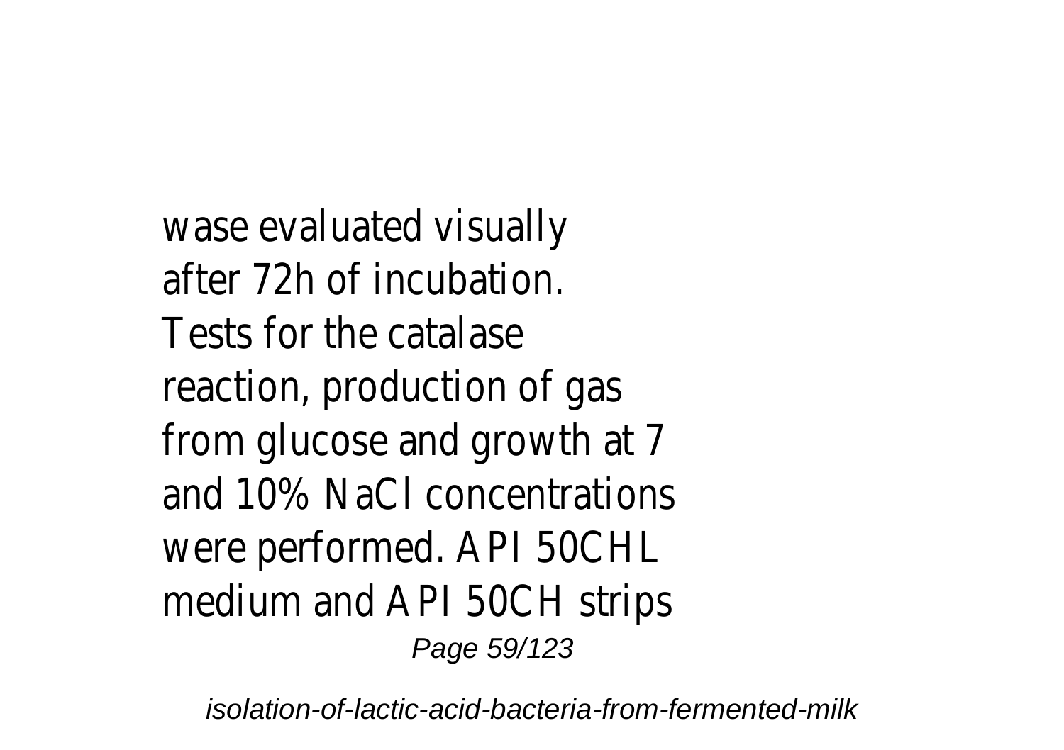wase evaluated visually after 72h of incubation. Tests for the catalase reaction, production of gas from glucose and growth at 7 and 10% NaCl concentrations were performed. API 50CHL medium and API 50CH strips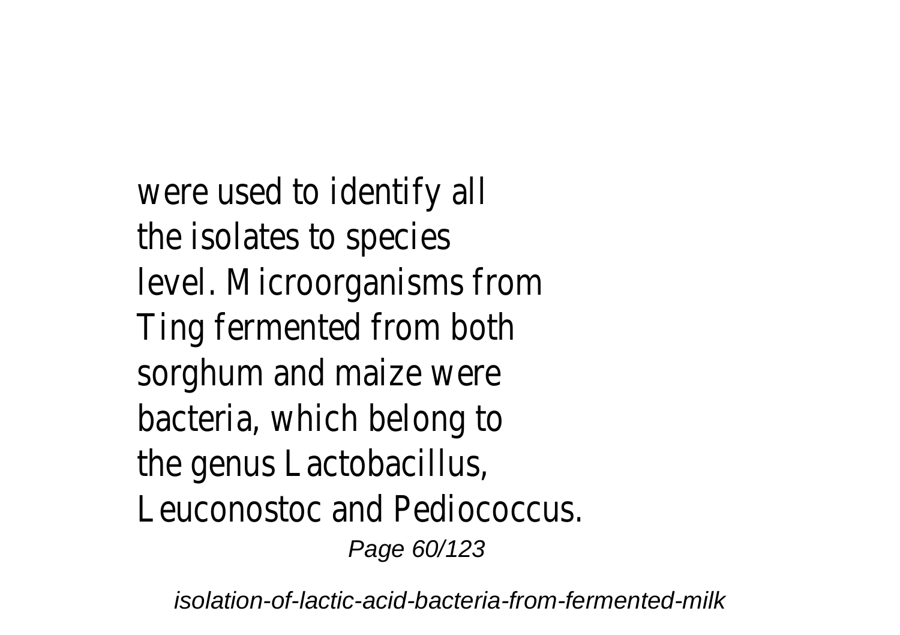were used to identify all the isolates to species level. Microorganisms from Ting fermented from both sorghum and maize were bacteria, which belong to the genus Lactobacillus, Leuconostoc and Pediococcus.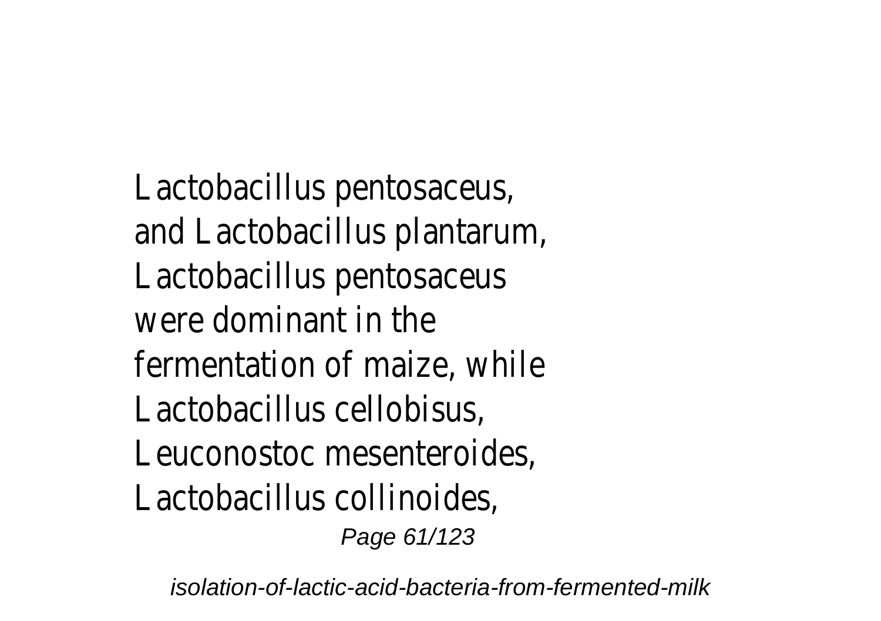Lactobacillus pentosaceus, and Lactobacillus plantarum, Lactobacillus pentosaceus were dominant in the fermentation of maize, while Lactobacillus cellobisus, Leuconostoc mesenteroides, Lactobacillus collinoides,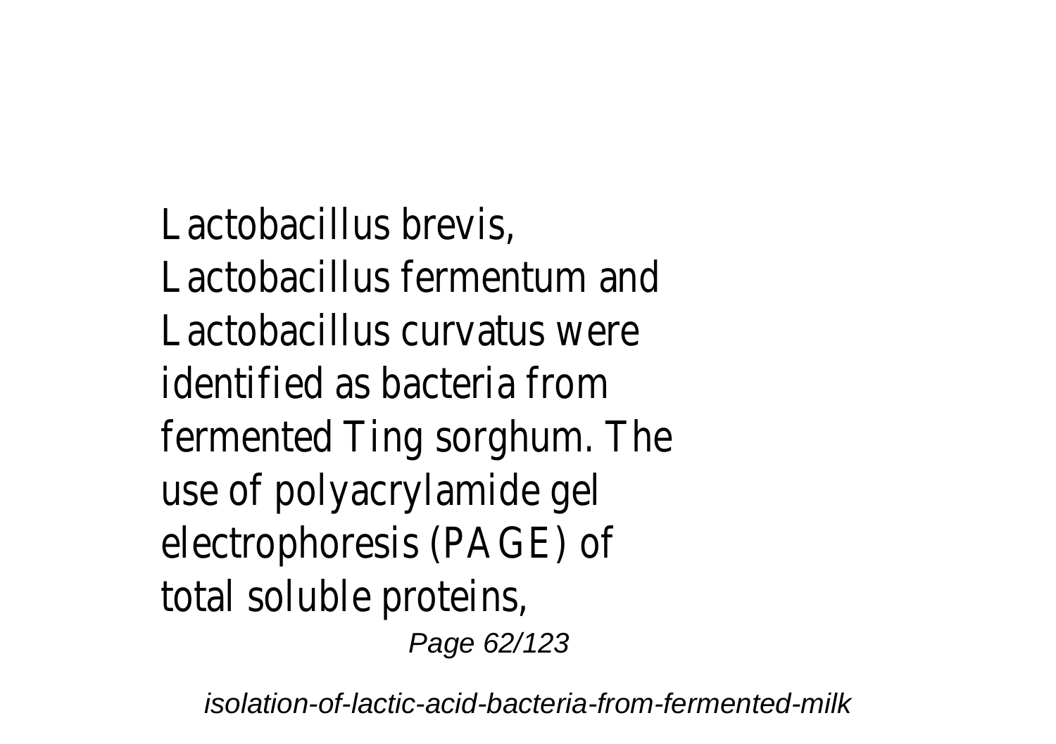Lactobacillus brevis, Lactobacillus fermentum and Lactobacillus curvatus were identified as bacteria from fermented Ting sorghum. The use of polyacrylamide gel electrophoresis (PAGE) of total soluble proteins,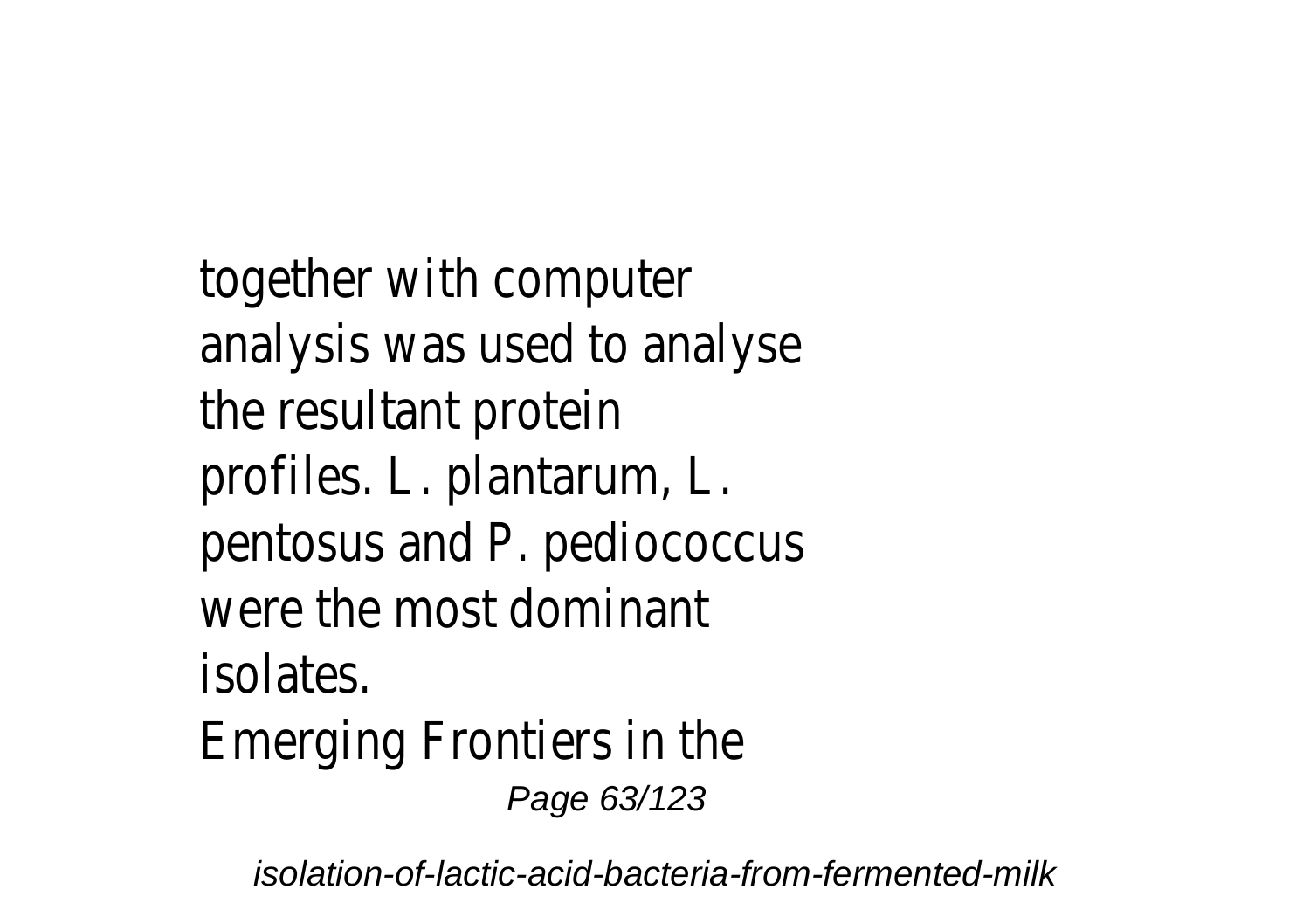together with computer analysis was used to analyse the resultant protein profiles. L. plantarum, L. pentosus and P. pediococcus were the most dominant isolates.

Emerging Frontiers in the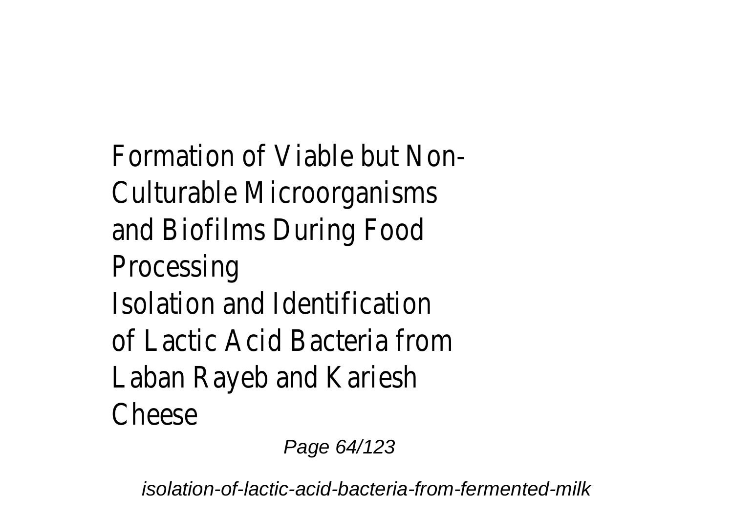Formation of Viable but Non-Culturable Microorganisms and Biofilms During Food Processing

Isolation and Identification of Lactic Acid Bacteria from Laban Rayeb and Kariesh Cheese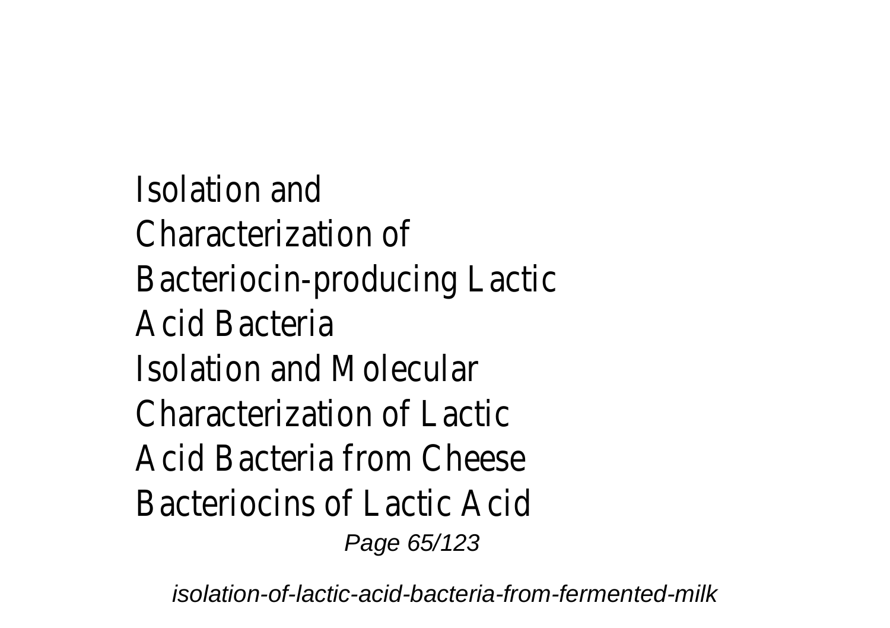Isolation and Characterization of Bacteriocin-producing Lactic Acid Bacteria

Isolation and Molecular Characterization of Lactic Acid Bacteria from Cheese

Bacteriocins of Lactic Acid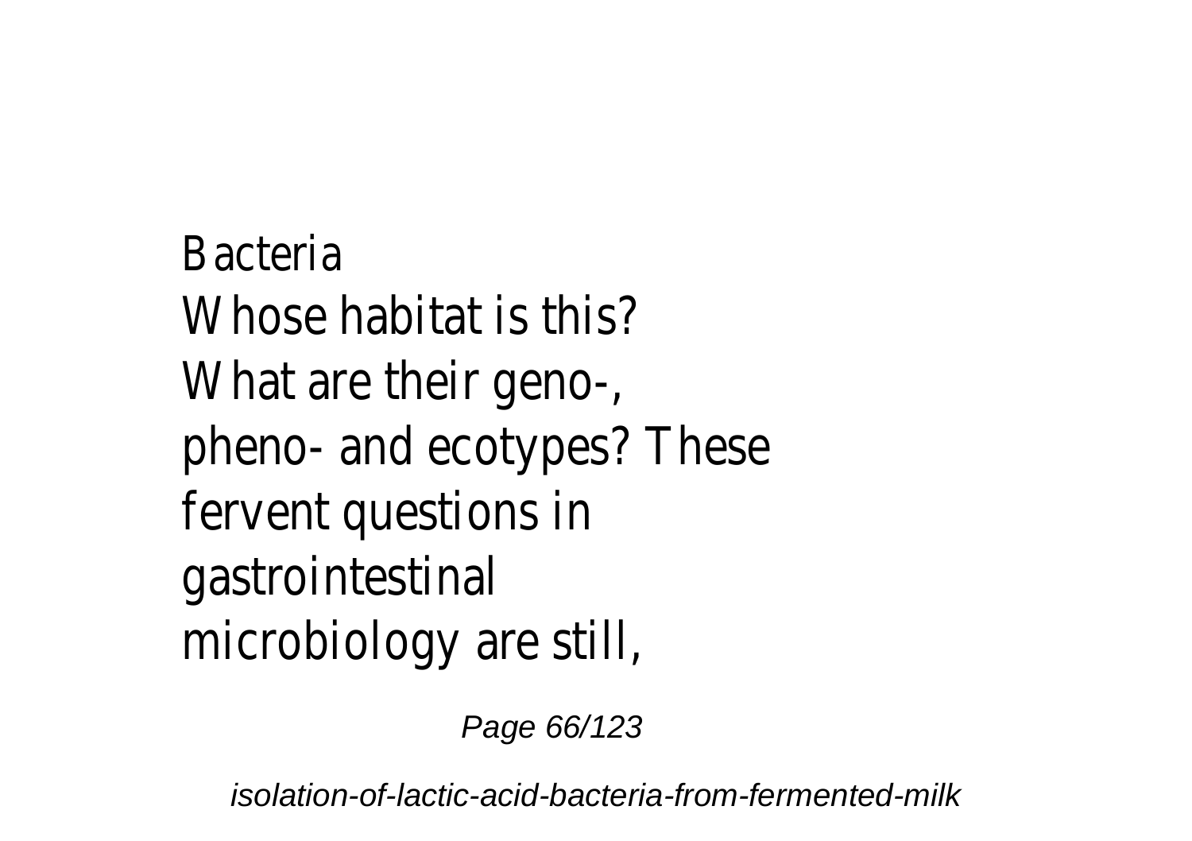Bacteria
Whose habitat is this?
What are their geno-,
pheno- and ecotypes? These
fervent questions in
gastrointestinal
microbiology are still,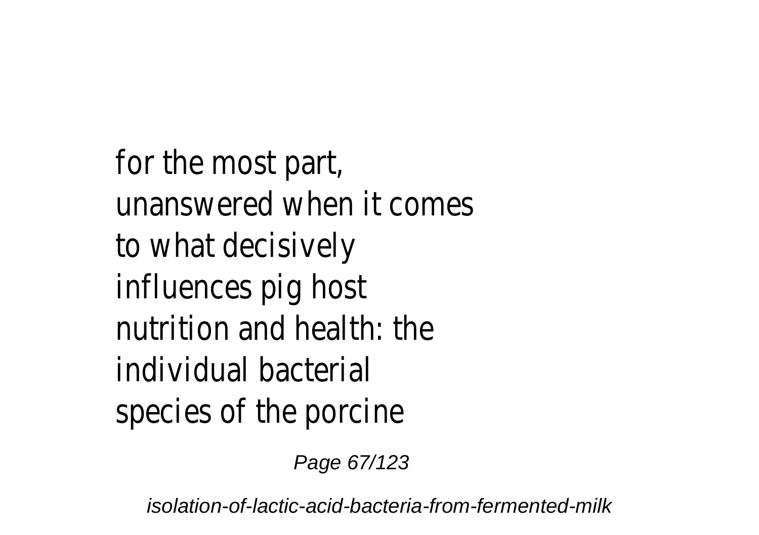for the most part, unanswered when it comes to what decisively influences pig host nutrition and health: the individual bacterial species of the porcine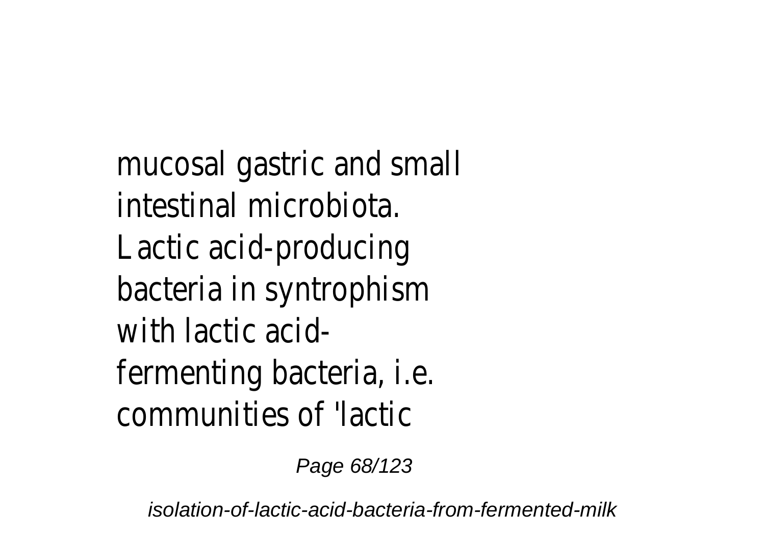mucosal gastric and small intestinal microbiota. Lactic acid-producing bacteria in syntrophism with lactic acid-fermenting bacteria, i.e. communities of 'lactic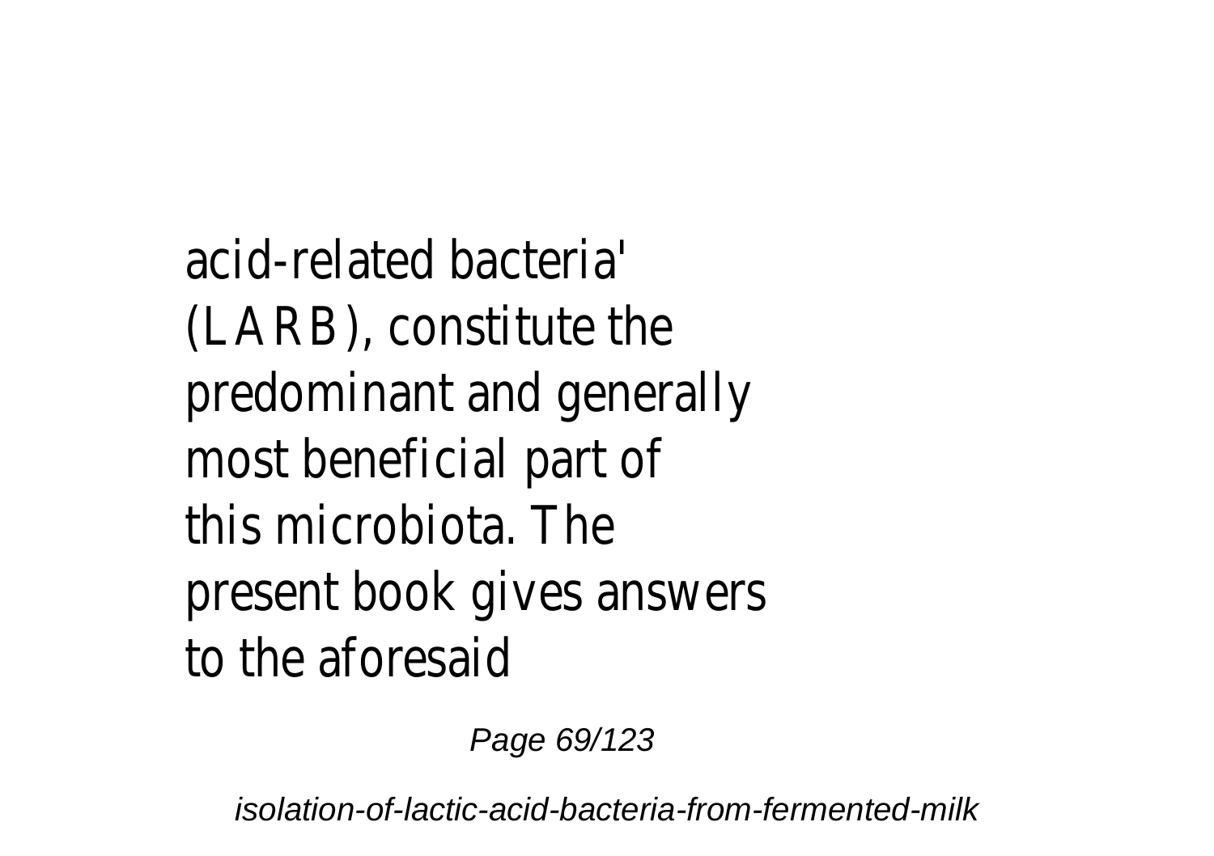acid-related bacteria' (LARB), constitute the predominant and generally most beneficial part of this microbiota. The present book gives answers to the aforesaid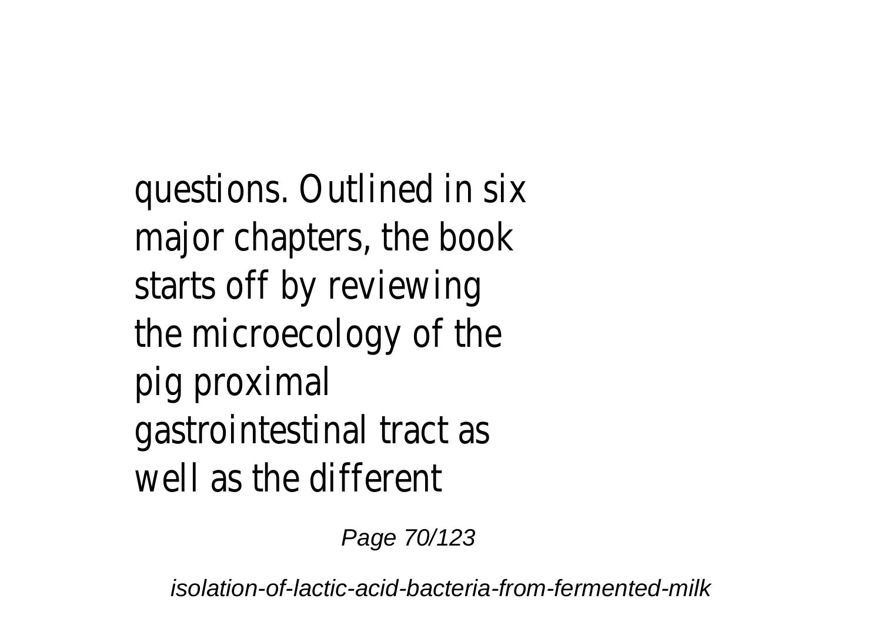questions. Outlined in six major chapters, the book starts off by reviewing the microecology of the pig proximal gastrointestinal tract as well as the different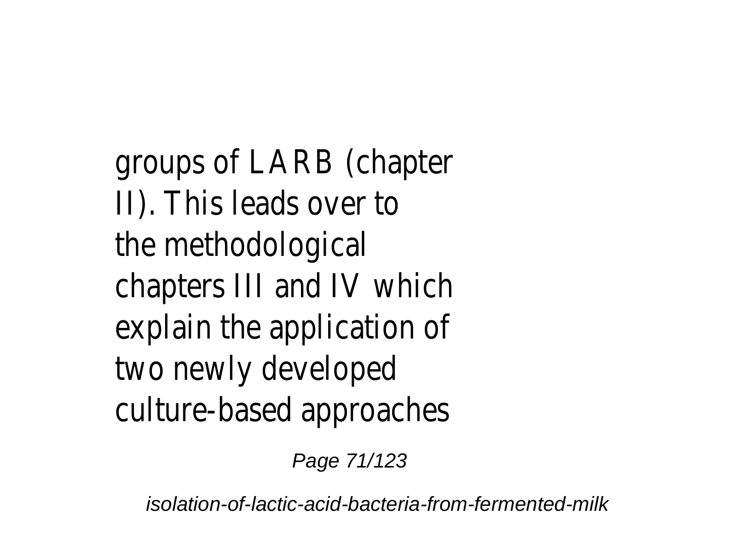groups of LARB (chapter II). This leads over to the methodological chapters III and IV which explain the application of two newly developed culture-based approaches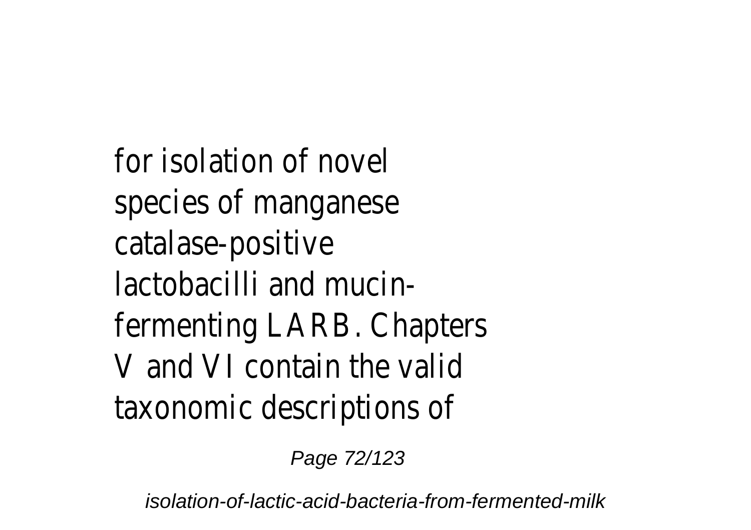for isolation of novel species of manganese catalase-positive lactobacilli and mucin-fermenting LARB. Chapters V and VI contain the valid taxonomic descriptions of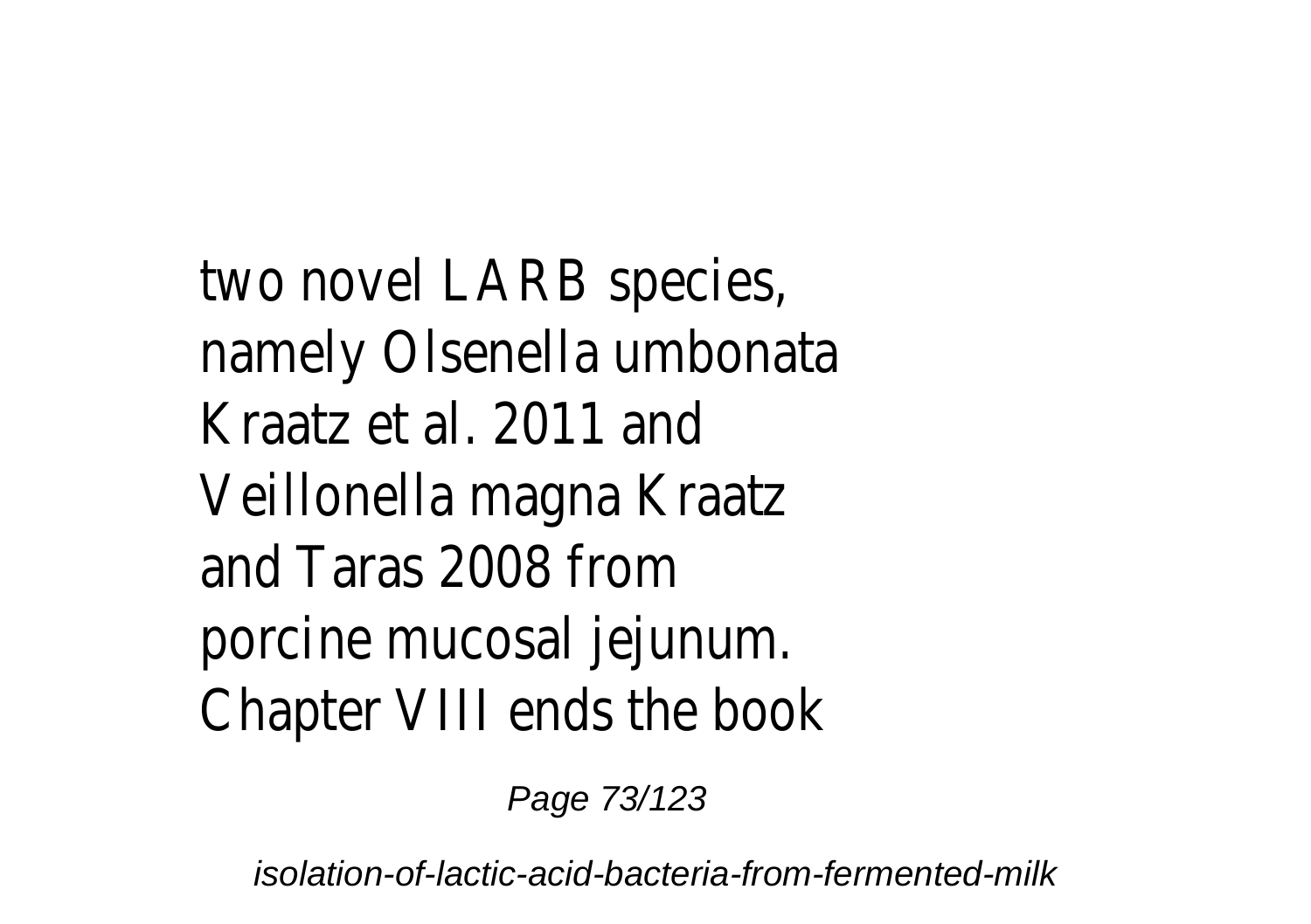two novel LARB species, namely Olsenella umbonata Kraatz et al. 2011 and Veillonella magna Kraatz and Taras 2008 from porcine mucosal jejunum. Chapter VIII ends the book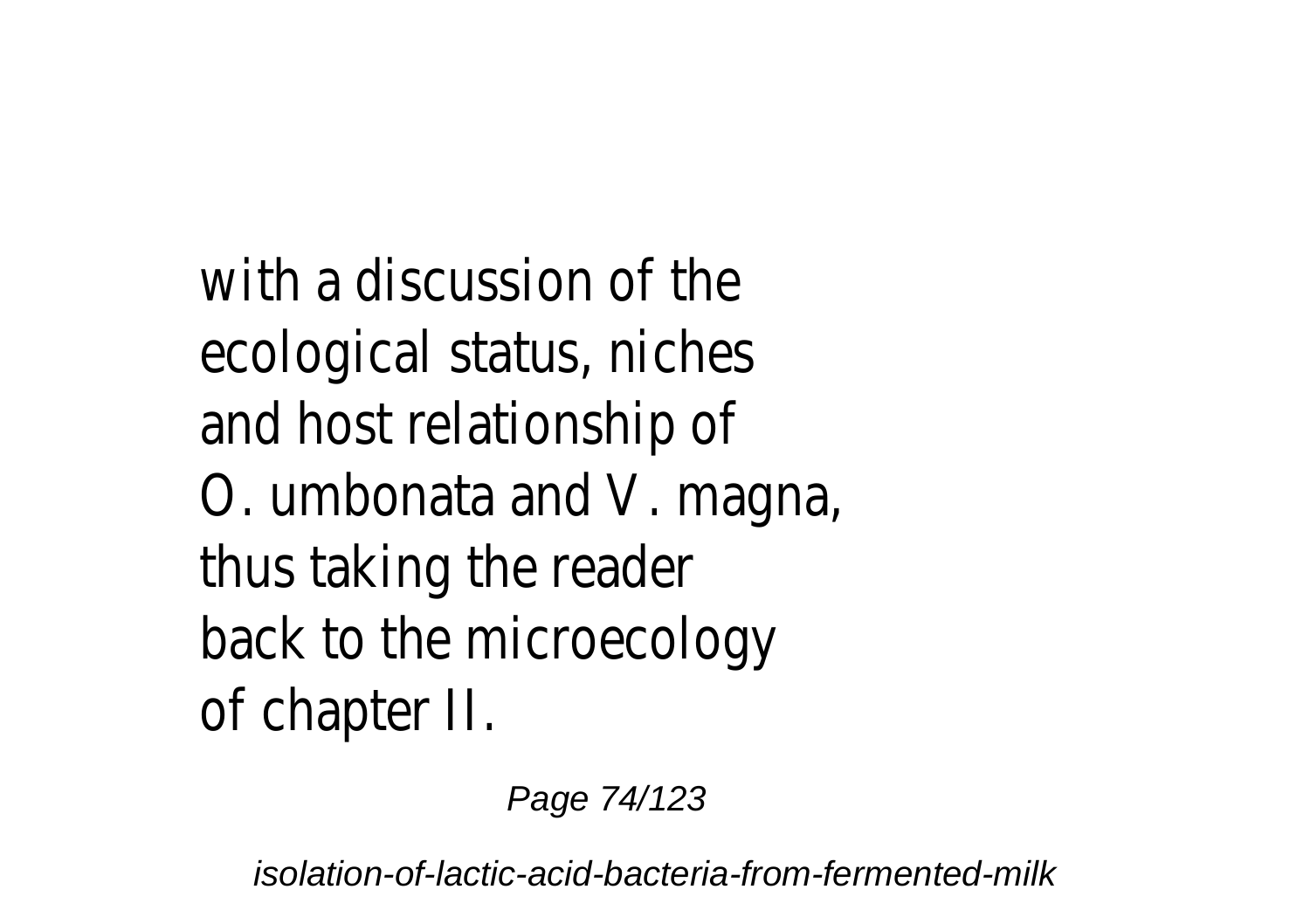with a discussion of the ecological status, niches and host relationship of O. umbonata and V. magna, thus taking the reader back to the microecology of chapter II.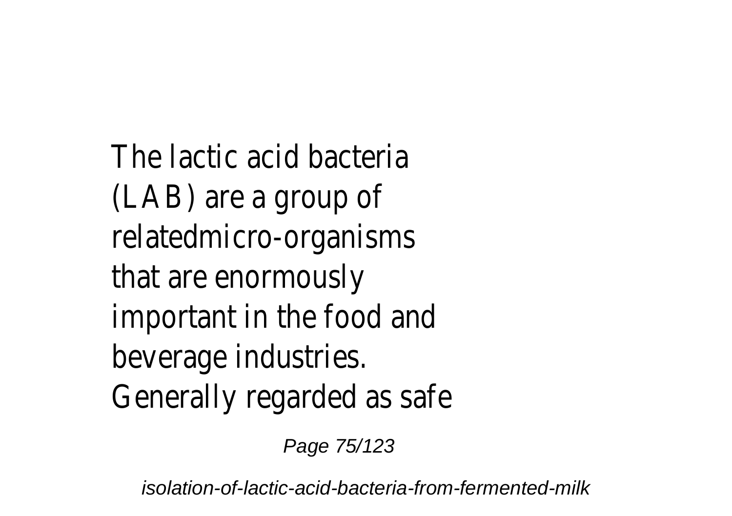The lactic acid bacteria (LAB) are a group of relatedmicro-organisms that are enormously important in the food and beverage industries. Generally regarded as safe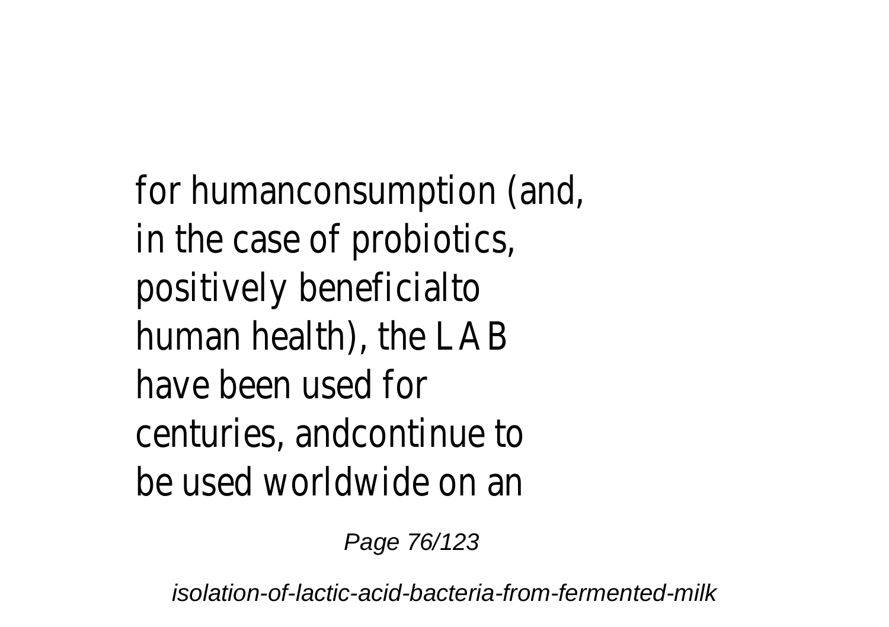for humanconsumption (and, in the case of probiotics, positively beneficialto human health), the LAB have been used for centuries, andcontinue to be used worldwide on an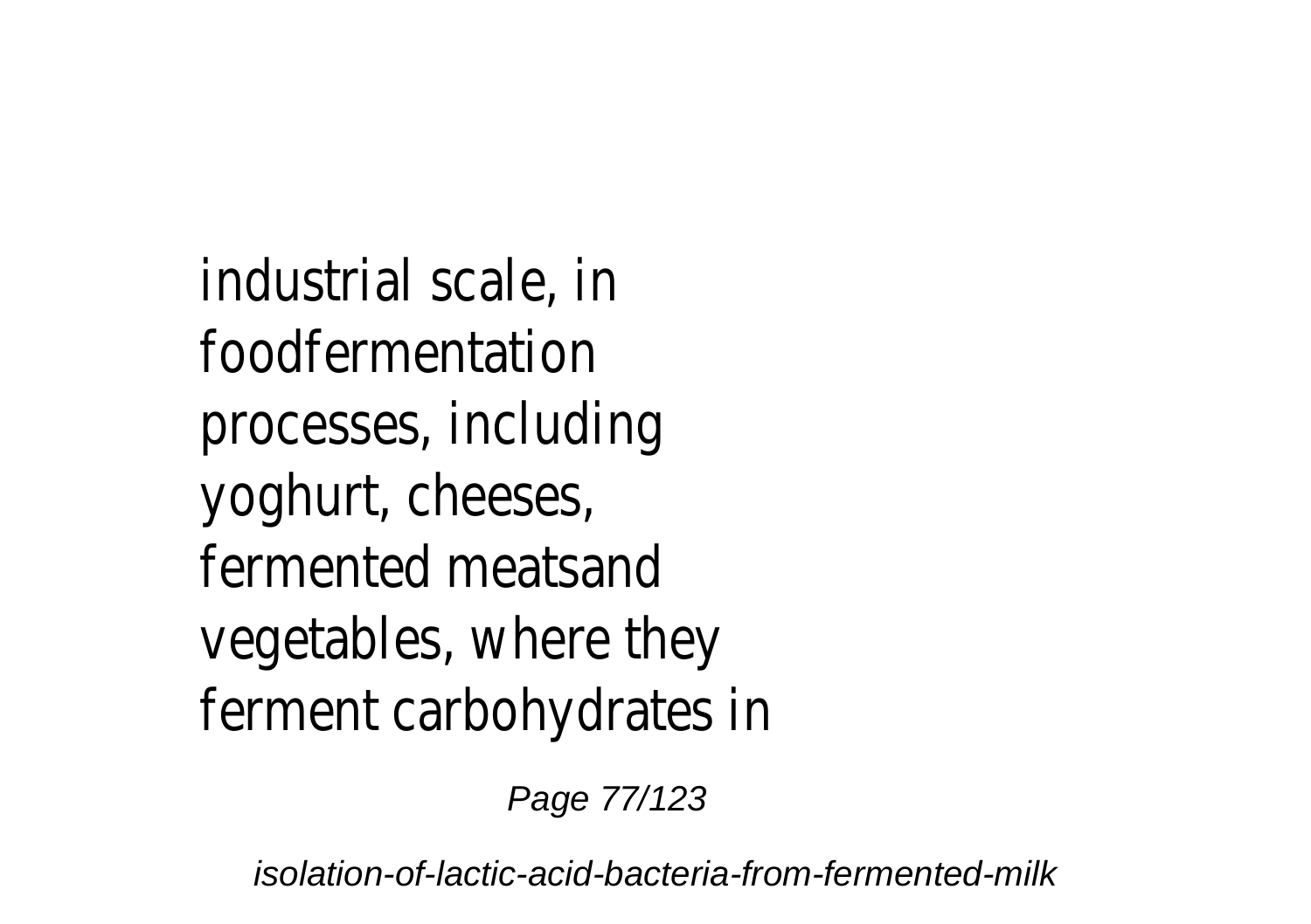industrial scale, in foodfermentation processes, including yoghurt, cheeses, fermented meatsand vegetables, where they ferment carbohydrates in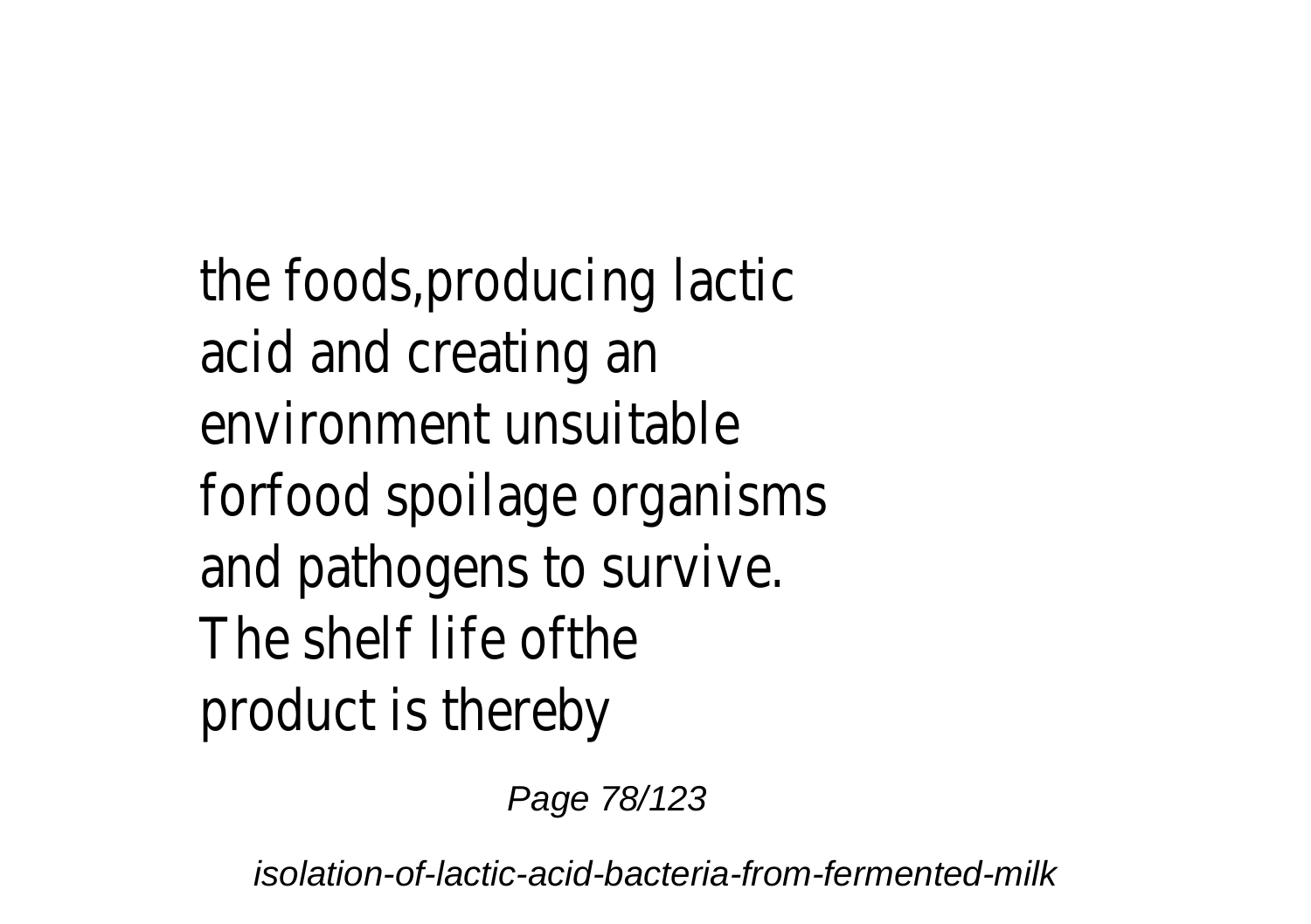the foods,producing lactic acid and creating an environment unsuitable forfood spoilage organisms and pathogens to survive. The shelf life ofthe product is thereby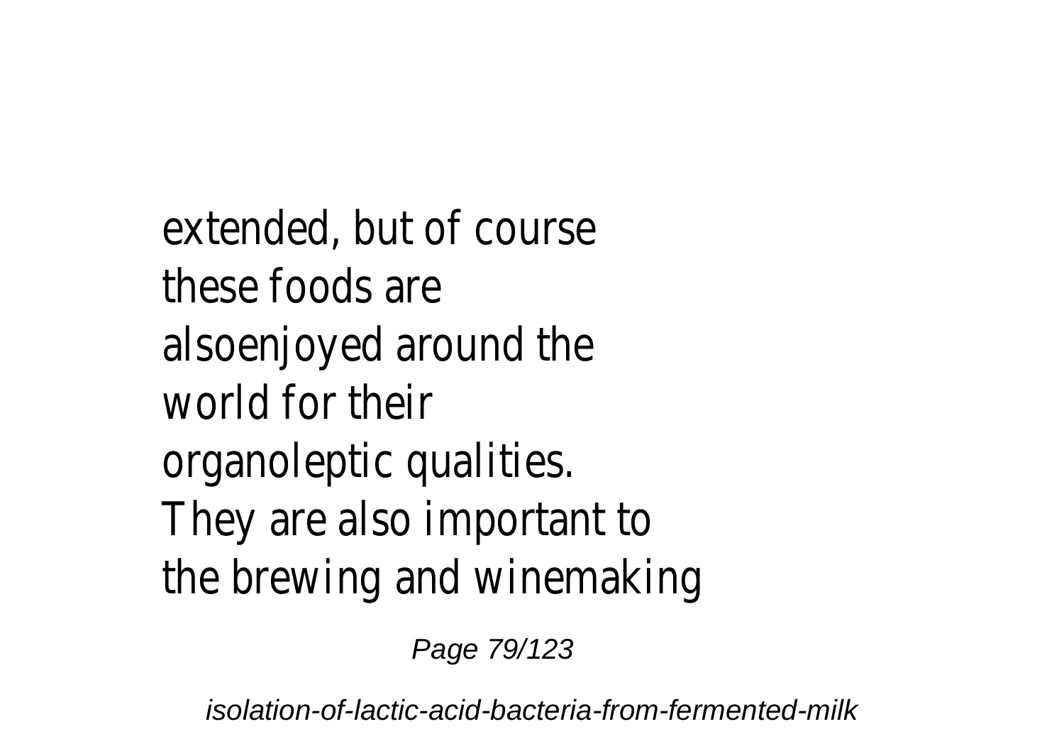extended, but of course these foods are alsoenjoyed around the world for their organoleptic qualities. They are also important to the brewing and winemaking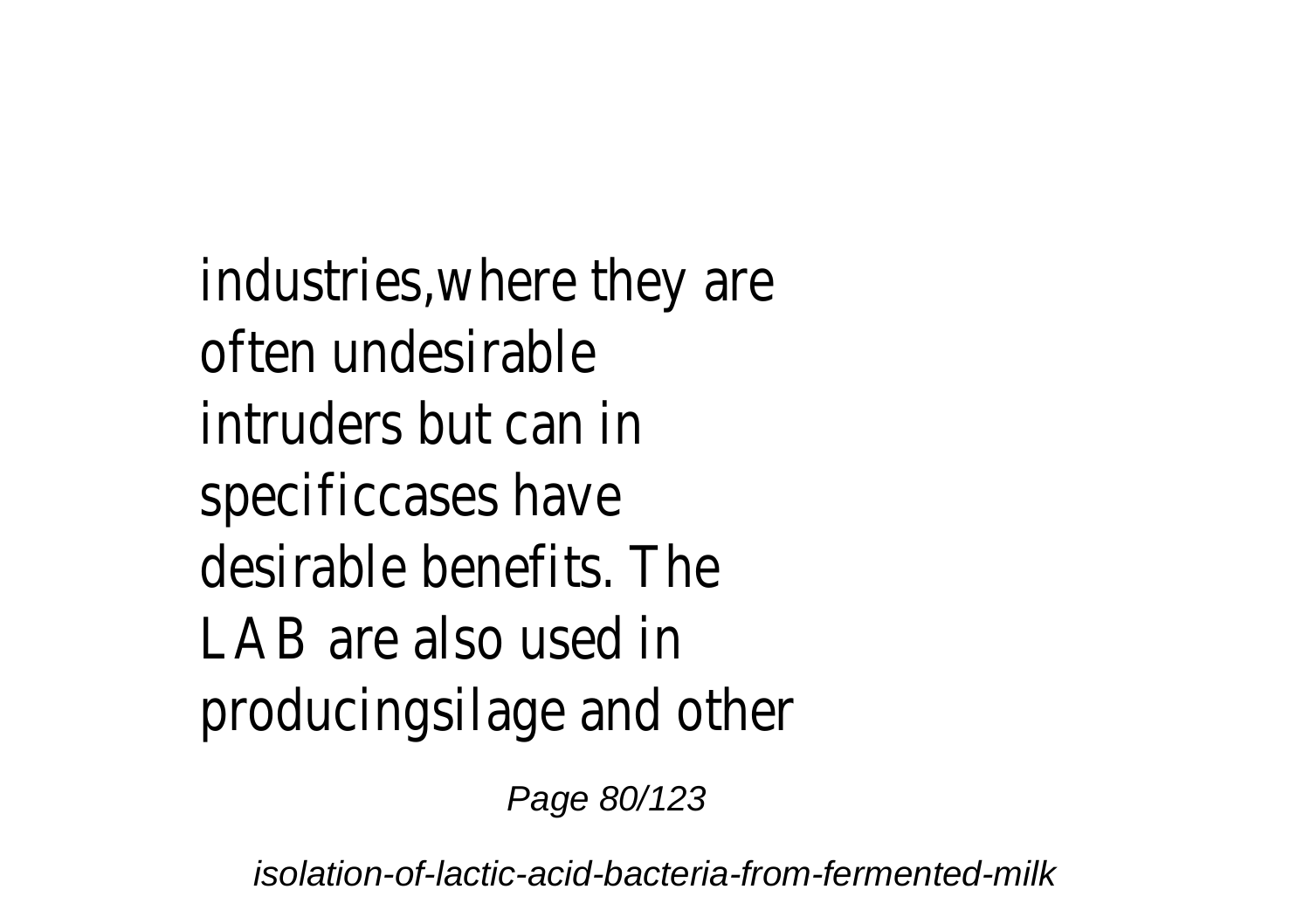industries,where they are often undesirable intruders but can in specificcases have desirable benefits. The LAB are also used in producingsilage and other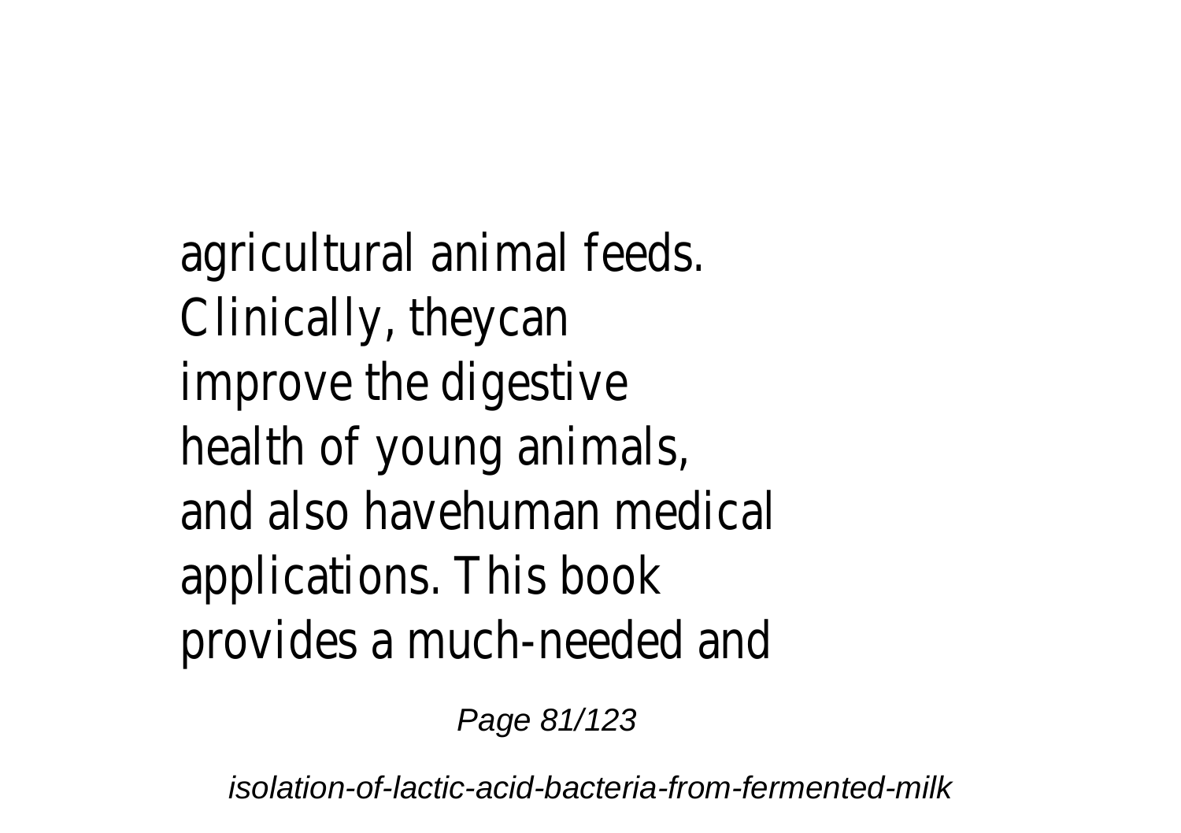agricultural animal feeds. Clinically, theycan improve the digestive health of young animals, and also havehuman medical applications. This book provides a much-needed and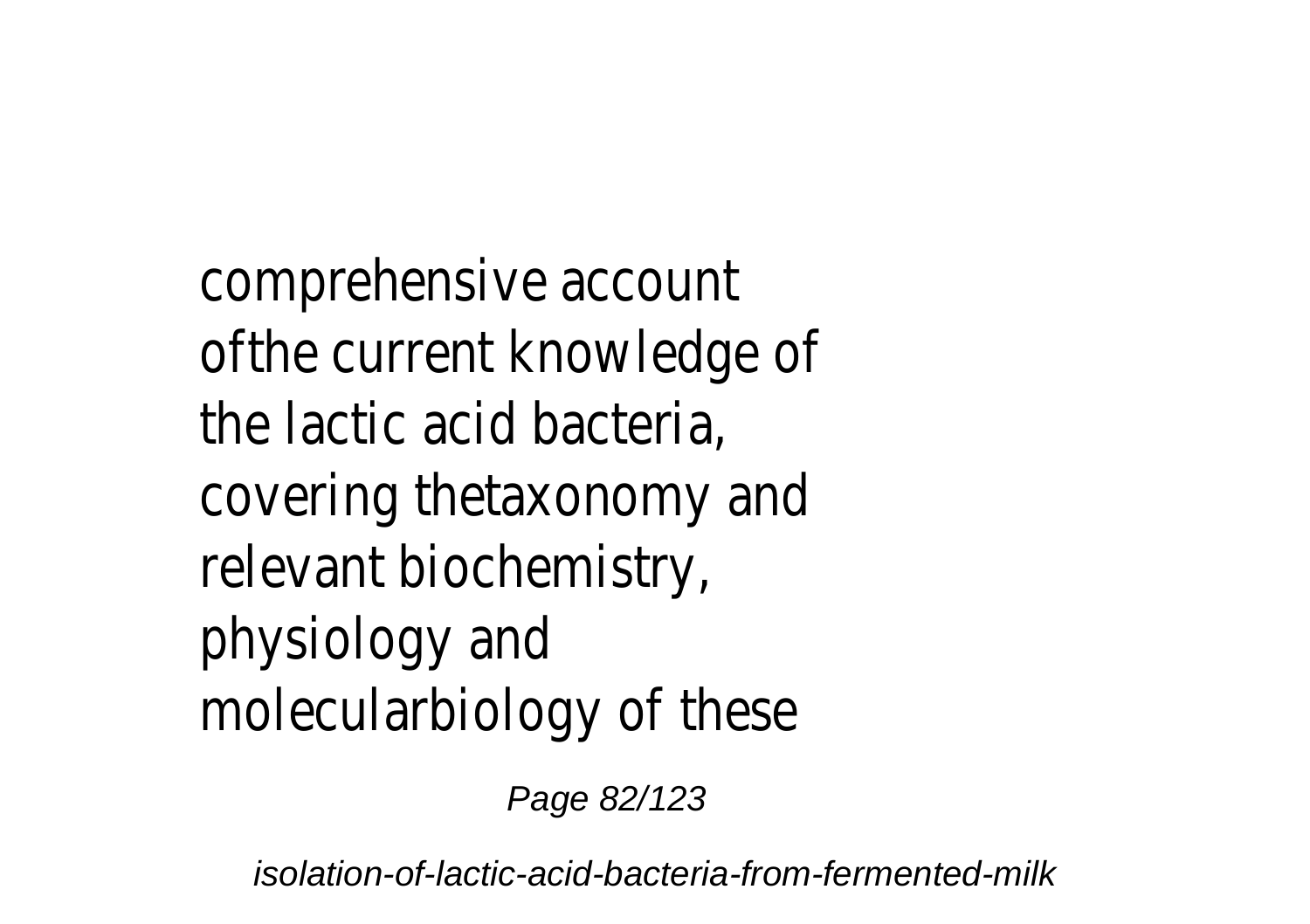comprehensive account ofthe current knowledge of the lactic acid bacteria, covering thetaxonomy and relevant biochemistry, physiology and molecularbiology of these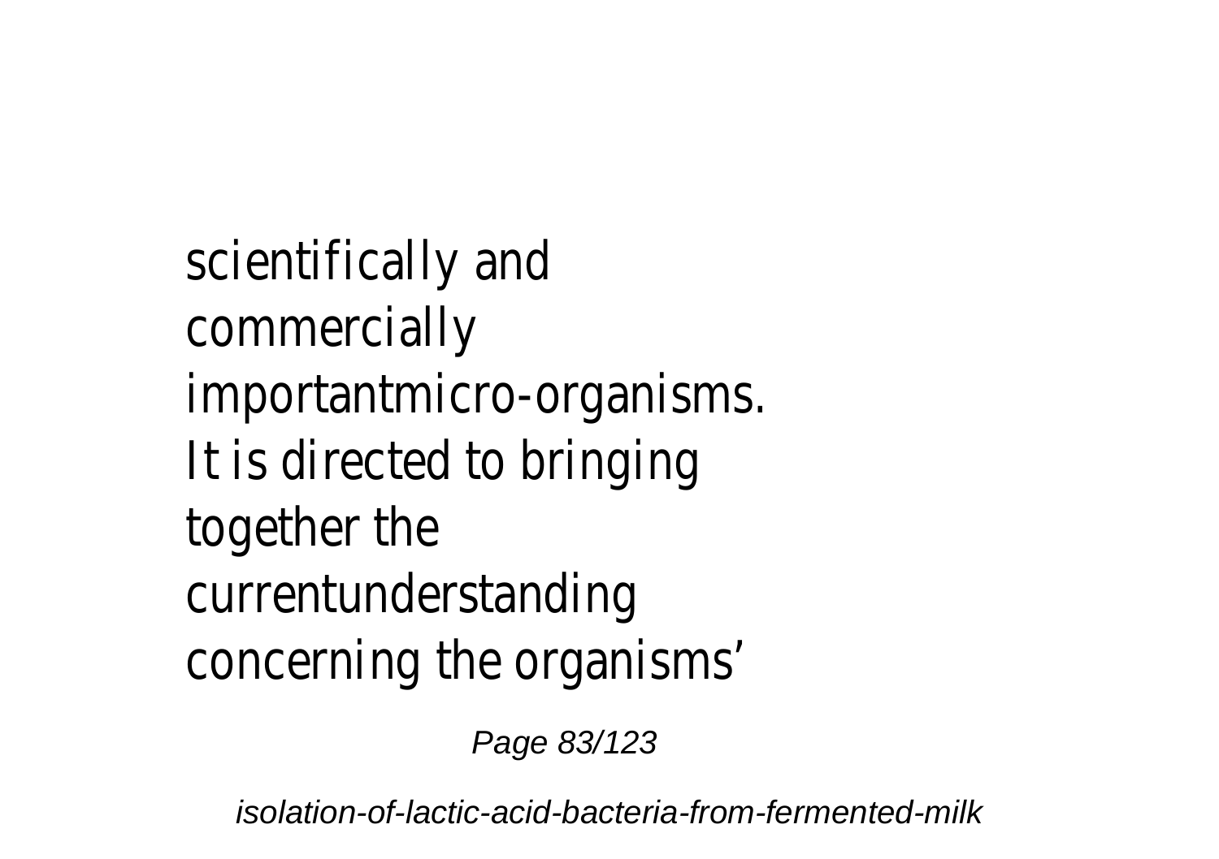scientifically and commercially importantmicro-organisms. It is directed to bringing together the currentunderstanding concerning the organisms’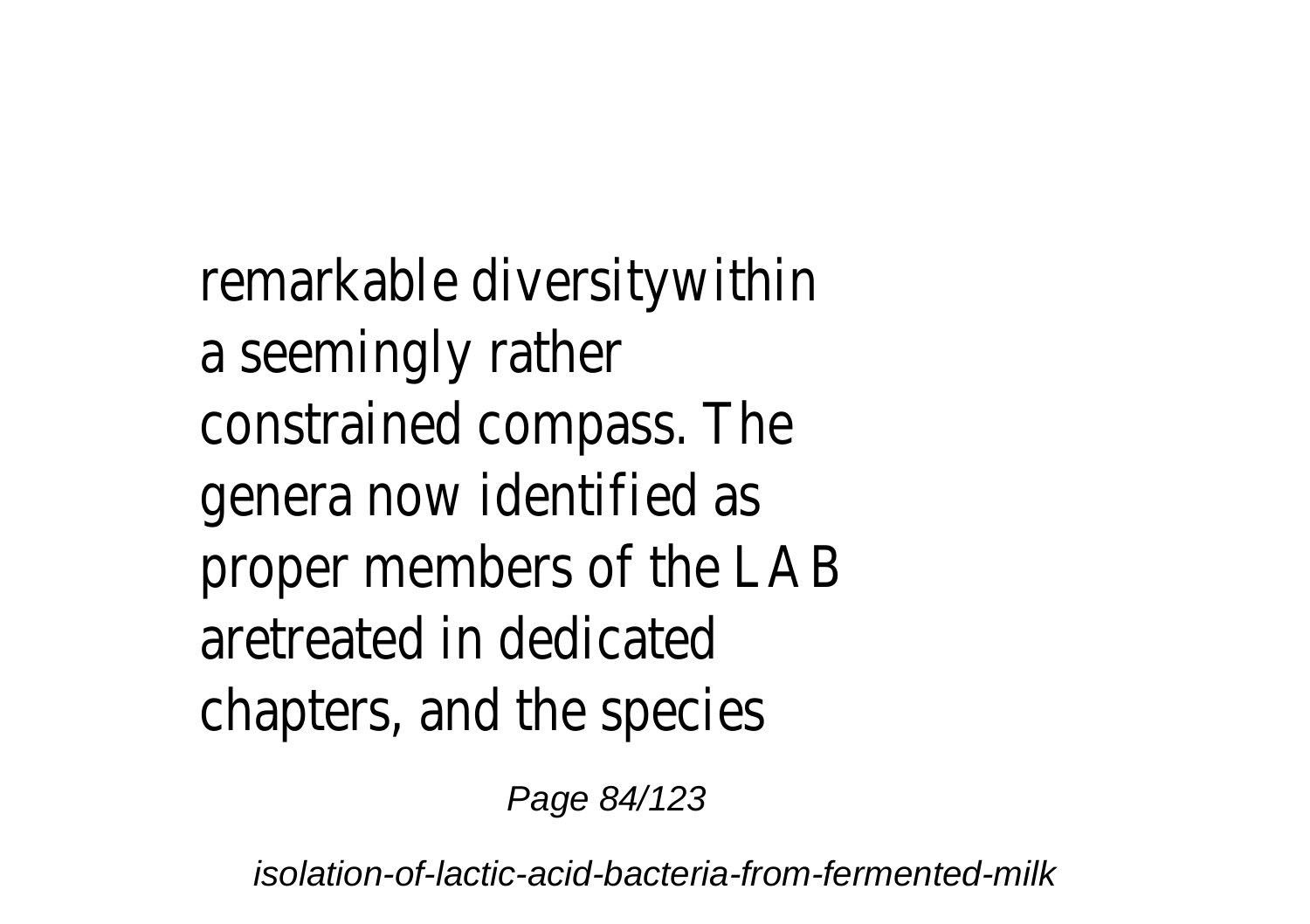remarkable diversitywithin a seemingly rather constrained compass. The genera now identified as proper members of the LAB aretreated in dedicated chapters, and the species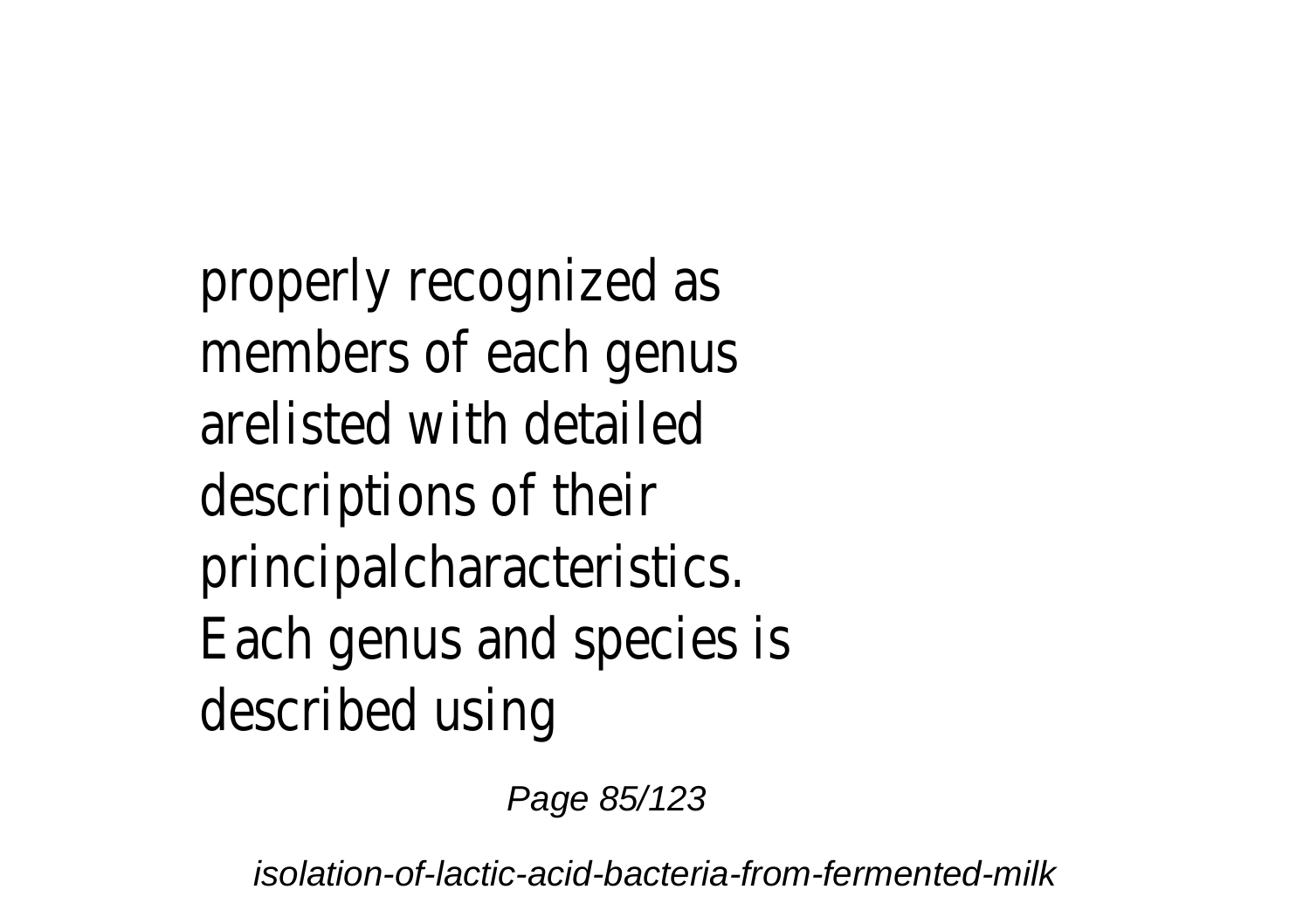properly recognized as members of each genus arelisted with detailed descriptions of their principalcharacteristics. Each genus and species is described using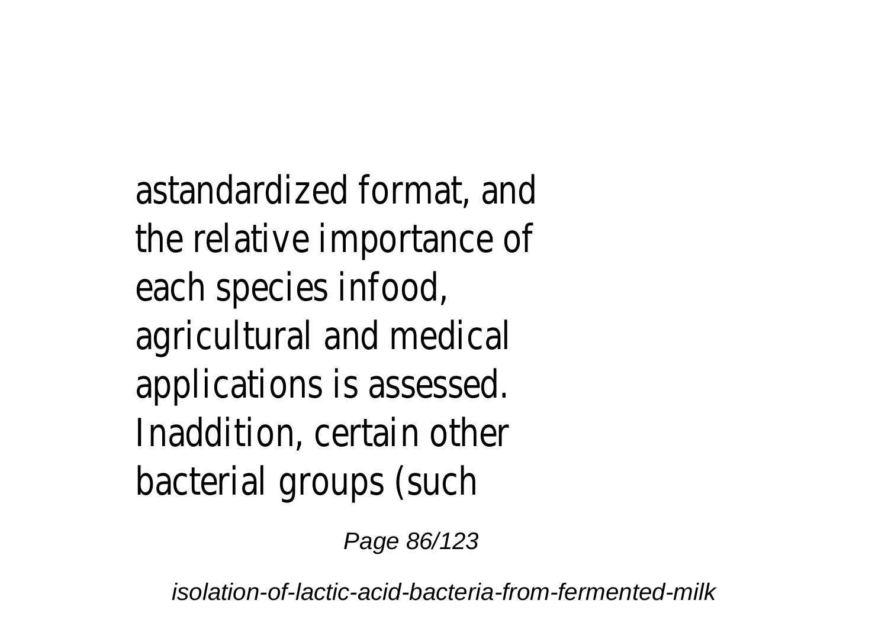astandardized format, and the relative importance of each species infood, agricultural and medical applications is assessed. Inaddition, certain other bacterial groups (such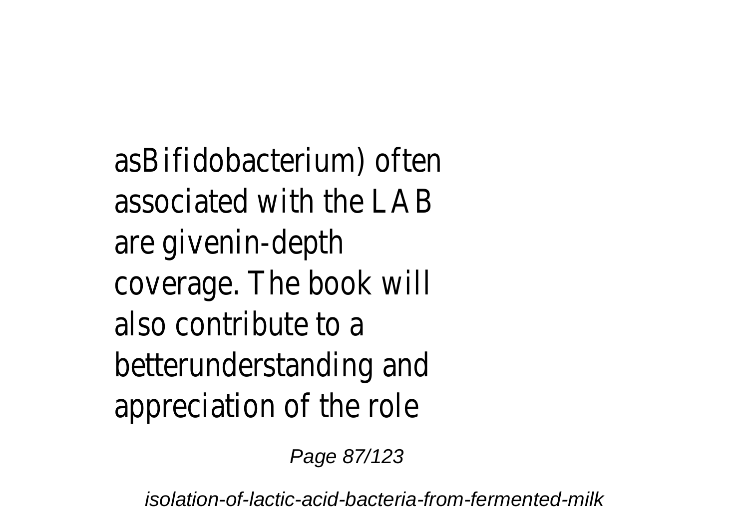asBifidobacterium) often associated with the LAB are givenin-depth coverage. The book will also contribute to a betterunderstanding and appreciation of the role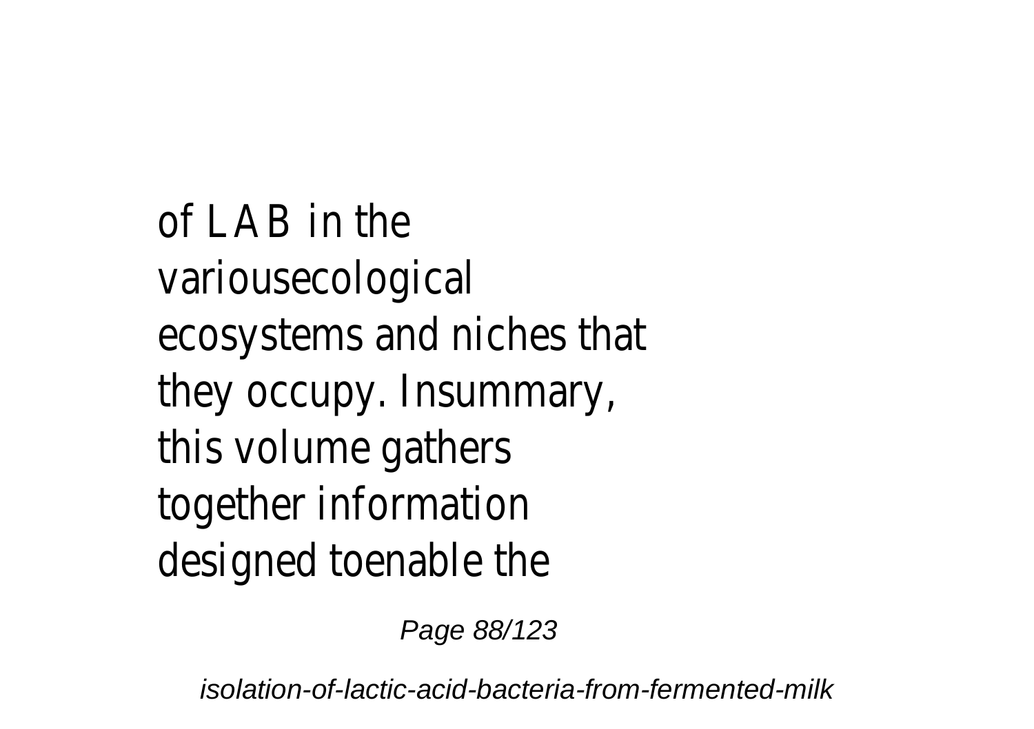of LAB in the variousecological ecosystems and niches that they occupy. Insummary, this volume gathers together information designed toenable the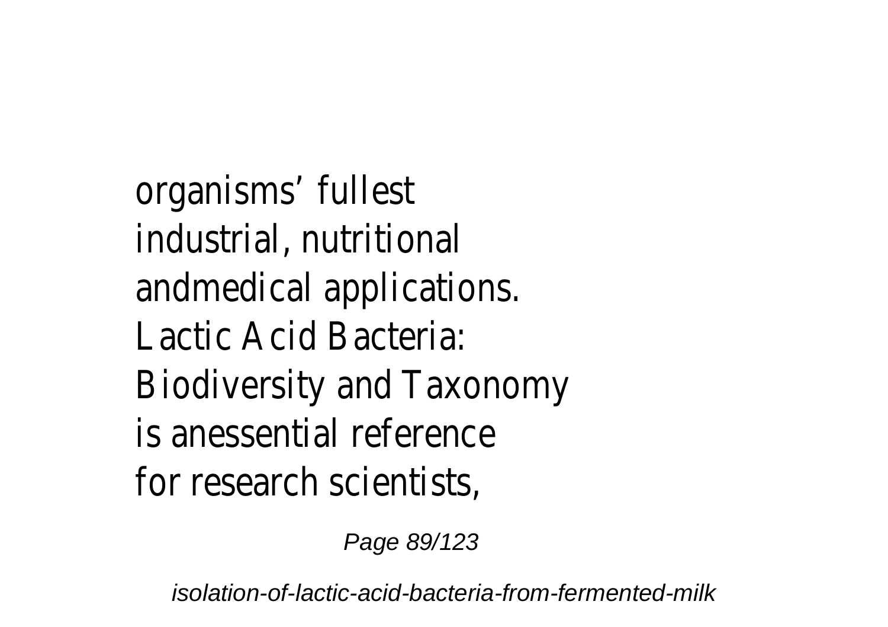organisms’ fullest industrial, nutritional andmedical applications. Lactic Acid Bacteria: Biodiversity and Taxonomy is anessential reference for research scientists,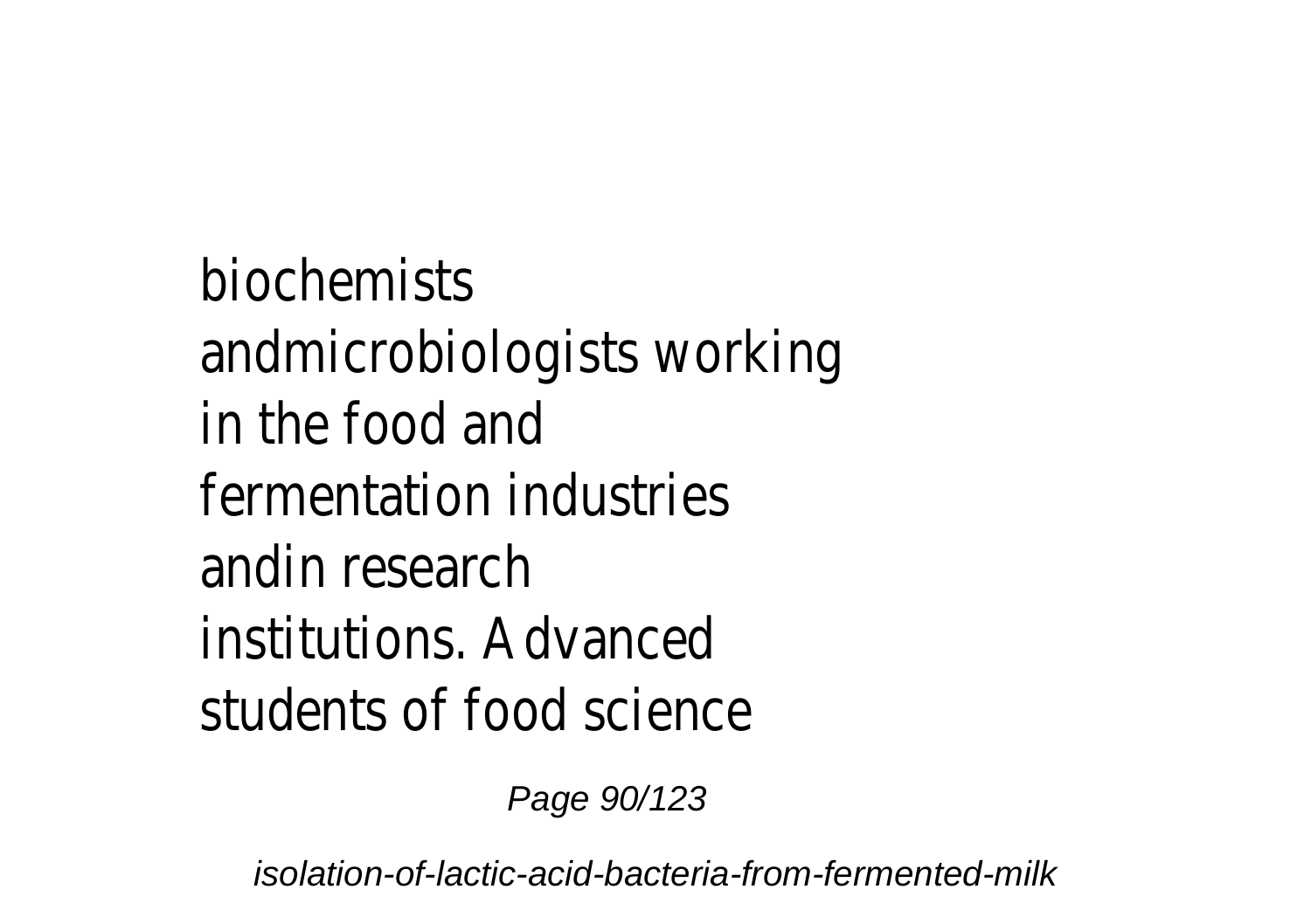biochemists andmicrobiologists working in the food and fermentation industries andin research institutions. Advanced students of food science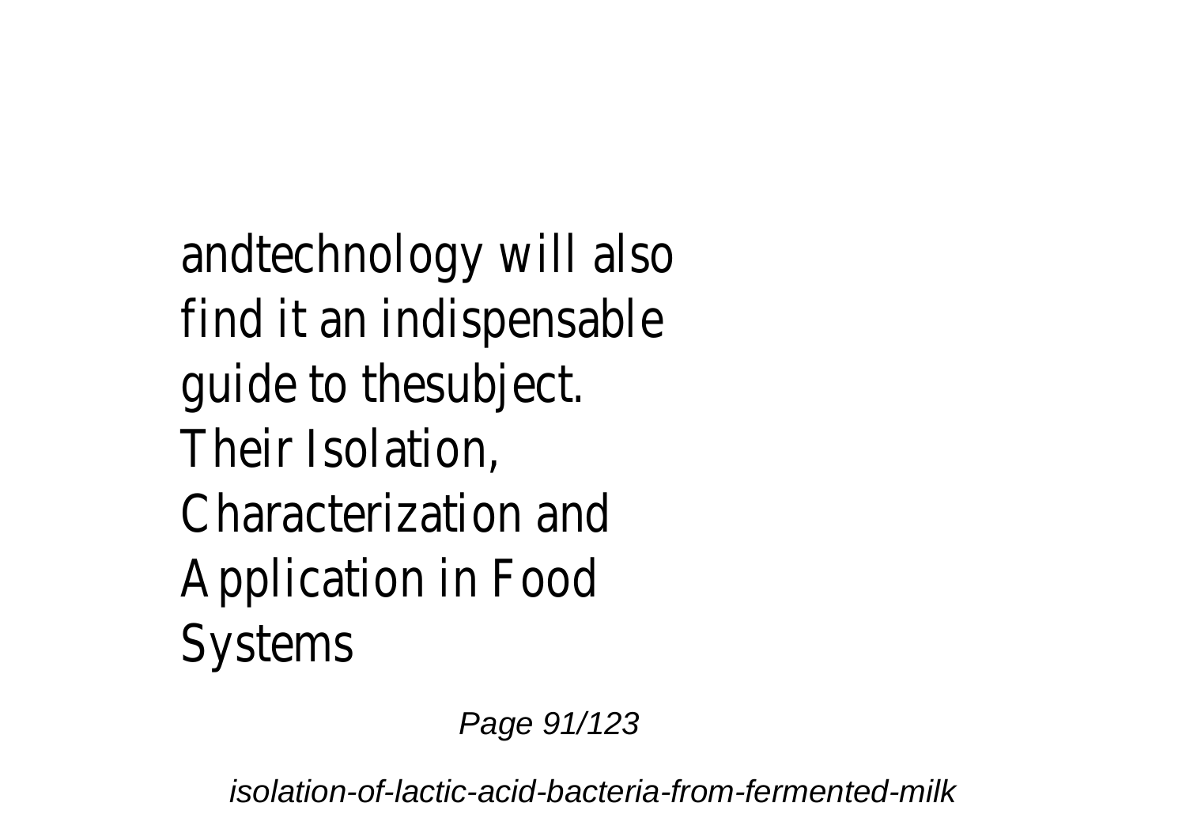andtechnology will also find it an indispensable guide to thesubject.

Their Isolation, Characterization and Application in Food Systems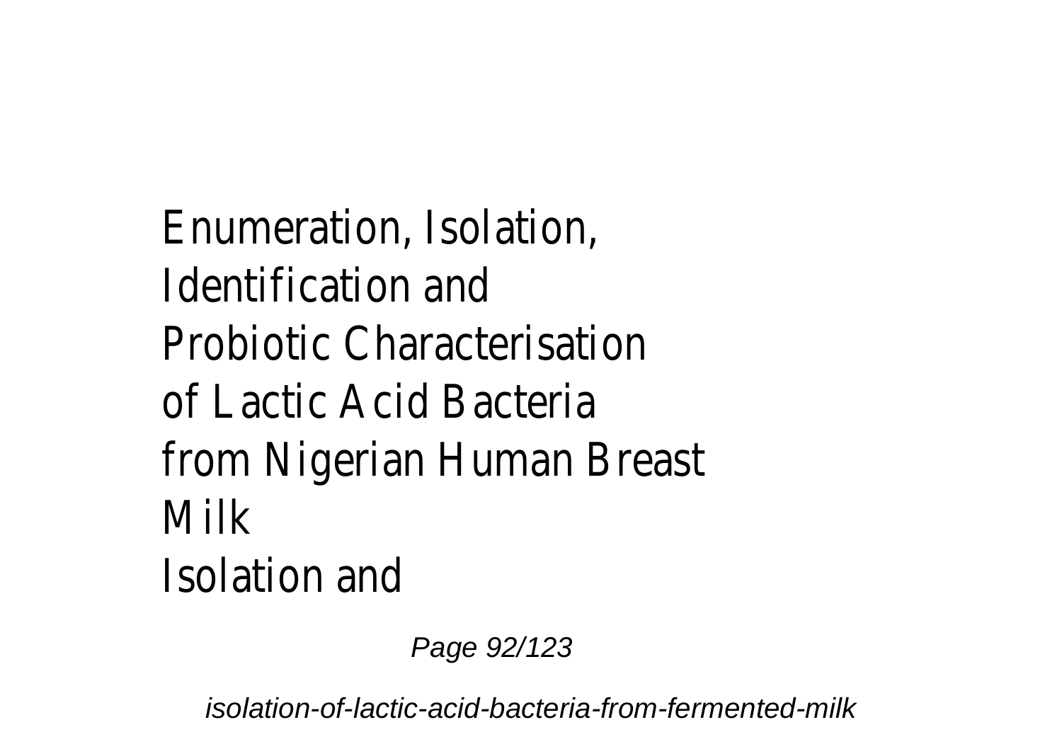Enumeration, Isolation, Identification and Probiotic Characterisation of Lactic Acid Bacteria from Nigerian Human Breast Milk
Isolation and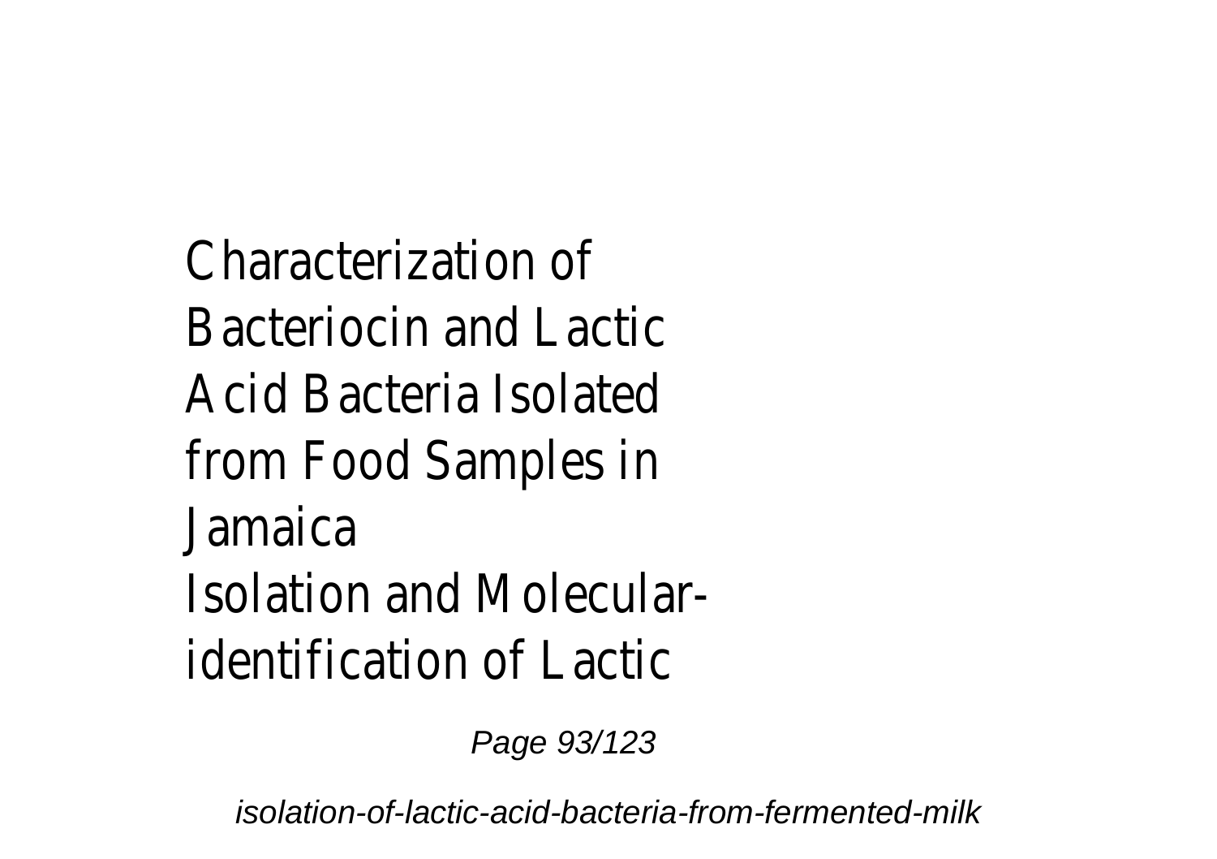Characterization of Bacteriocin and Lactic Acid Bacteria Isolated from Food Samples in Jamaica
Isolation and Molecular-identification of Lactic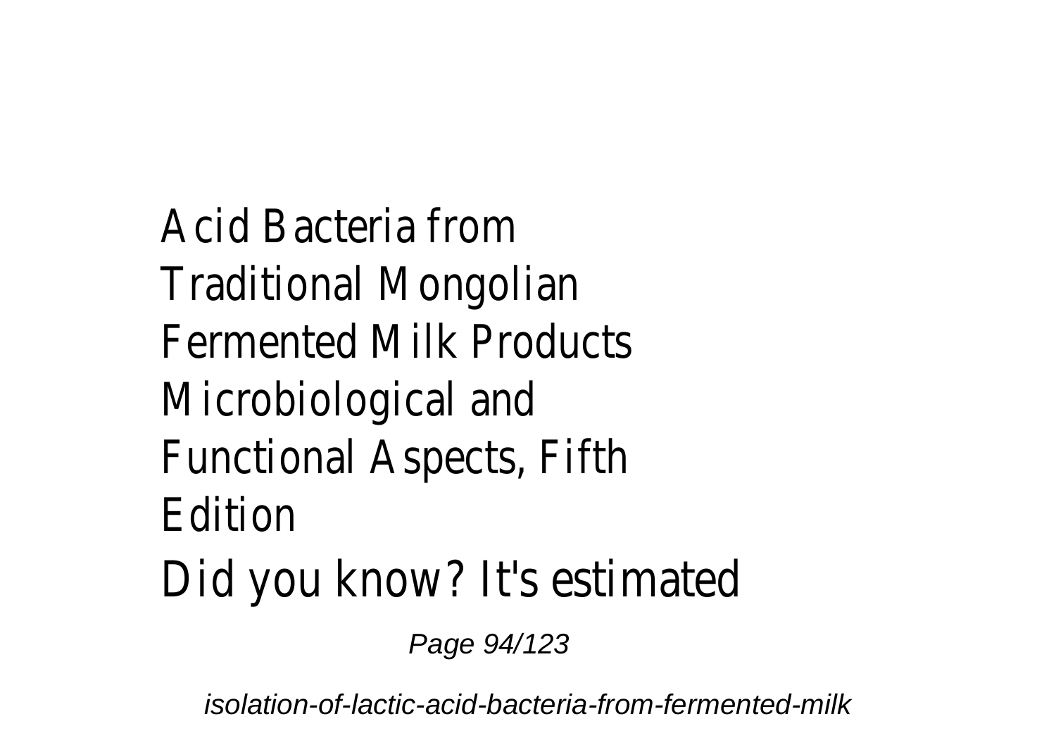Acid Bacteria from Traditional Mongolian Fermented Milk Products Microbiological and Functional Aspects, Fifth Edition

Did you know? It's estimated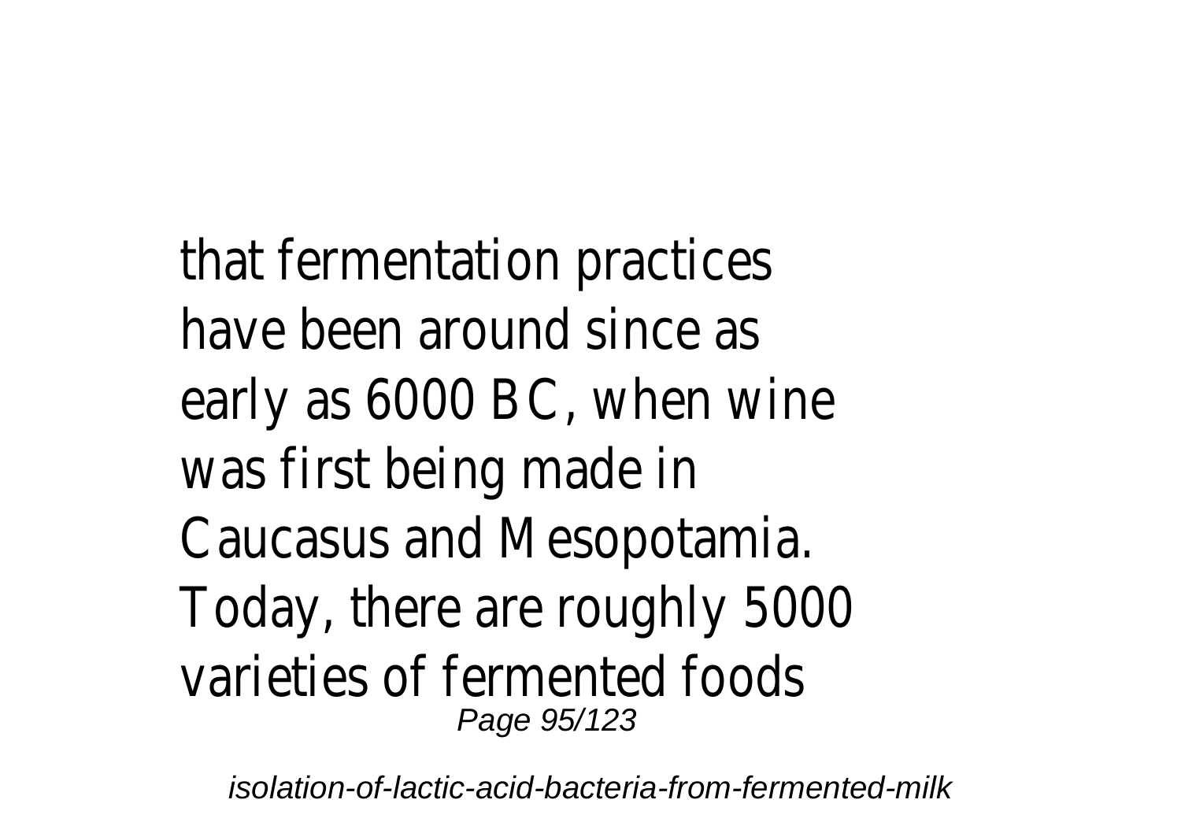that fermentation practices have been around since as early as 6000 BC, when wine was first being made in Caucasus and Mesopotamia. Today, there are roughly 5000 varieties of fermented foods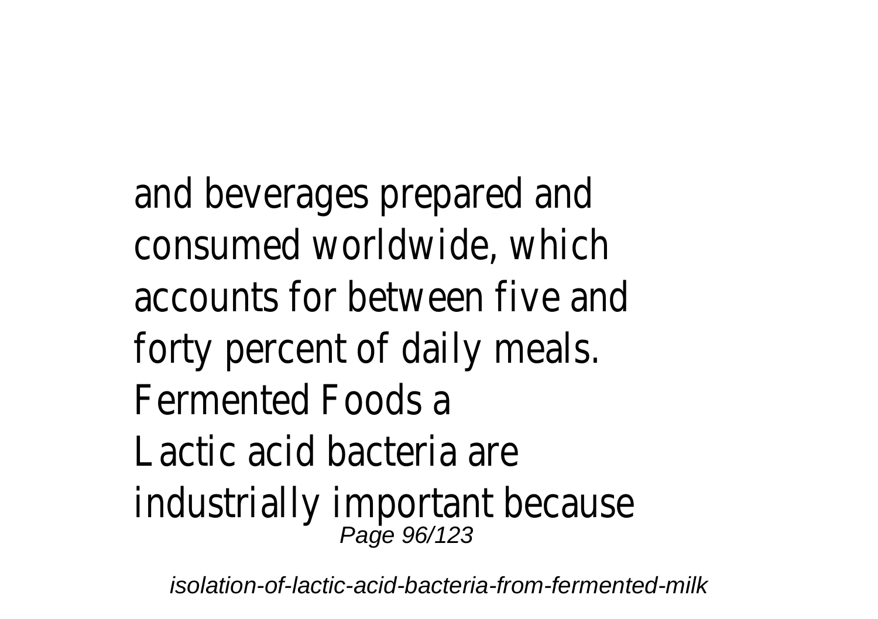and beverages prepared and consumed worldwide, which accounts for between five and forty percent of daily meals.

Fermented Foods a

Lactic acid bacteria are industrially important because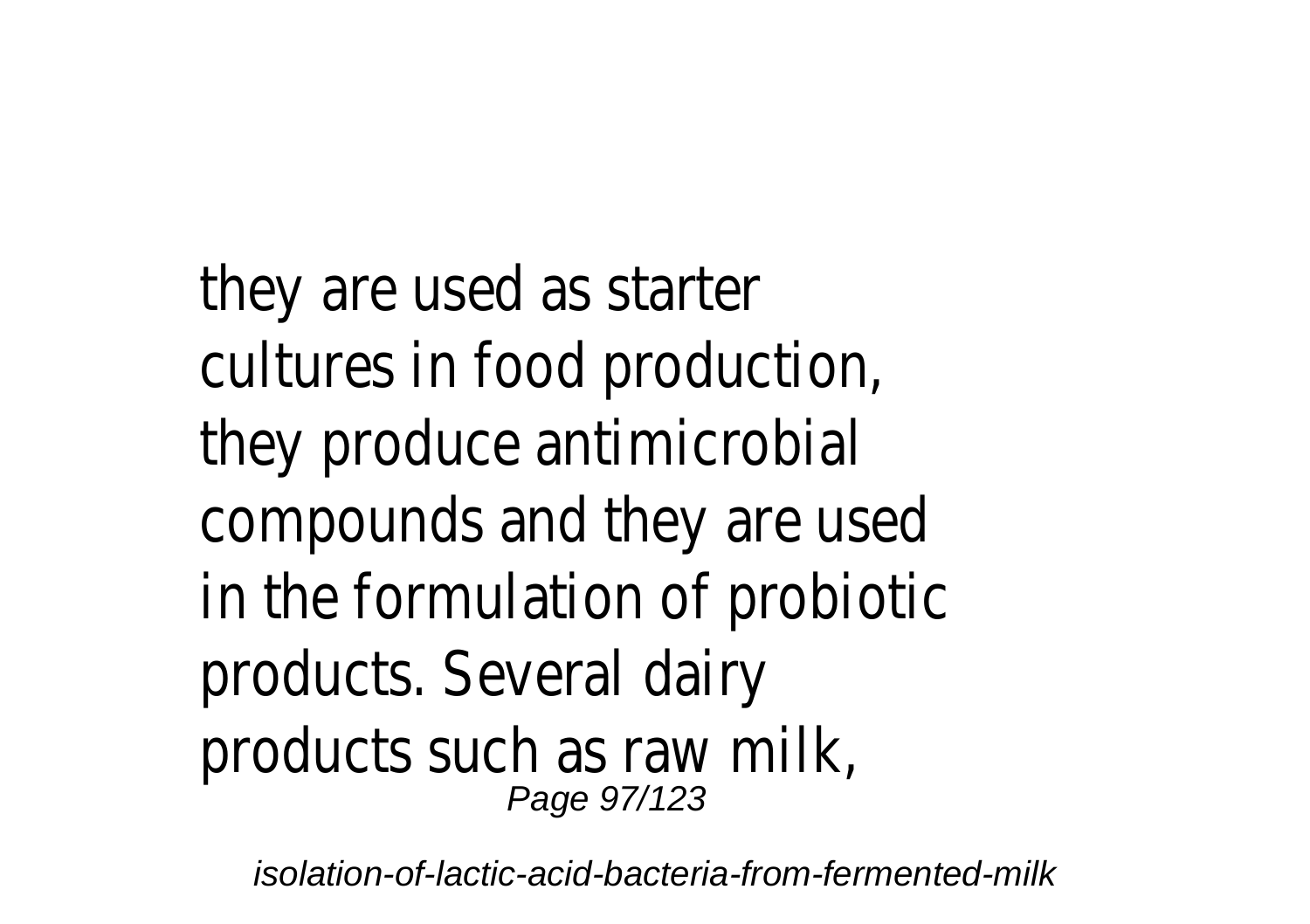they are used as starter cultures in food production, they produce antimicrobial compounds and they are used in the formulation of probiotic products. Several dairy products such as raw milk,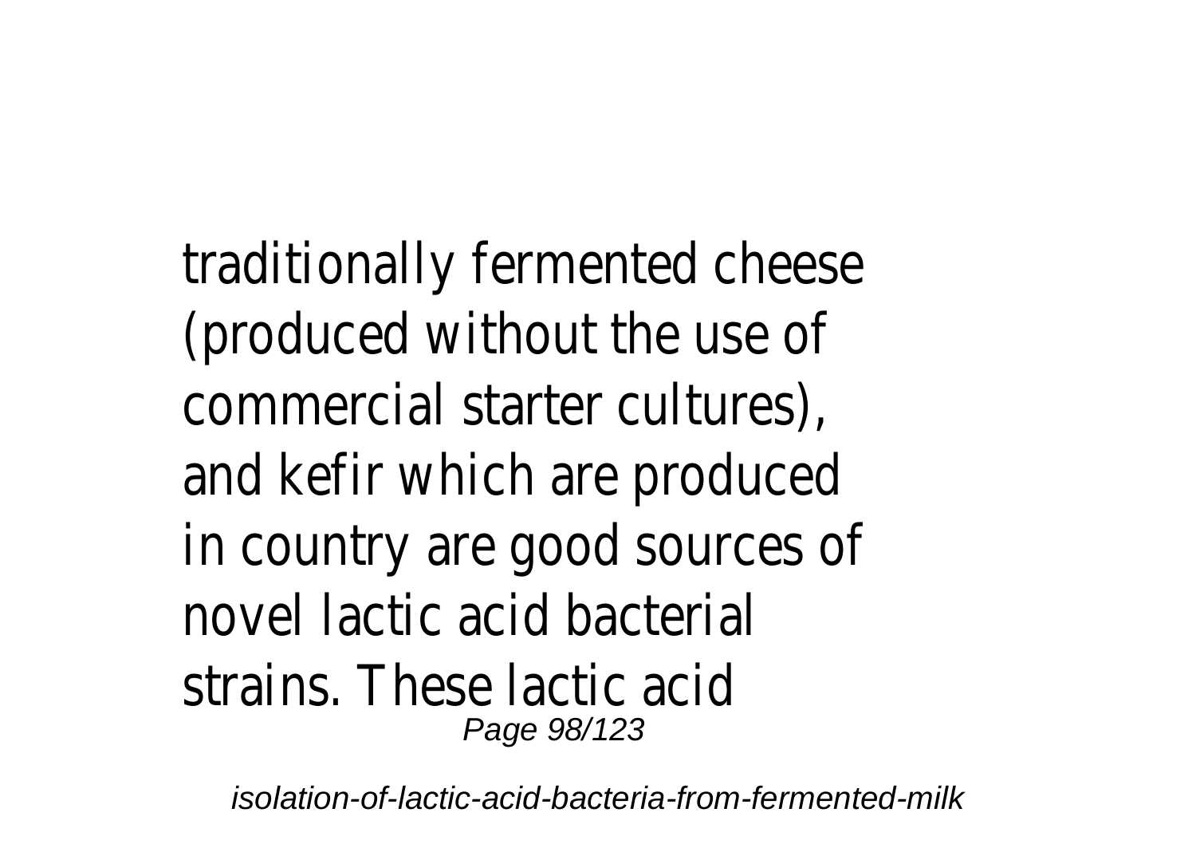traditionally fermented cheese (produced without the use of commercial starter cultures), and kefir which are produced in country are good sources of novel lactic acid bacterial strains. These lactic acid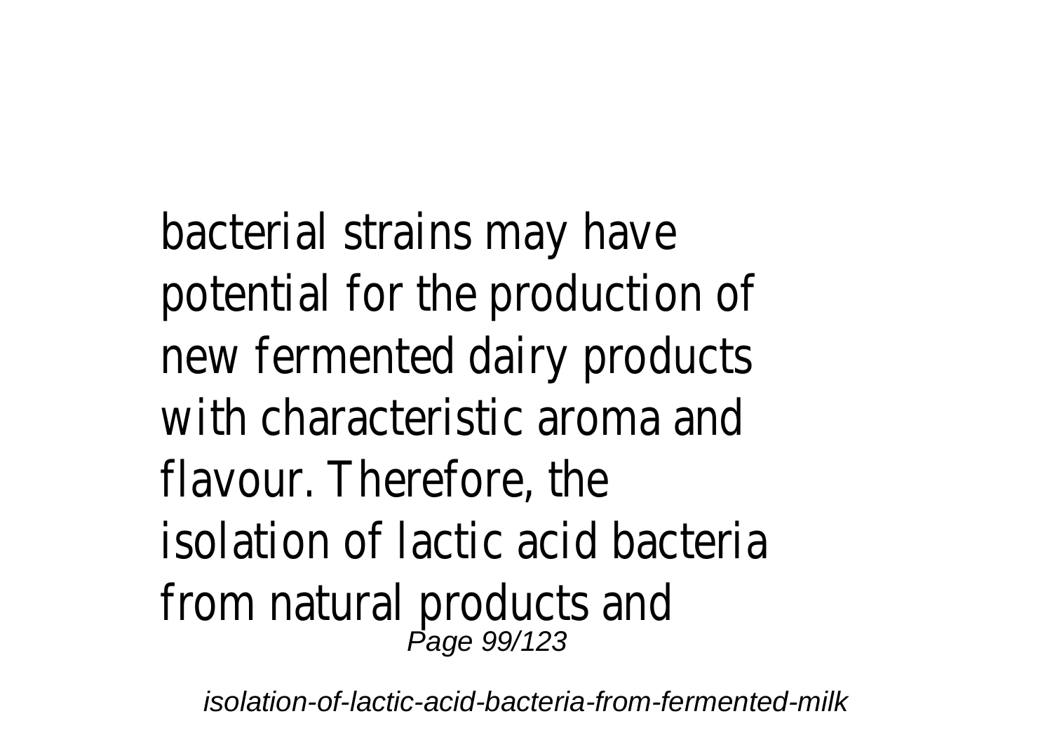bacterial strains may have potential for the production of new fermented dairy products with characteristic aroma and flavour. Therefore, the isolation of lactic acid bacteria from natural products and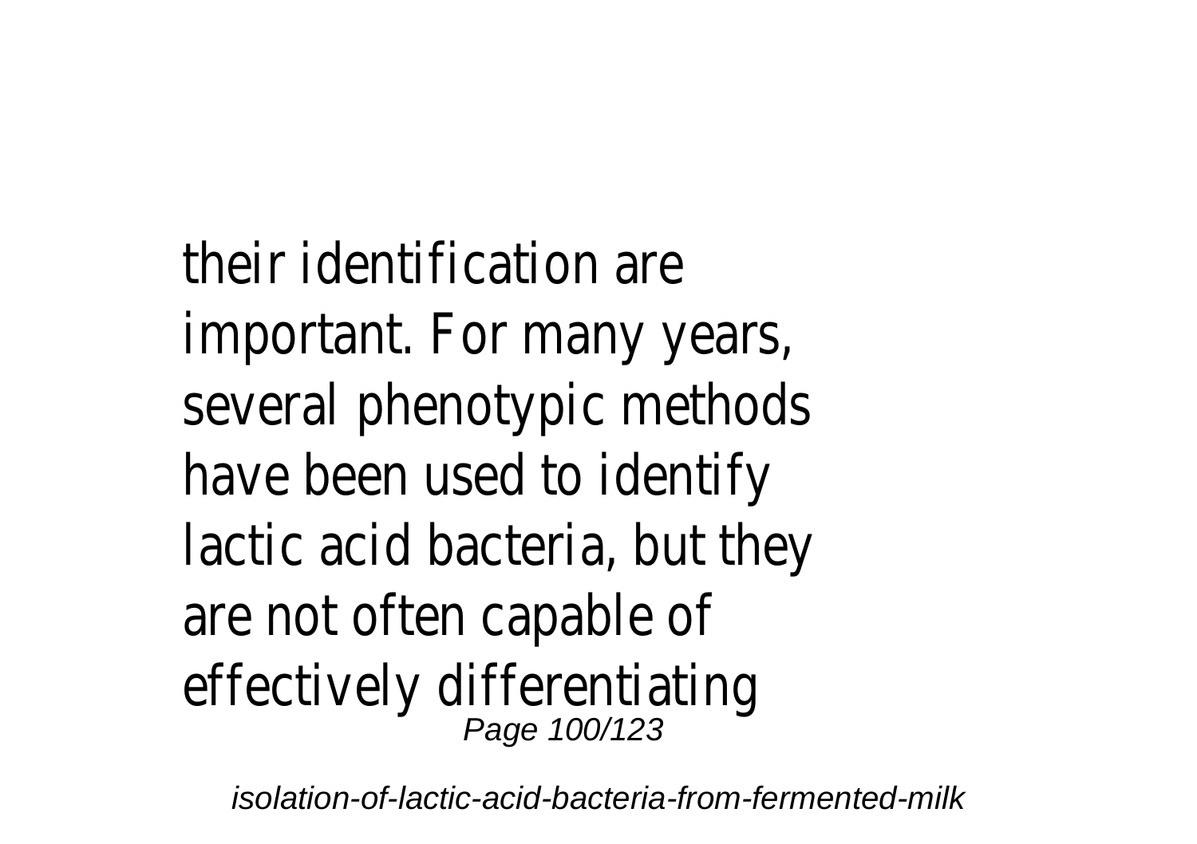their identification are important. For many years, several phenotypic methods have been used to identify lactic acid bacteria, but they are not often capable of effectively differentiating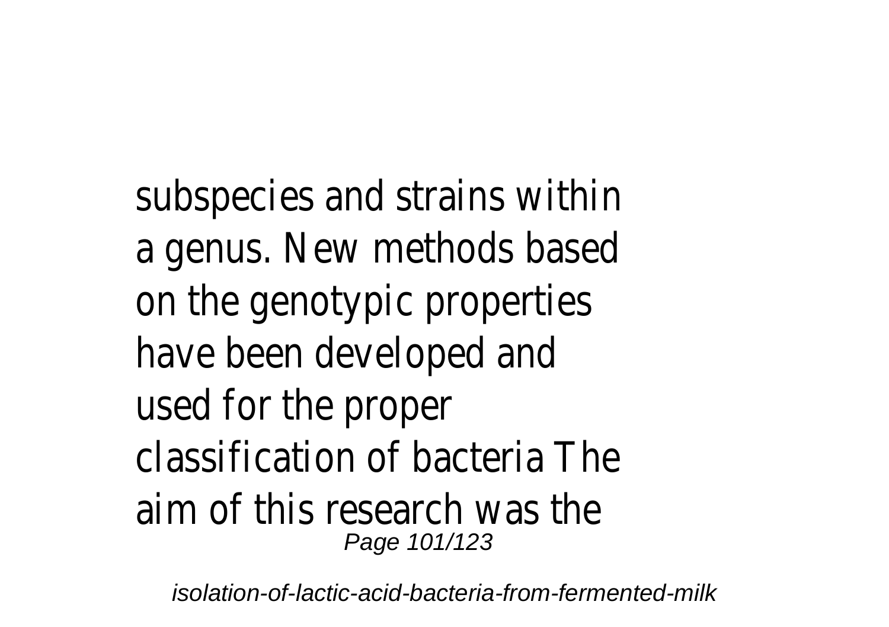subspecies and strains within a genus. New methods based on the genotypic properties have been developed and used for the proper classification of bacteria The aim of this research was the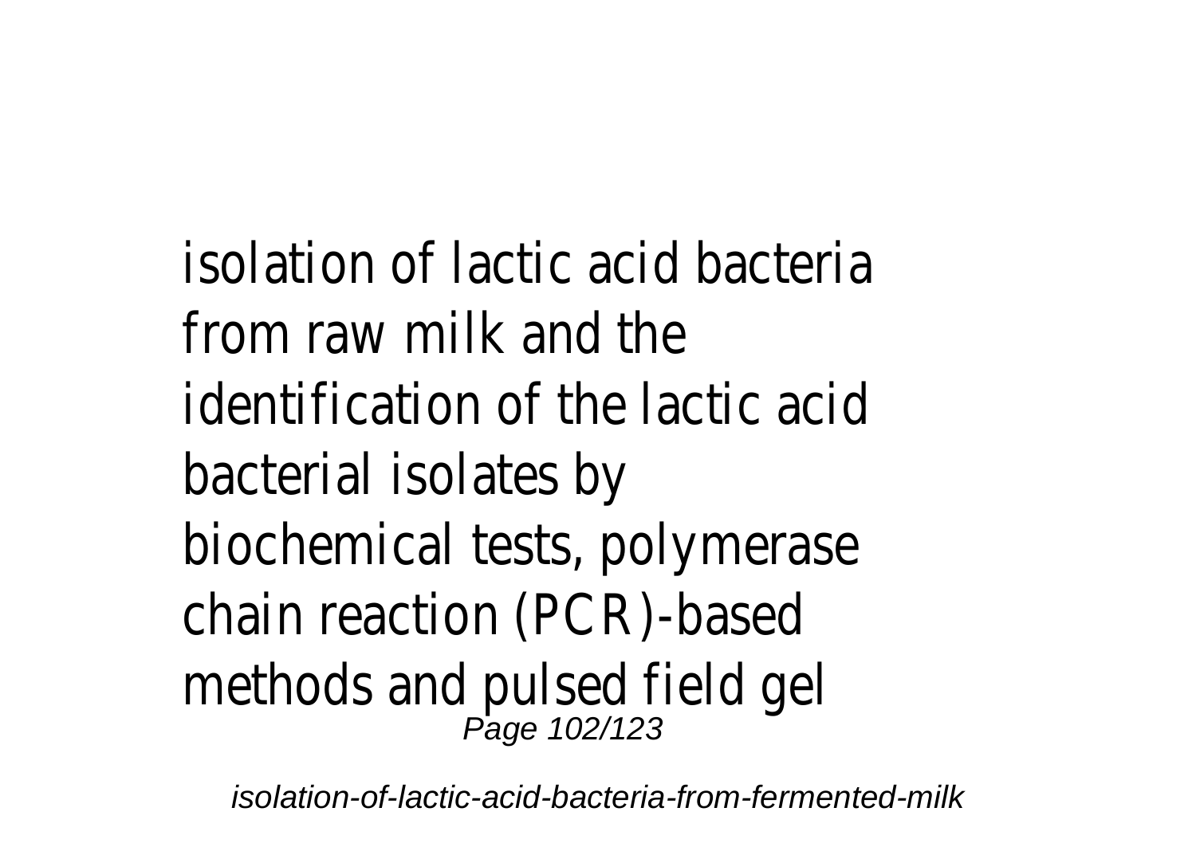isolation of lactic acid bacteria from raw milk and the identification of the lactic acid bacterial isolates by biochemical tests, polymerase chain reaction (PCR)-based methods and pulsed field gel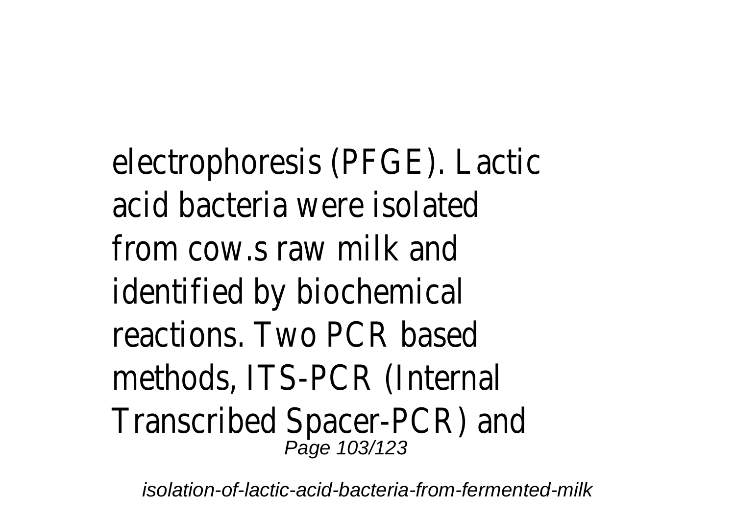electrophoresis (PFGE). Lactic acid bacteria were isolated from cow.s raw milk and identified by biochemical reactions. Two PCR based methods, ITS-PCR (Internal Transcribed Spacer-PCR) and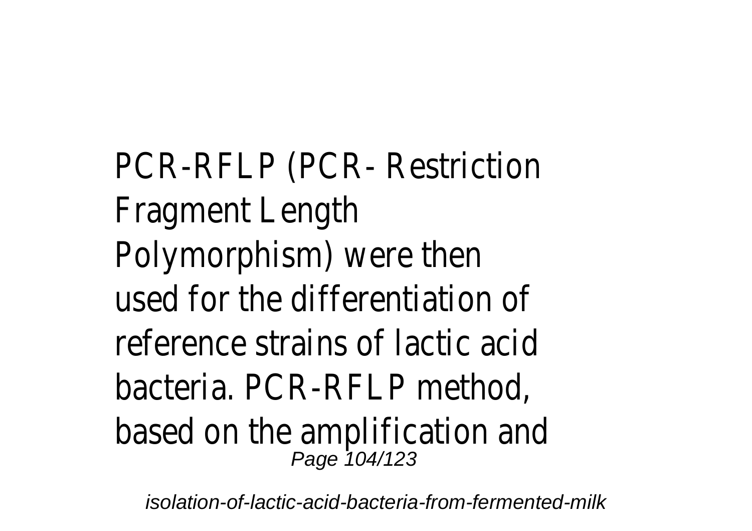PCR-RFLP (PCR- Restriction Fragment Length Polymorphism) were then used for the differentiation of reference strains of lactic acid bacteria. PCR-RFLP method, based on the amplification and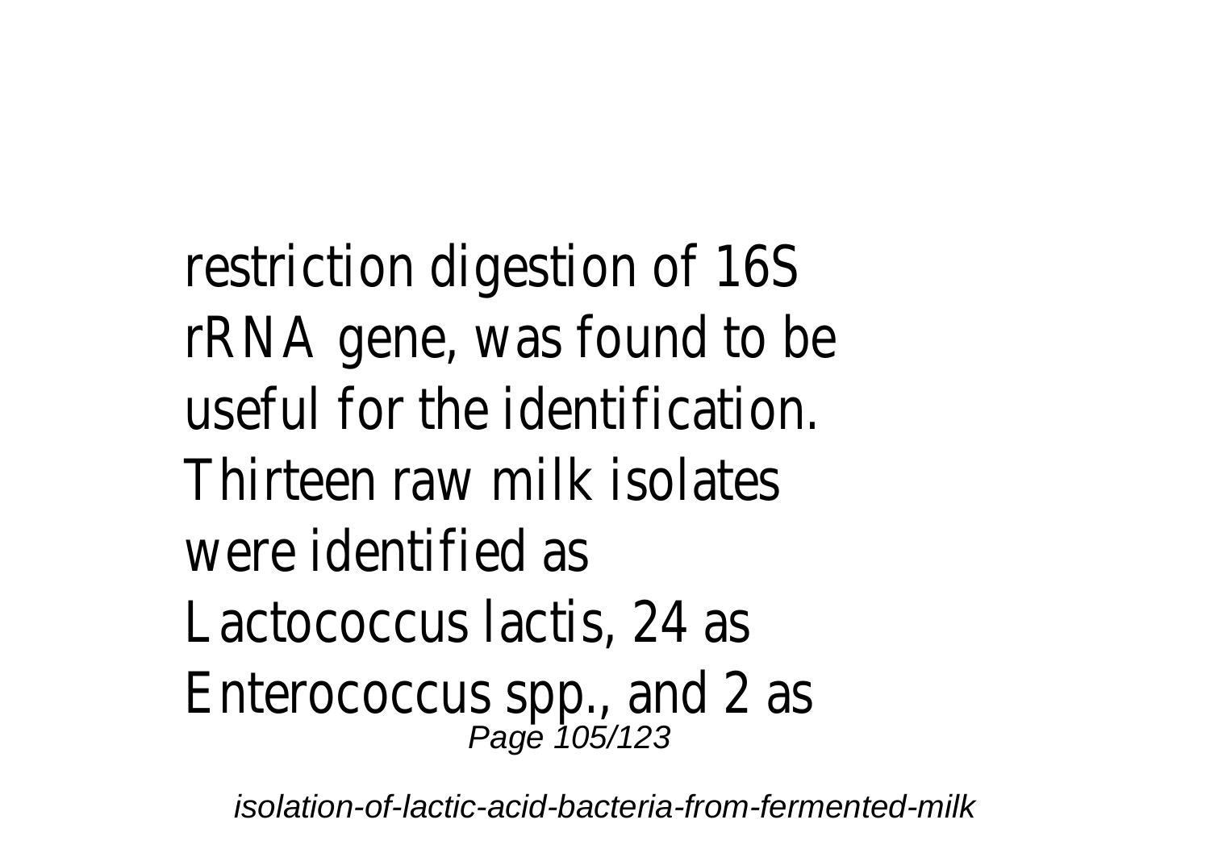restriction digestion of 16S rRNA gene, was found to be useful for the identification. Thirteen raw milk isolates were identified as Lactococcus lactis, 24 as Enterococcus spp., and 2 as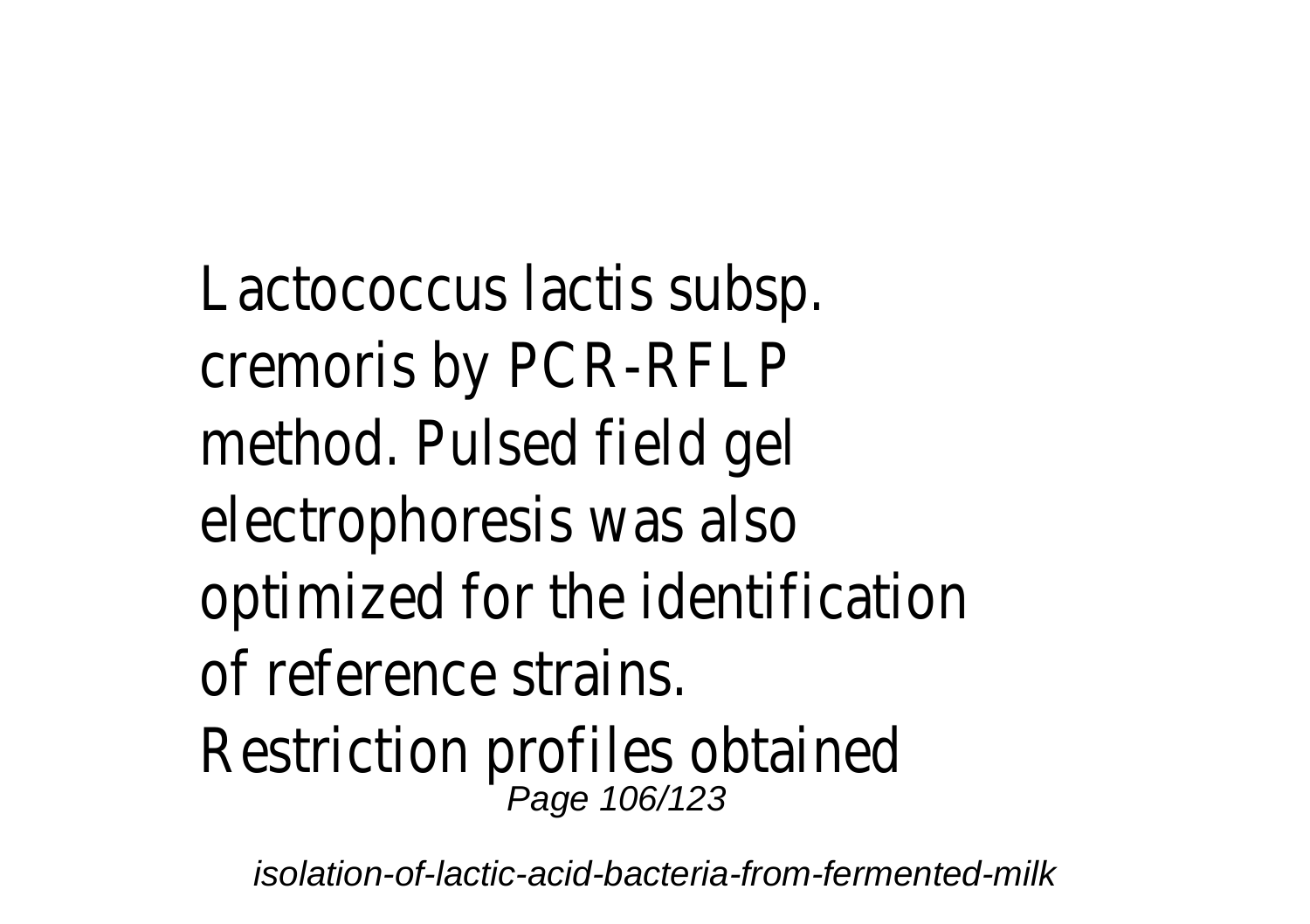Lactococcus lactis subsp. cremoris by PCR-RFLP method. Pulsed field gel electrophoresis was also optimized for the identification of reference strains. Restriction profiles obtained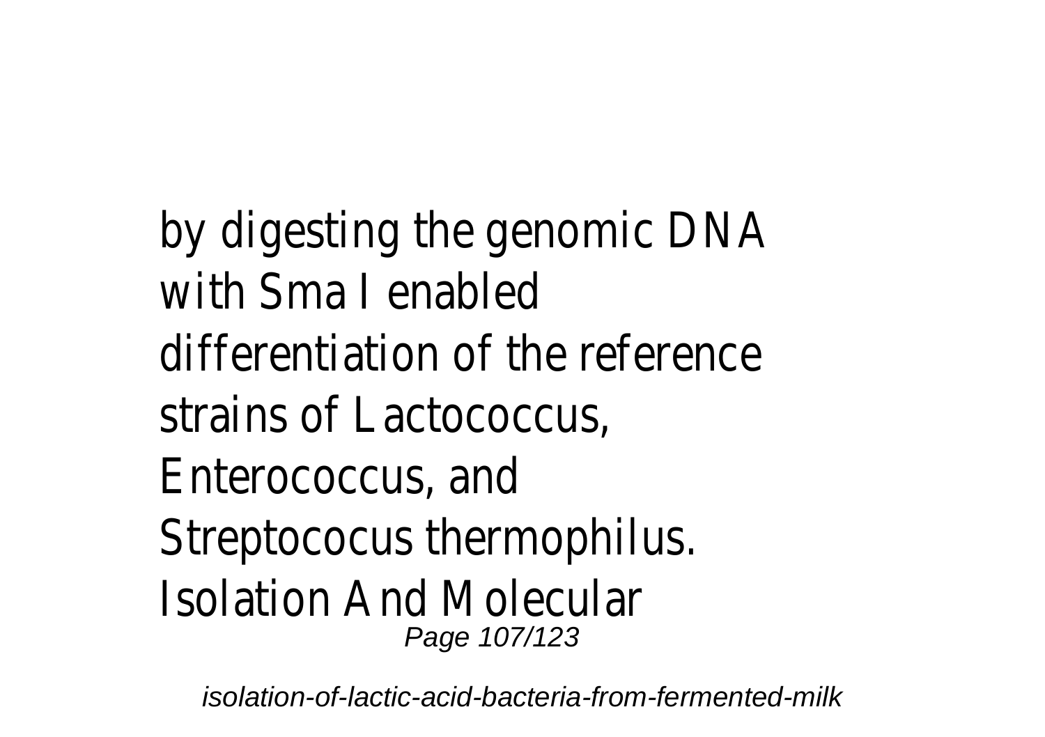by digesting the genomic DNA with Sma I enabled differentiation of the reference strains of Lactococcus, Enterococcus, and Streptococus thermophilus. Isolation And Molecular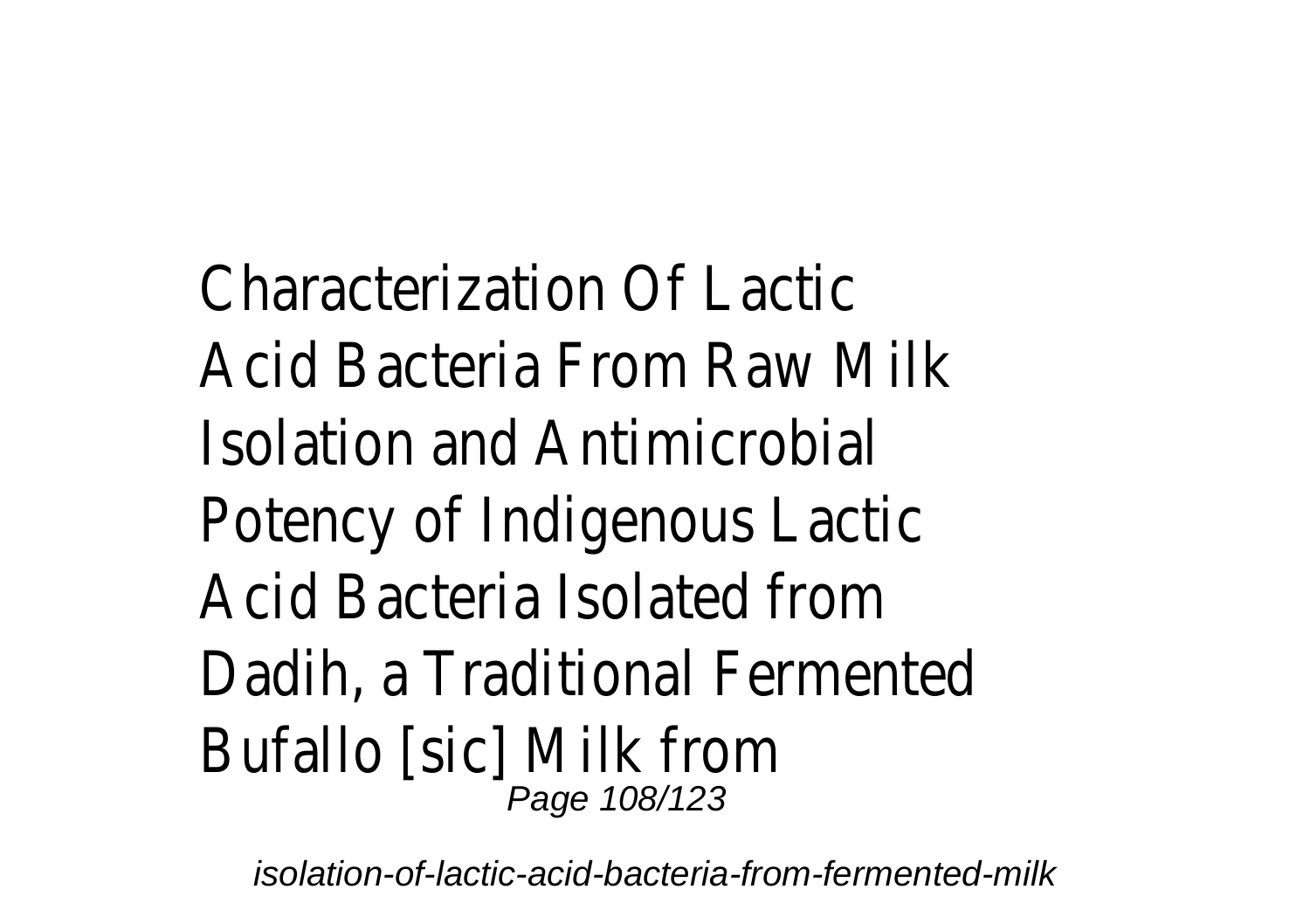Characterization Of Lactic Acid Bacteria From Raw Milk Isolation and Antimicrobial Potency of Indigenous Lactic Acid Bacteria Isolated from Dadih, a Traditional Fermented Bufallo [sic] Milk from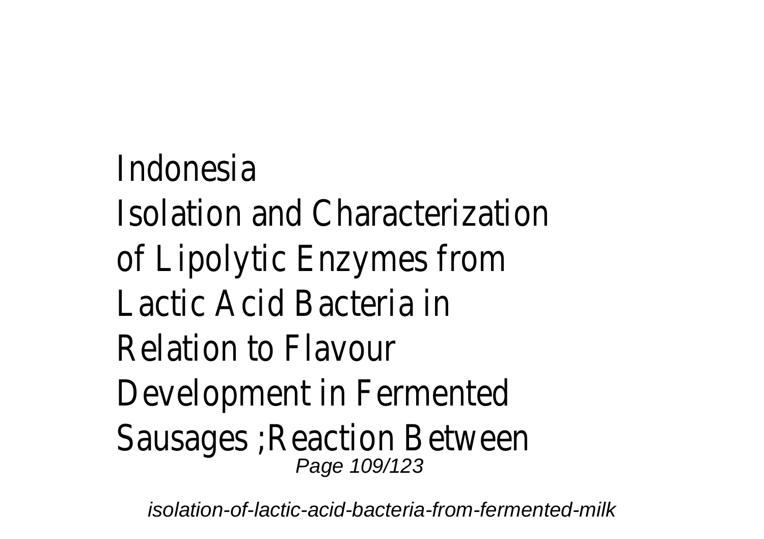Indonesia
Isolation and Characterization of Lipolytic Enzymes from Lactic Acid Bacteria in Relation to Flavour Development in Fermented Sausages ;Reaction Between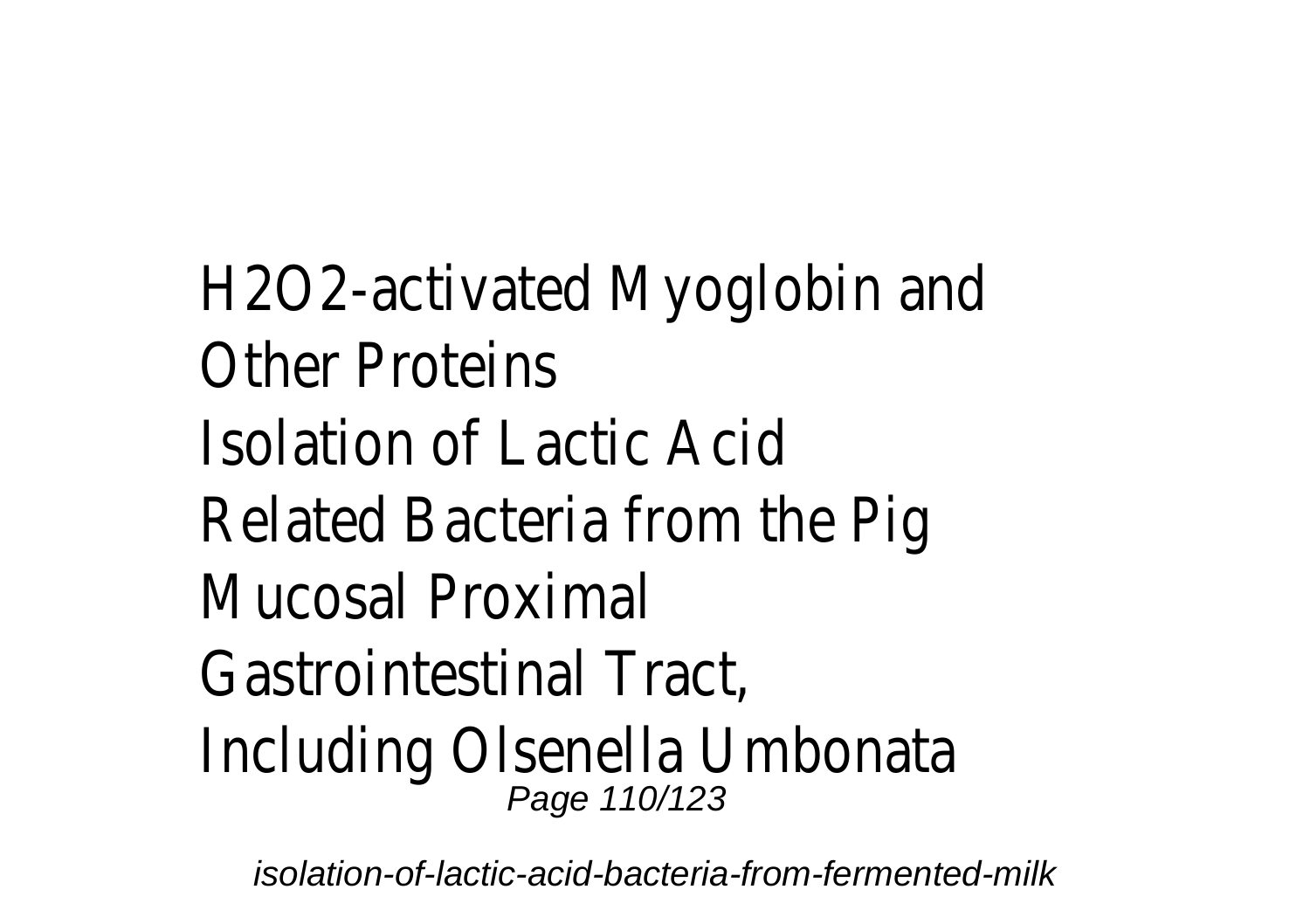$H_2O_2$-activated Myoglobin and Other Proteins
Isolation of Lactic Acid Related Bacteria from the Pig Mucosal Proximal Gastrointestinal Tract, Including Olsenella Umbonata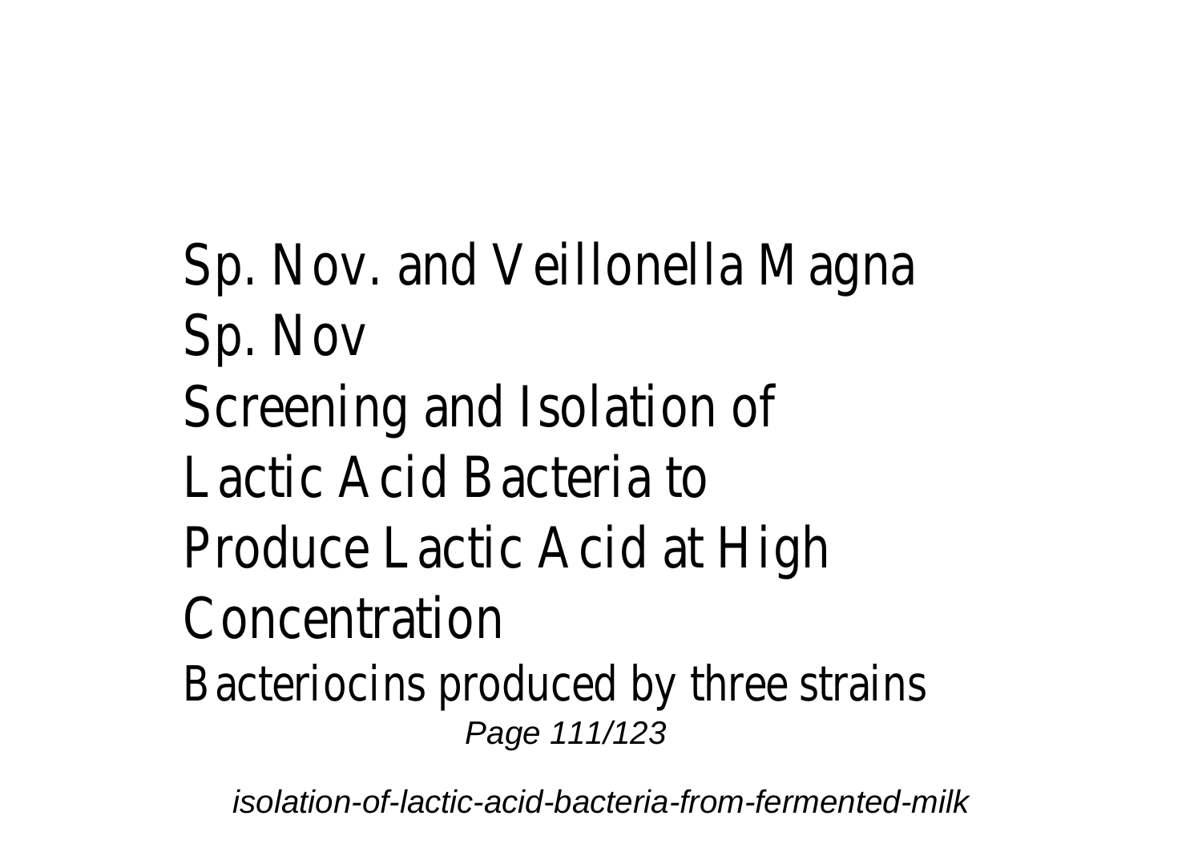Sp. Nov. and Veillonella Magna Sp. Nov

Screening and Isolation of Lactic Acid Bacteria to Produce Lactic Acid at High Concentration

Bacteriocins produced by three strains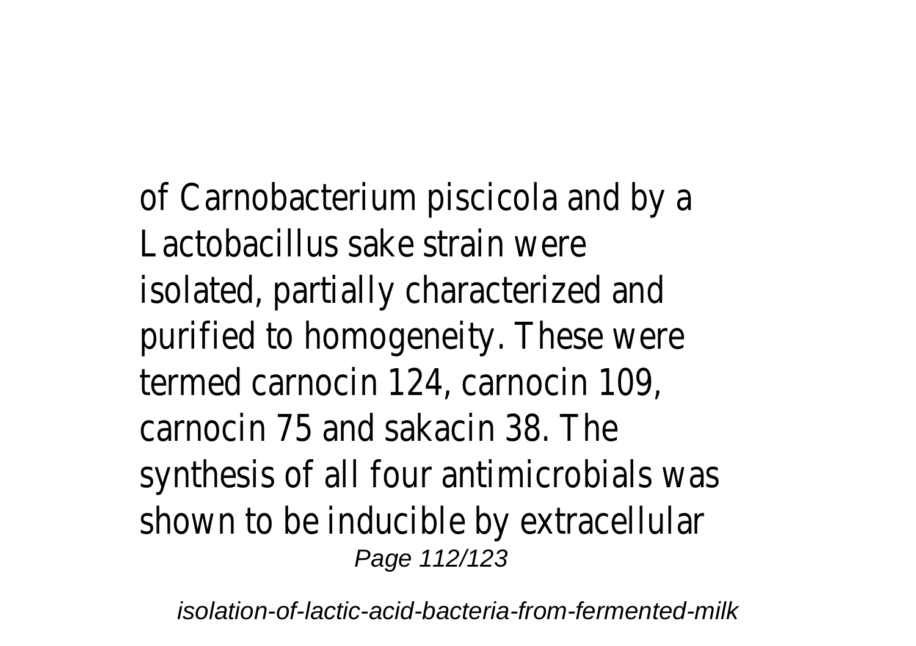of Carnobacterium piscicola and by a Lactobacillus sake strain were isolated, partially characterized and purified to homogeneity. These were termed carnocin 124, carnocin 109, carnocin 75 and sakacin 38. The synthesis of all four antimicrobials was shown to be inducible by extracellular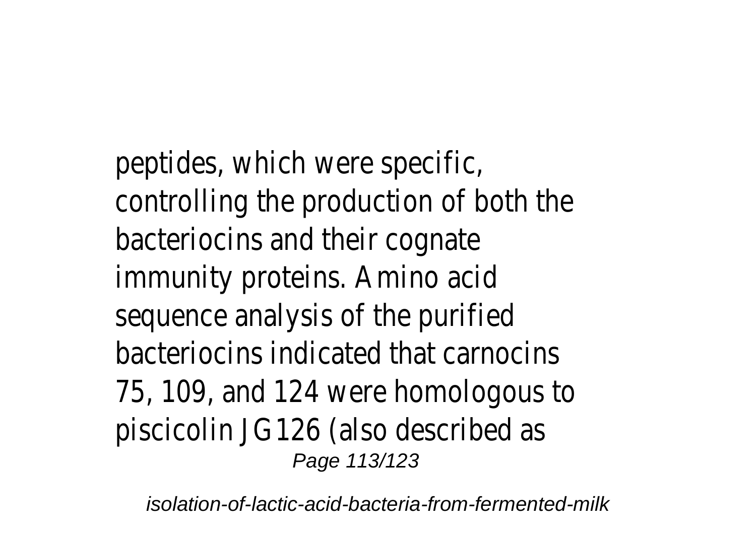peptides, which were specific, controlling the production of both the bacteriocins and their cognate immunity proteins. Amino acid sequence analysis of the purified bacteriocins indicated that carnocins 75, 109, and 124 were homologous to piscicolin JG126 (also described as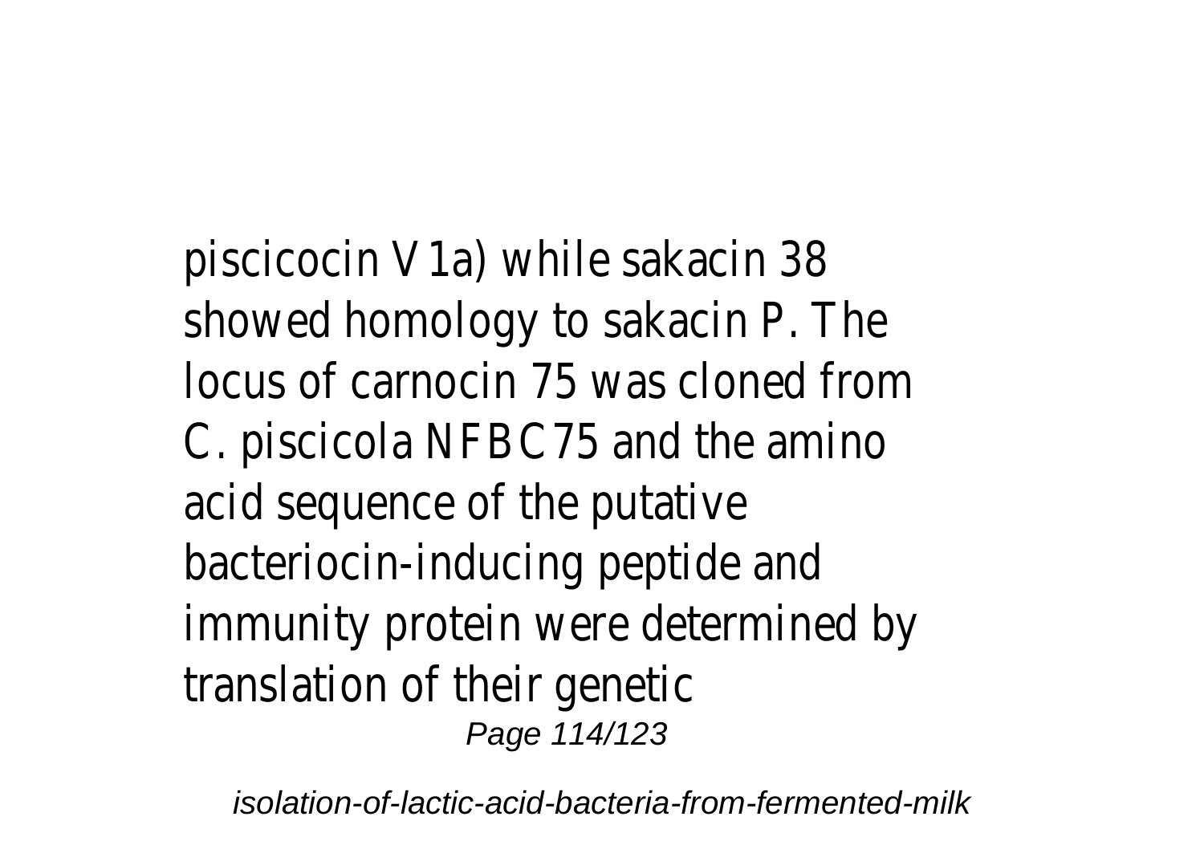piscicocin V1a) while sakacin 38 showed homology to sakacin P. The locus of carnocin 75 was cloned from C. piscicola NFBC75 and the amino acid sequence of the putative bacteriocin-inducing peptide and immunity protein were determined by translation of their genetic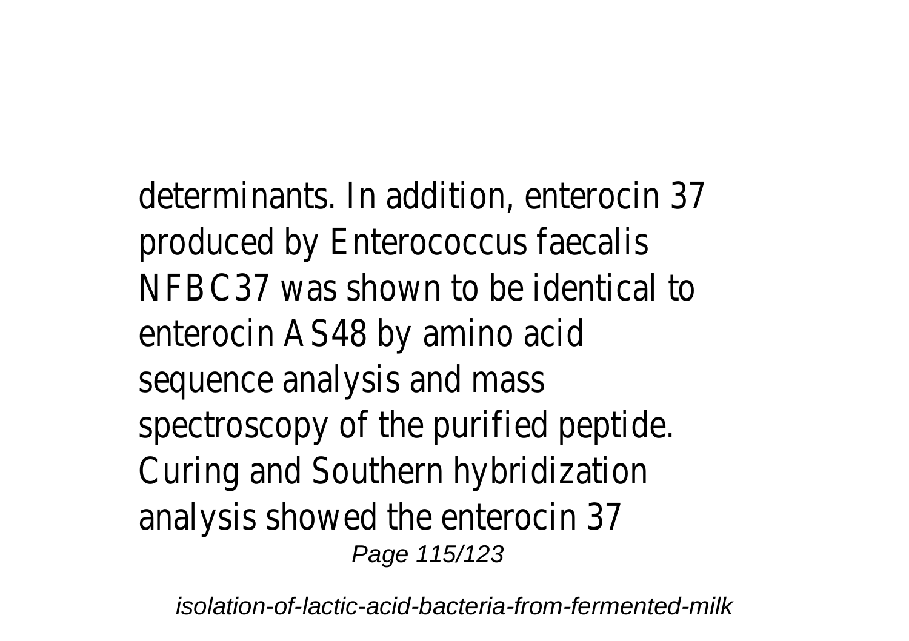determinants. In addition, enterocin 37 produced by Enterococcus faecalis NFBC37 was shown to be identical to enterocin AS48 by amino acid sequence analysis and mass spectroscopy of the purified peptide. Curing and Southern hybridization analysis showed the enterocin 37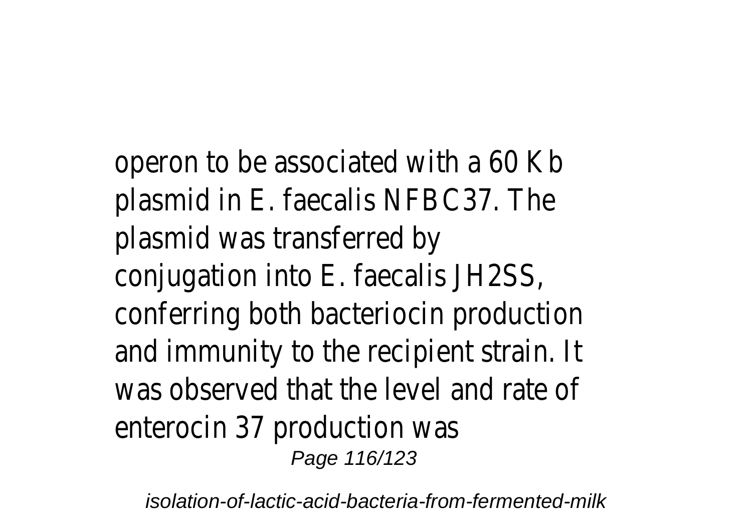operon to be associated with a 60 Kb plasmid in E. faecalis NFBC37. The plasmid was transferred by conjugation into E. faecalis JH2SS, conferring both bacteriocin production and immunity to the recipient strain. It was observed that the level and rate of enterocin 37 production was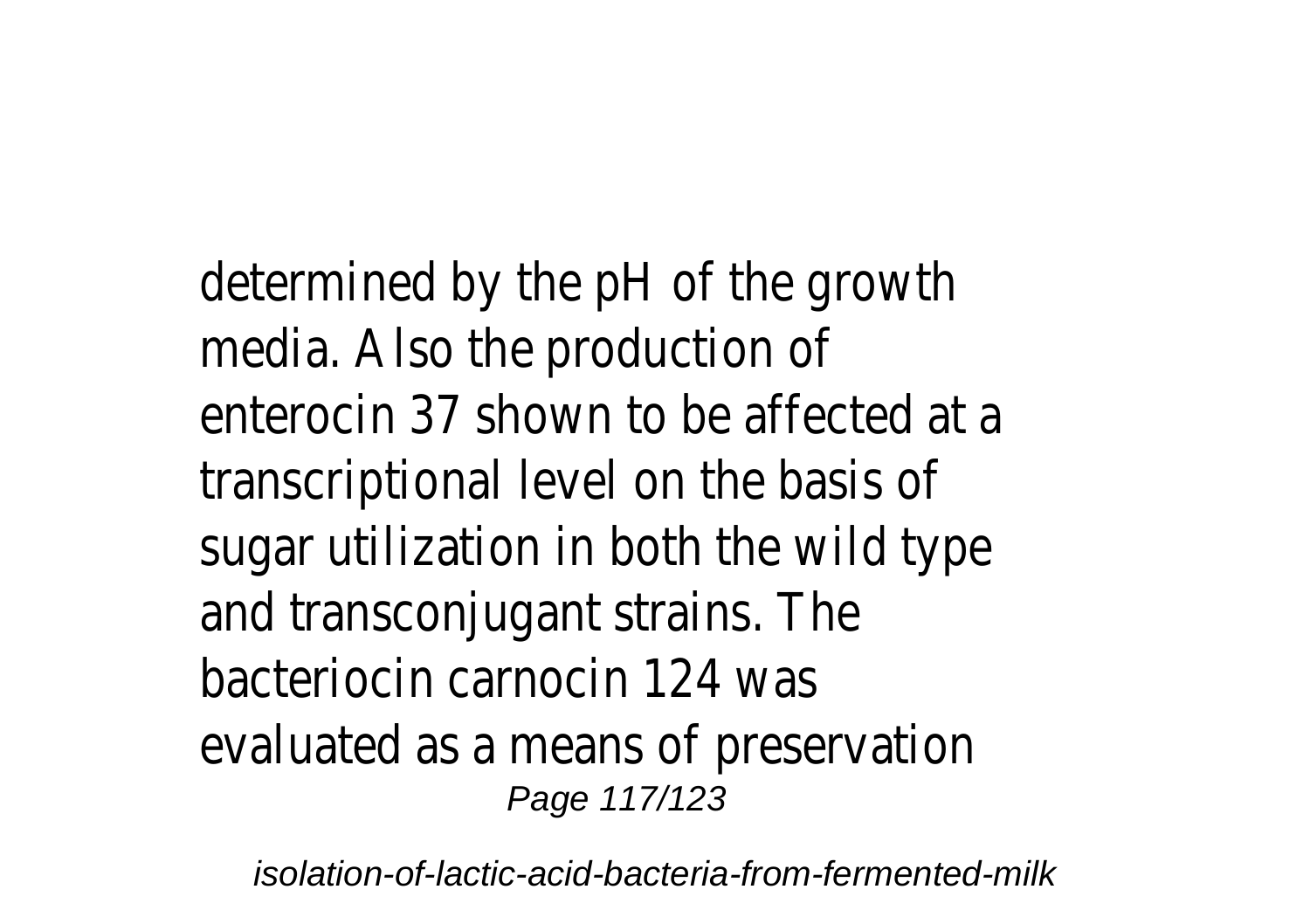determined by the pH of the growth media. Also the production of enterocin 37 shown to be affected at a transcriptional level on the basis of sugar utilization in both the wild type and transconjugant strains. The bacteriocin carnocin 124 was evaluated as a means of preservation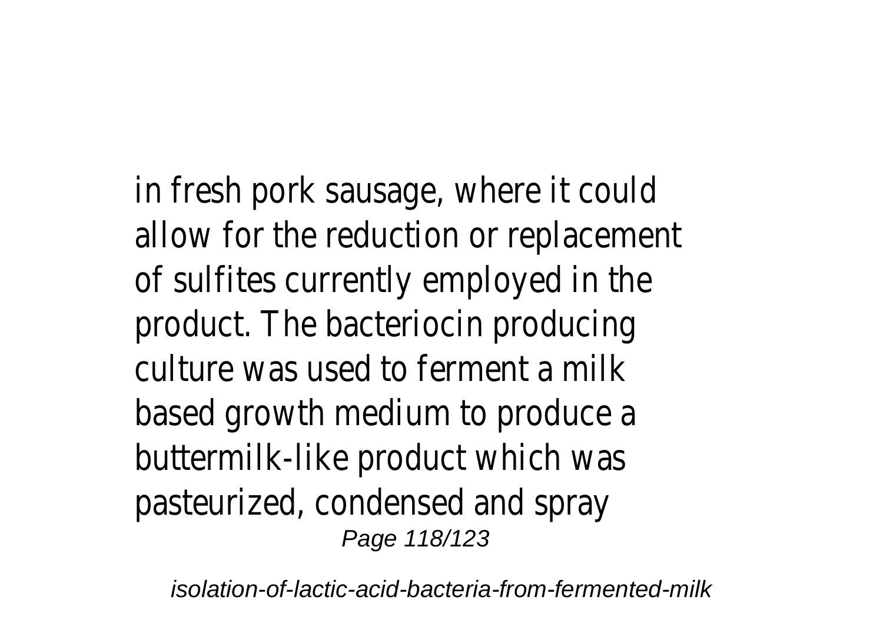in fresh pork sausage, where it could allow for the reduction or replacement of sulfites currently employed in the product. The bacteriocin producing culture was used to ferment a milk based growth medium to produce a buttermilk-like product which was pasteurized, condensed and spray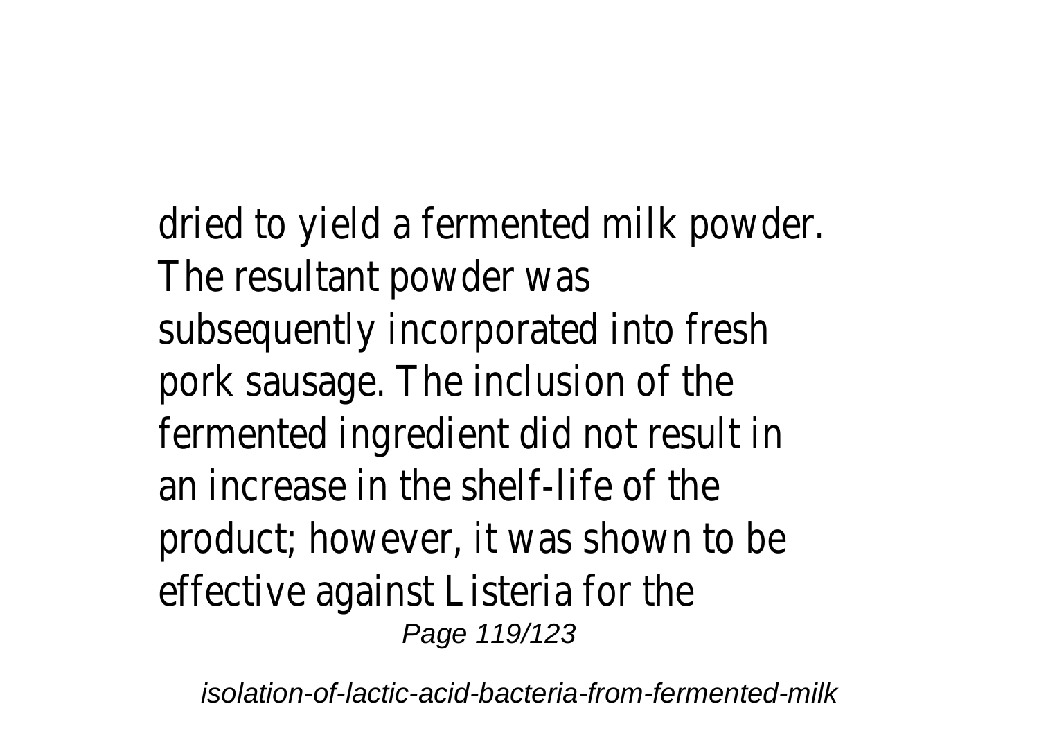dried to yield a fermented milk powder. The resultant powder was subsequently incorporated into fresh pork sausage. The inclusion of the fermented ingredient did not result in an increase in the shelf-life of the product; however, it was shown to be effective against Listeria for the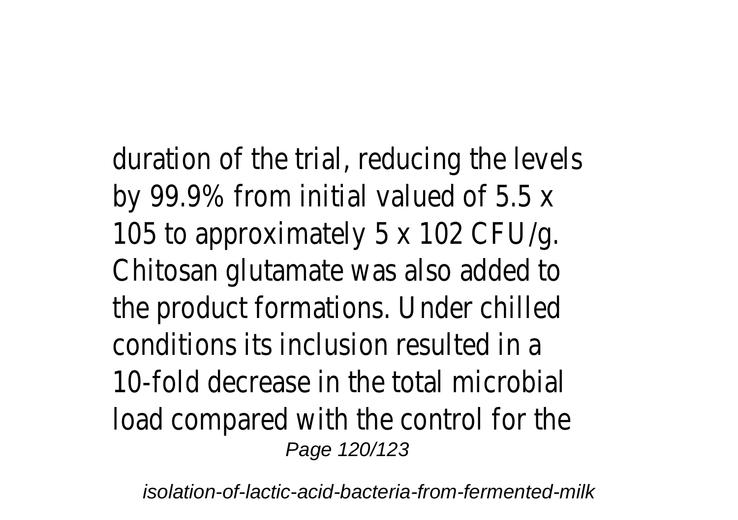duration of the trial, reducing the levels by 99.9% from initial valued of 5.5 x 105 to approximately 5 x 102 CFU/g. Chitosan glutamate was also added to the product formations. Under chilled conditions its inclusion resulted in a 10-fold decrease in the total microbial load compared with the control for the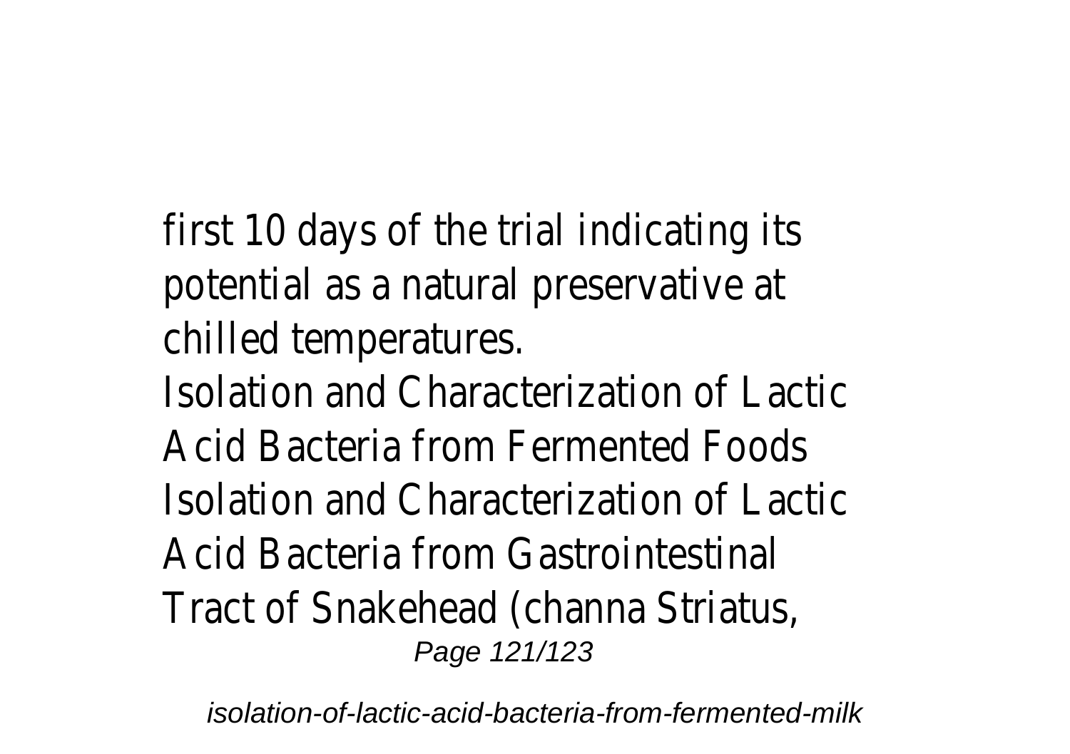first 10 days of the trial indicating its potential as a natural preservative at chilled temperatures.

Isolation and Characterization of Lactic Acid Bacteria from Fermented Foods

Isolation and Characterization of Lactic Acid Bacteria from Gastrointestinal Tract of Snakehead (channa Striatus,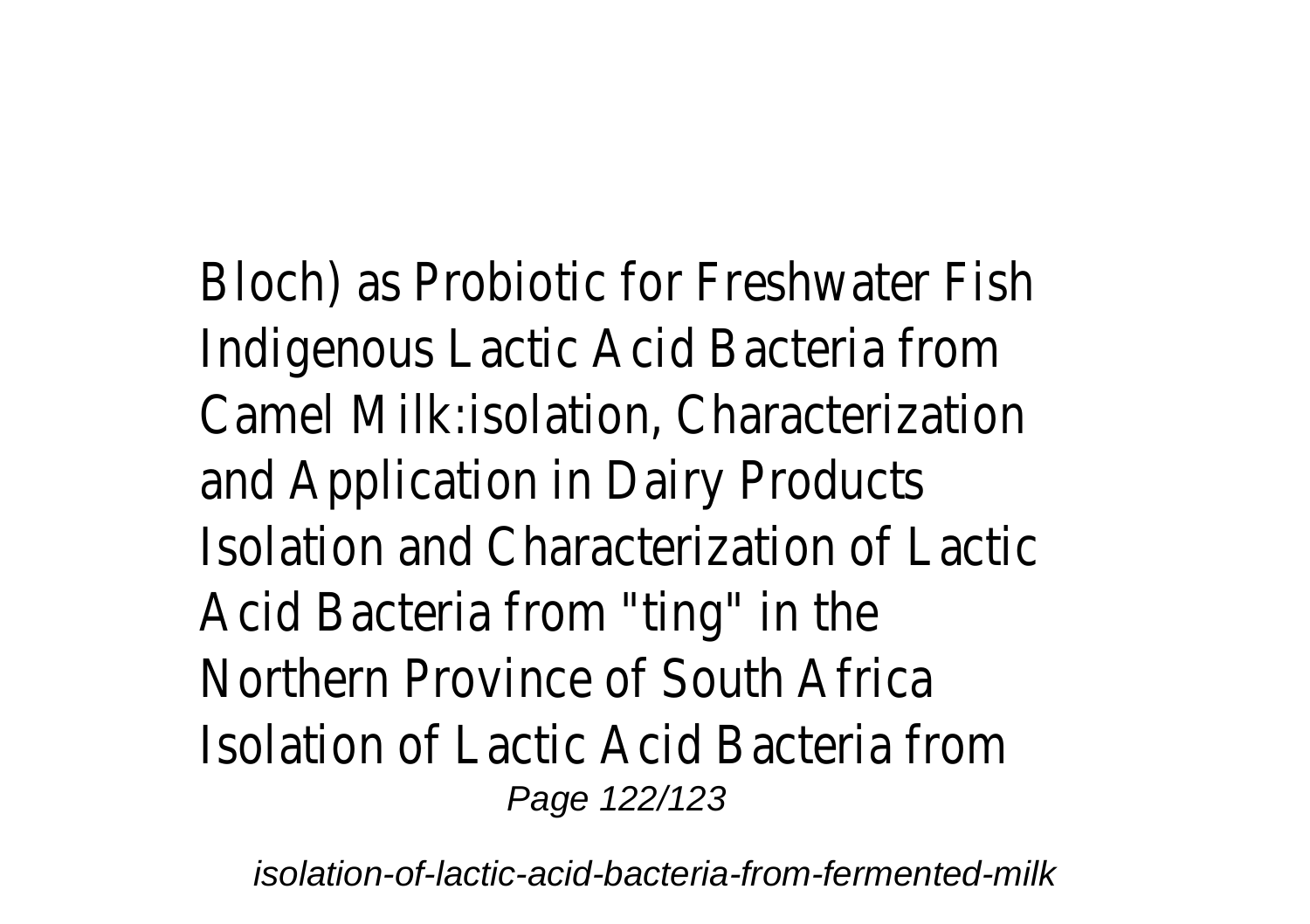Bloch) as Probiotic for Freshwater Fish
Indigenous Lactic Acid Bacteria from Camel Milk:isolation, Characterization and Application in Dairy Products
Isolation and Characterization of Lactic Acid Bacteria from "ting" in the Northern Province of South Africa
Isolation of Lactic Acid Bacteria from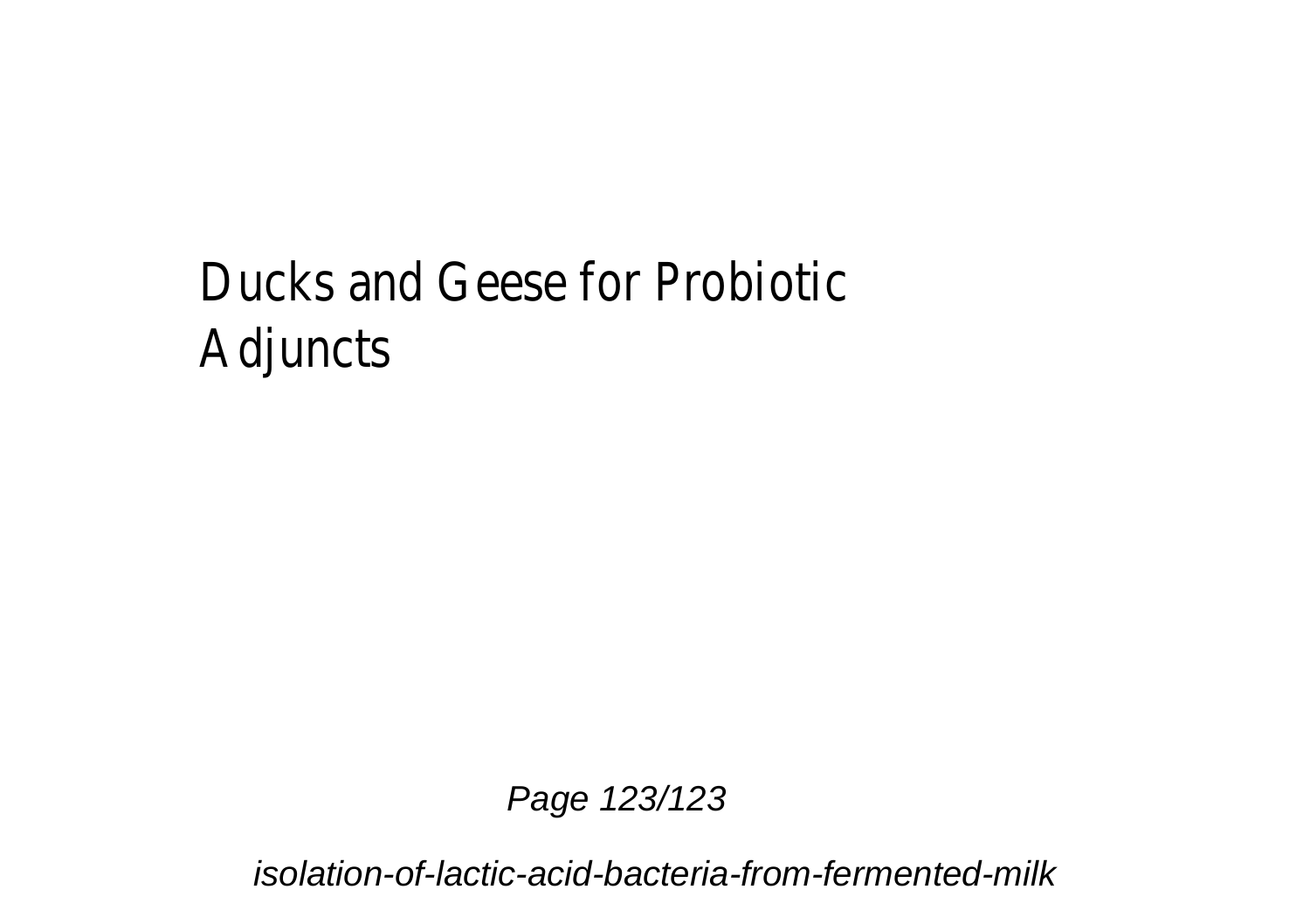Ducks and Geese for Probiotic Adjuncts